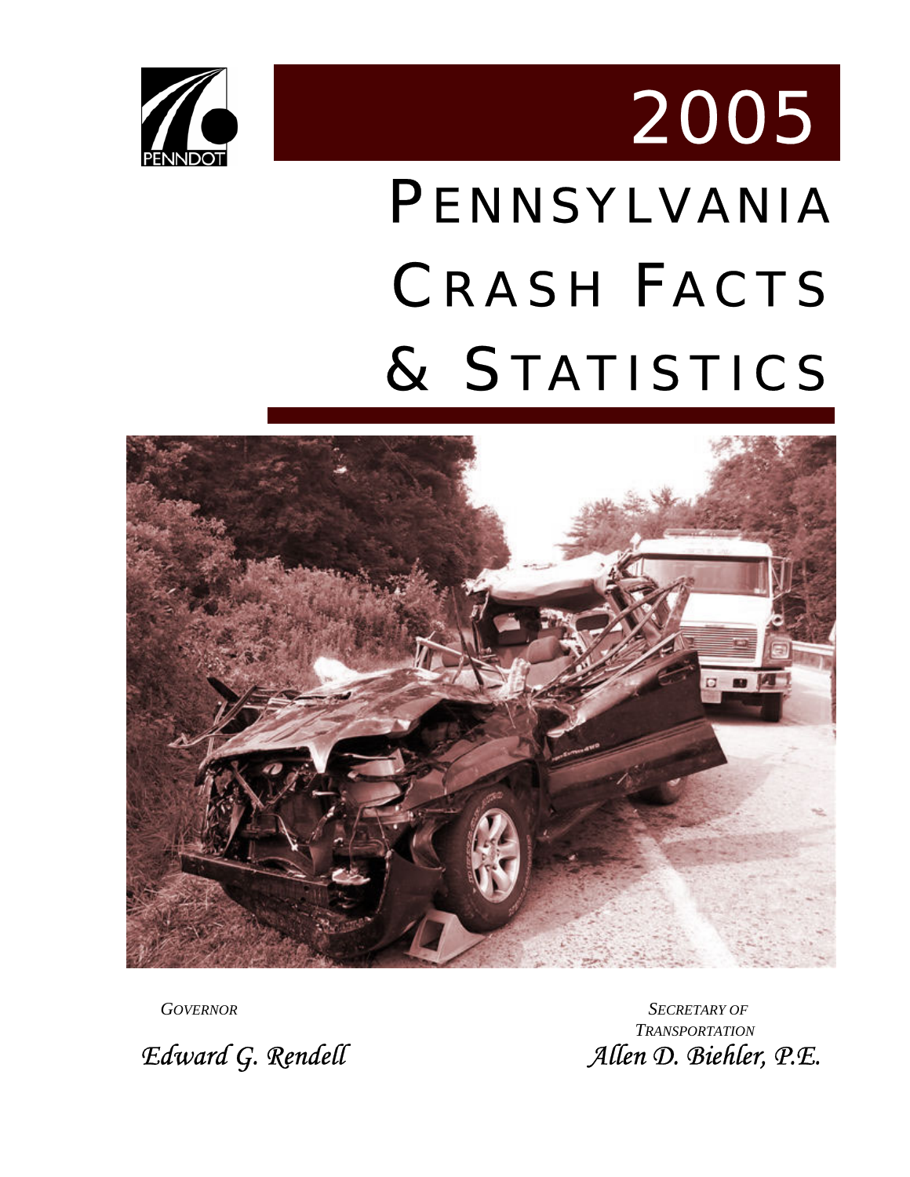PENNDOT

# 2005

# PENNSYLVANIA CRASH FACTS & STATISTICS

*GOVERNOR*

*Edward G. Rendell*

*SECRETARY OF TRANSPORTATION*

*Allen D. Biehler, P.E.*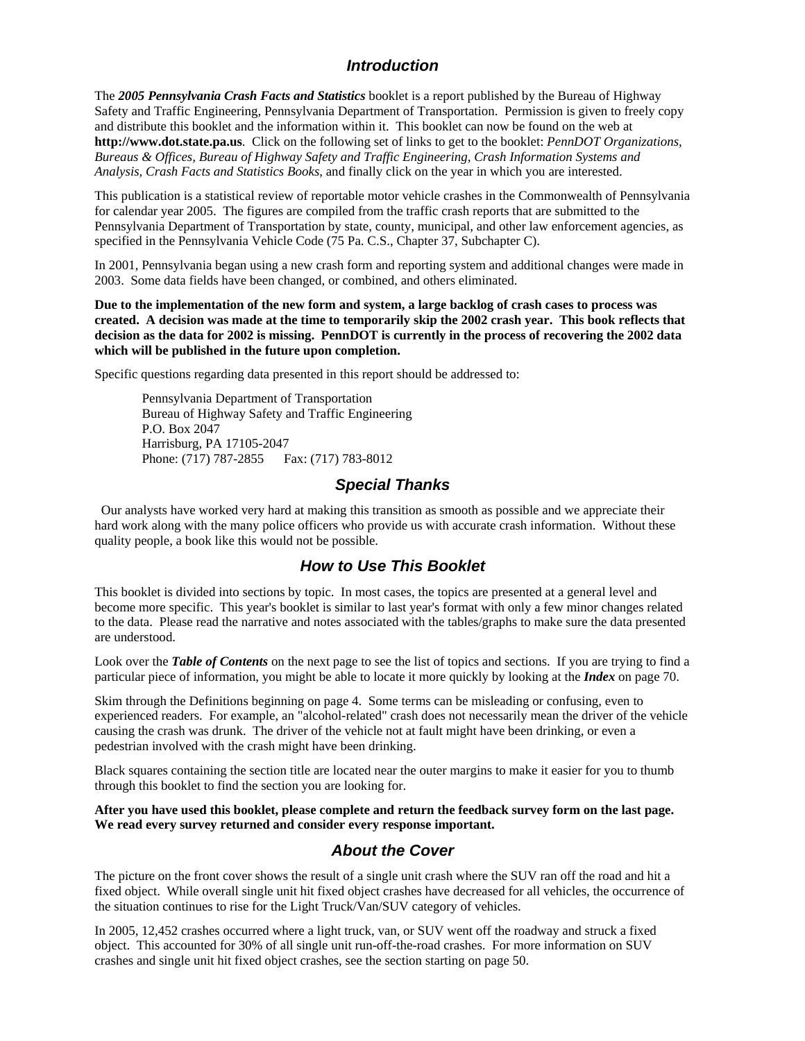## *Introduction*

The ***2005 Pennsylvania Crash Facts and Statistics*** booklet is a report published by the Bureau of Highway Safety and Traffic Engineering, Pennsylvania Department of Transportation. Permission is given to freely copy and distribute this booklet and the information within it. This booklet can now be found on the web at **http://www.dot.state.pa.us**. Click on the following set of links to get to the booklet: *PennDOT Organizations, Bureaus & Offices, Bureau of Highway Safety and Traffic Engineering, Crash Information Systems and Analysis, Crash Facts and Statistics Books*, and finally click on the year in which you are interested.

This publication is a statistical review of reportable motor vehicle crashes in the Commonwealth of Pennsylvania for calendar year 2005. The figures are compiled from the traffic crash reports that are submitted to the Pennsylvania Department of Transportation by state, county, municipal, and other law enforcement agencies, as specified in the Pennsylvania Vehicle Code (75 Pa. C.S., Chapter 37, Subchapter C).

In 2001, Pennsylvania began using a new crash form and reporting system and additional changes were made in 2003. Some data fields have been changed, or combined, and others eliminated.

**Due to the implementation of the new form and system, a large backlog of crash cases to process was created. A decision was made at the time to temporarily skip the 2002 crash year. This book reflects that decision as the data for 2002 is missing. PennDOT is currently in the process of recovering the 2002 data which will be published in the future upon completion.**

Specific questions regarding data presented in this report should be addressed to:

Pennsylvania Department of Transportation
Bureau of Highway Safety and Traffic Engineering
P.O. Box 2047
Harrisburg, PA 17105-2047
Phone: (717) 787-2855 Fax: (717) 783-8012

## *Special Thanks*

Our analysts have worked very hard at making this transition as smooth as possible and we appreciate their hard work along with the many police officers who provide us with accurate crash information. Without these quality people, a book like this would not be possible.

## *How to Use This Booklet*

This booklet is divided into sections by topic. In most cases, the topics are presented at a general level and become more specific. This year's booklet is similar to last year's format with only a few minor changes related to the data. Please read the narrative and notes associated with the tables/graphs to make sure the data presented are understood.

Look over the ***Table of Contents*** on the next page to see the list of topics and sections. If you are trying to find a particular piece of information, you might be able to locate it more quickly by looking at the ***Index*** on page 70.

Skim through the Definitions beginning on page 4. Some terms can be misleading or confusing, even to experienced readers. For example, an "alcohol-related" crash does not necessarily mean the driver of the vehicle causing the crash was drunk. The driver of the vehicle not at fault might have been drinking, or even a pedestrian involved with the crash might have been drinking.

Black squares containing the section title are located near the outer margins to make it easier for you to thumb through this booklet to find the section you are looking for.

**After you have used this booklet, please complete and return the feedback survey form on the last page. We read every survey returned and consider every response important.**

## *About the Cover*

The picture on the front cover shows the result of a single unit crash where the SUV ran off the road and hit a fixed object. While overall single unit hit fixed object crashes have decreased for all vehicles, the occurrence of the situation continues to rise for the Light Truck/Van/SUV category of vehicles.

In 2005, 12,452 crashes occurred where a light truck, van, or SUV went off the roadway and struck a fixed object. This accounted for 30% of all single unit run-off-the-road crashes. For more information on SUV crashes and single unit hit fixed object crashes, see the section starting on page 50.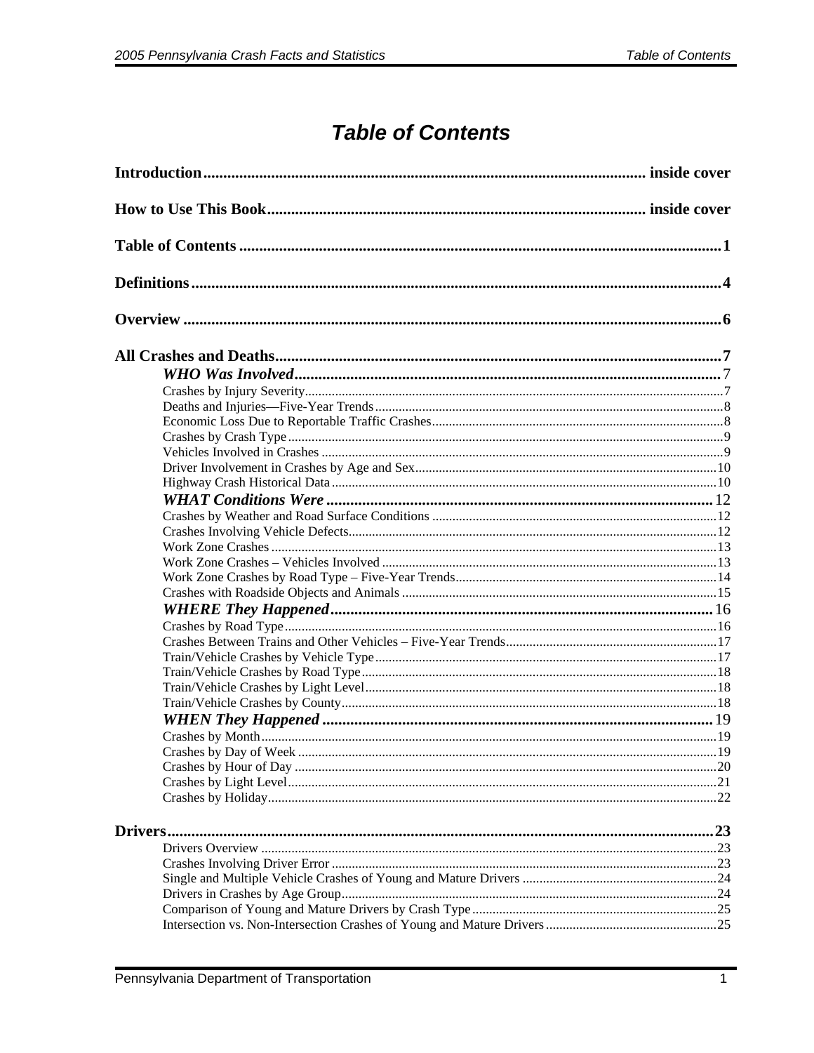# *Table of Contents*

**Introduction** ..................... inside cover

**How to Use This Book** ..................... inside cover

**Table of Contents** ..................... 1

**Definitions** ..................... 4

**Overview** ..................... 6

**All Crashes and Deaths** ..................... 7

***WHO Was Involved*** ..................... 7

- Crashes by Injury Severity ..................... 7
- Deaths and Injuries—Five-Year Trends ..................... 8
- Economic Loss Due to Reportable Traffic Crashes ..................... 8
- Crashes by Crash Type ..................... 9
- Vehicles Involved in Crashes ..................... 9
- Driver Involvement in Crashes by Age and Sex ..................... 10
- Highway Crash Historical Data ..................... 10

***WHAT Conditions Were*** ..................... 12

- Crashes by Weather and Road Surface Conditions ..................... 12
- Crashes Involving Vehicle Defects ..................... 12
- Work Zone Crashes ..................... 13
- Work Zone Crashes – Vehicles Involved ..................... 13
- Work Zone Crashes by Road Type – Five-Year Trends ..................... 14
- Crashes with Roadside Objects and Animals ..................... 15

***WHERE They Happened*** ..................... 16

- Crashes by Road Type ..................... 16
- Crashes Between Trains and Other Vehicles – Five-Year Trends ..................... 17
- Train/Vehicle Crashes by Vehicle Type ..................... 17
- Train/Vehicle Crashes by Road Type ..................... 18
- Train/Vehicle Crashes by Light Level ..................... 18
- Train/Vehicle Crashes by County ..................... 18

***WHEN They Happened*** ..................... 19

- Crashes by Month ..................... 19
- Crashes by Day of Week ..................... 19
- Crashes by Hour of Day ..................... 20
- Crashes by Light Level ..................... 21
- Crashes by Holiday ..................... 22

**Drivers** ..................... 23

- Drivers Overview ..................... 23
- Crashes Involving Driver Error ..................... 23
- Single and Multiple Vehicle Crashes of Young and Mature Drivers ..................... 24
- Drivers in Crashes by Age Group ..................... 24
- Comparison of Young and Mature Drivers by Crash Type ..................... 25
- Intersection vs. Non-Intersection Crashes of Young and Mature Drivers ..................... 25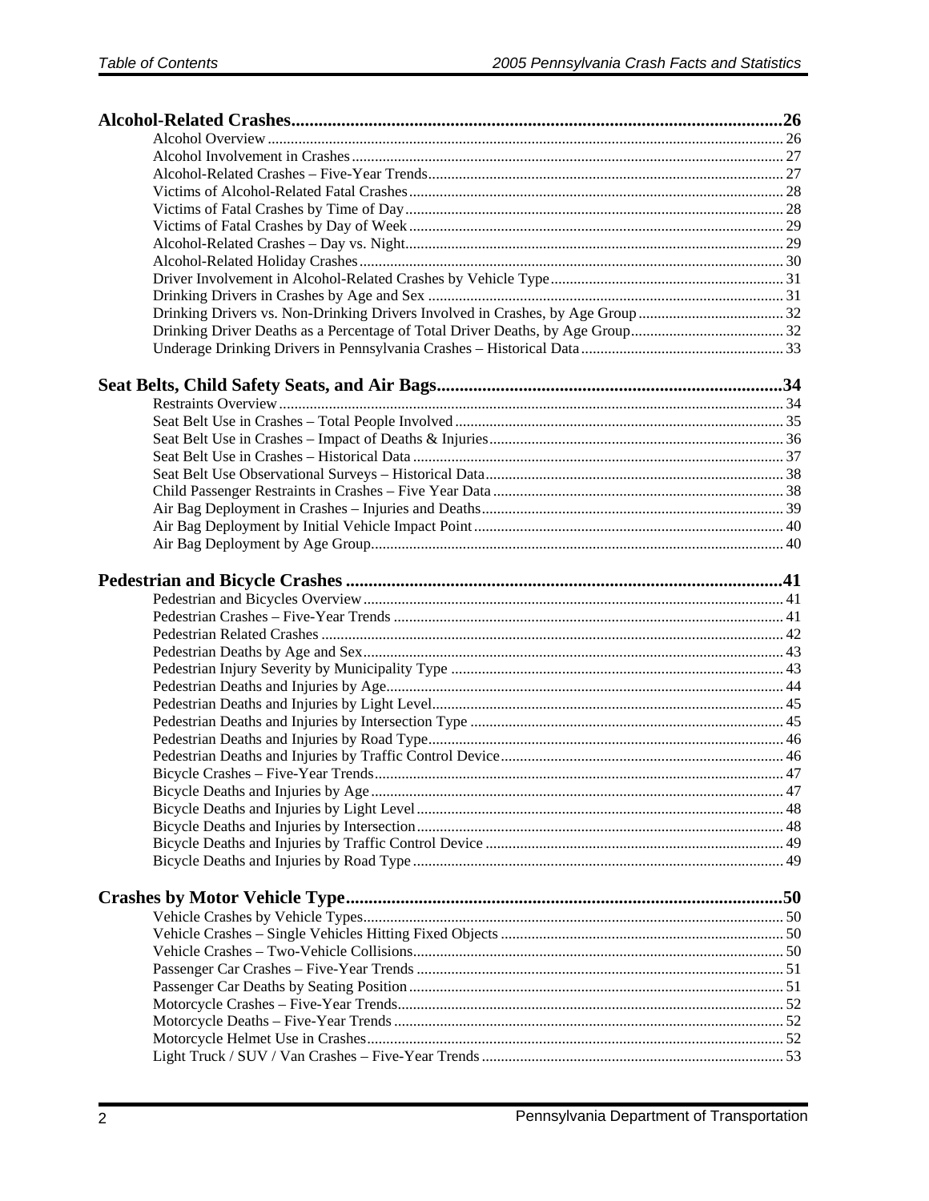**Alcohol-Related Crashes ........................................................................................................ 26**

Alcohol Overview ........................................................................................................ 26
Alcohol Involvement in Crashes ................................................................................ 27
Alcohol-Related Crashes – Five-Year Trends ............................................................ 27
Victims of Alcohol-Related Fatal Crashes ................................................................. 28
Victims of Fatal Crashes by Time of Day .................................................................. 28
Victims of Fatal Crashes by Day of Week ................................................................. 29
Alcohol-Related Crashes – Day vs. Night .................................................................. 29
Alcohol-Related Holiday Crashes .............................................................................. 30
Driver Involvement in Alcohol-Related Crashes by Vehicle Type ............................ 31
Drinking Drivers in Crashes by Age and Sex ............................................................ 31
Drinking Drivers vs. Non-Drinking Drivers Involved in Crashes, by Age Group ...... 32
Drinking Driver Deaths as a Percentage of Total Driver Deaths, by Age Group ........ 32
Underage Drinking Drivers in Pennsylvania Crashes – Historical Data .................... 33

**Seat Belts, Child Safety Seats, and Air Bags ........................................................................... 34**

Restraints Overview ................................................................................................... 34
Seat Belt Use in Crashes – Total People Involved ..................................................... 35
Seat Belt Use in Crashes – Impact of Deaths & Injuries ............................................ 36
Seat Belt Use in Crashes – Historical Data ................................................................ 37
Seat Belt Use Observational Surveys – Historical Data ............................................. 38
Child Passenger Restraints in Crashes – Five Year Data ........................................... 38
Air Bag Deployment in Crashes – Injuries and Deaths .............................................. 39
Air Bag Deployment by Initial Vehicle Impact Point ................................................ 40
Air Bag Deployment by Age Group ........................................................................... 40

**Pedestrian and Bicycle Crashes ............................................................................................... 41**

Pedestrian and Bicycles Overview ............................................................................. 41
Pedestrian Crashes – Five-Year Trends ..................................................................... 41
Pedestrian Related Crashes ........................................................................................ 42
Pedestrian Deaths by Age and Sex ............................................................................. 43
Pedestrian Injury Severity by Municipality Type ...................................................... 43
Pedestrian Deaths and Injuries by Age ....................................................................... 44
Pedestrian Deaths and Injuries by Light Level ........................................................... 45
Pedestrian Deaths and Injuries by Intersection Type ................................................. 45
Pedestrian Deaths and Injuries by Road Type ............................................................ 46
Pedestrian Deaths and Injuries by Traffic Control Device ......................................... 46
Bicycle Crashes – Five-Year Trends .......................................................................... 47
Bicycle Deaths by Age ............................................................................................... 47
Bicycle Deaths and Injuries by Light Level ............................................................... 48
Bicycle Deaths and Injuries by Intersection ............................................................... 48
Bicycle Deaths and Injuries by Traffic Control Device ............................................. 49
Bicycle Deaths and Injuries by Road Type ................................................................ 49

**Crashes by Motor Vehicle Type .............................................................................................. 50**

Vehicle Crashes by Vehicle Types ............................................................................. 50
Vehicle Crashes – Single Vehicles Hitting Fixed Objects .......................................... 50
Vehicle Crashes – Two-Vehicle Collisions ................................................................ 50
Passenger Car Crashes – Five-Year Trends ................................................................ 51
Passenger Car Deaths by Seating Position ................................................................. 51
Motorcycle Crashes – Five-Year Trends .................................................................... 52
Motorcycle Deaths – Five-Year Trends ..................................................................... 52
Motorcycle Helmet Use in Crashes ............................................................................ 52
Light Truck / SUV / Van Crashes – Five-Year Trends .............................................. 53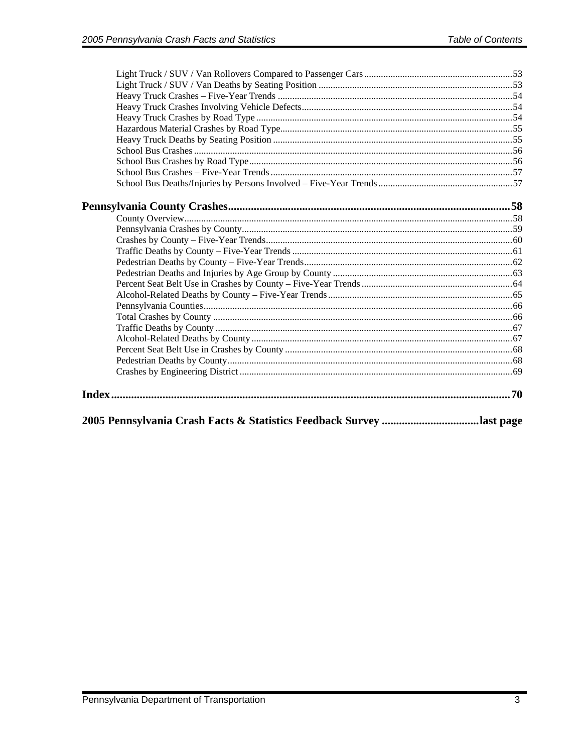Light Truck / SUV / Van Rollovers Compared to Passenger Cars.....53
Light Truck / SUV / Van Deaths by Seating Position.....53
Heavy Truck Crashes – Five-Year Trends.....54
Heavy Truck Crashes Involving Vehicle Defects.....54
Heavy Truck Crashes by Road Type.....54
Hazardous Material Crashes by Road Type.....55
Heavy Truck Deaths by Seating Position.....55
School Bus Crashes.....56
School Bus Crashes by Road Type.....56
School Bus Crashes – Five-Year Trends.....57
School Bus Deaths/Injuries by Persons Involved – Five-Year Trends.....57

**Pennsylvania County Crashes.....58**

County Overview.....58
Pennsylvania Crashes by County.....59
Crashes by County – Five-Year Trends.....60
Traffic Deaths by County – Five-Year Trends.....61
Pedestrian Deaths by County – Five-Year Trends.....62
Pedestrian Deaths and Injuries by Age Group by County.....63
Percent Seat Belt Use in Crashes by County – Five-Year Trends.....64
Alcohol-Related Deaths by County – Five-Year Trends.....65
Pennsylvania Counties.....66
Total Crashes by County.....66
Traffic Deaths by County.....67
Alcohol-Related Deaths by County.....67
Percent Seat Belt Use in Crashes by County.....68
Pedestrian Deaths by County.....68
Crashes by Engineering District.....69

**Index.....70**

**2005 Pennsylvania Crash Facts & Statistics Feedback Survey.....last page**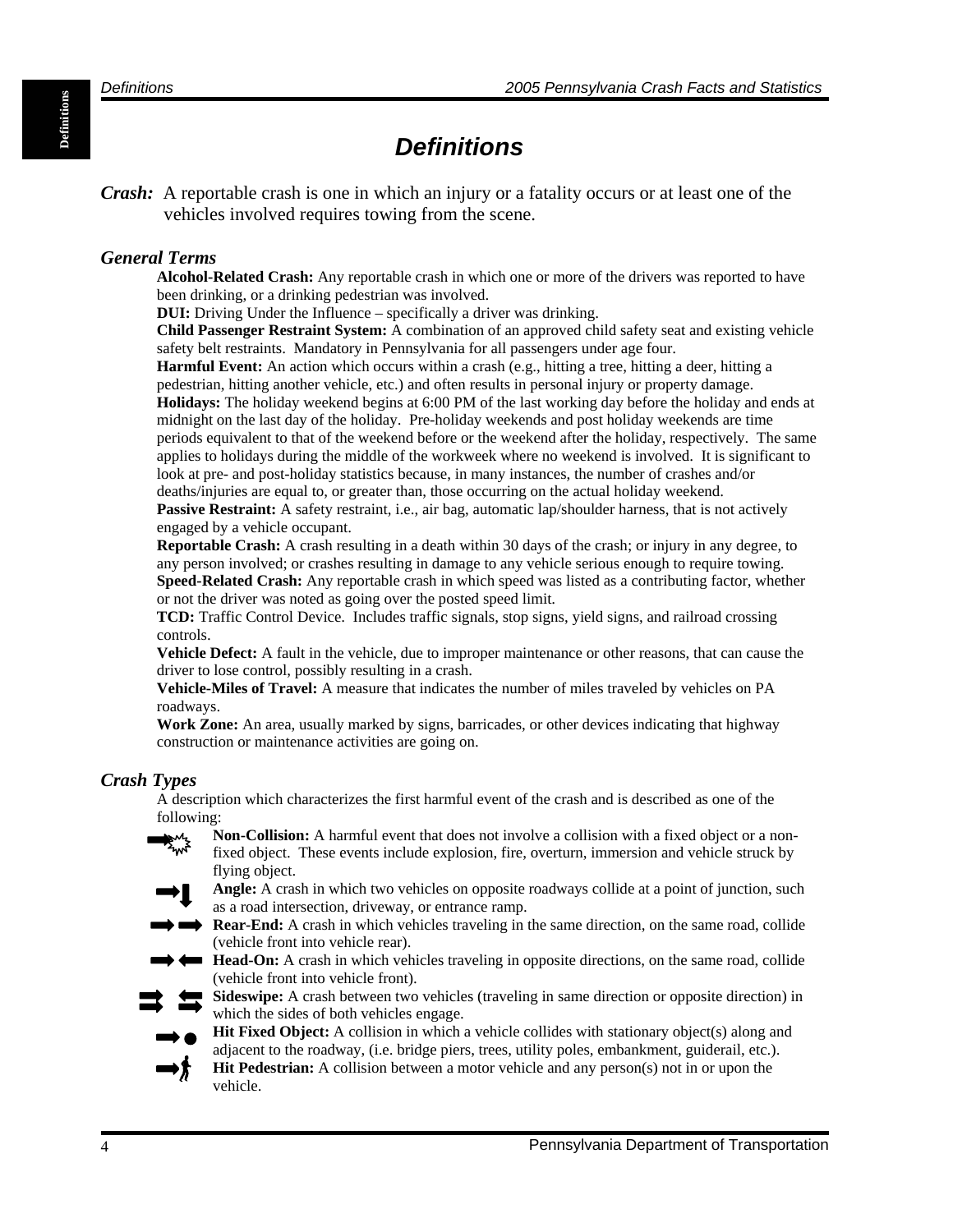# *Definitions*

***Crash:*** A reportable crash is one in which an injury or a fatality occurs or at least one of the vehicles involved requires towing from the scene.

### *General Terms*

**Alcohol-Related Crash:** Any reportable crash in which one or more of the drivers was reported to have been drinking, or a drinking pedestrian was involved.

**DUI:** Driving Under the Influence – specifically a driver was drinking.

**Child Passenger Restraint System:** A combination of an approved child safety seat and existing vehicle safety belt restraints. Mandatory in Pennsylvania for all passengers under age four.

**Harmful Event:** An action which occurs within a crash (e.g., hitting a tree, hitting a deer, hitting a pedestrian, hitting another vehicle, etc.) and often results in personal injury or property damage.

**Holidays:** The holiday weekend begins at 6:00 PM of the last working day before the holiday and ends at midnight on the last day of the holiday. Pre-holiday weekends and post holiday weekends are time periods equivalent to that of the weekend before or the weekend after the holiday, respectively. The same applies to holidays during the middle of the workweek where no weekend is involved. It is significant to look at pre- and post-holiday statistics because, in many instances, the number of crashes and/or deaths/injuries are equal to, or greater than, those occurring on the actual holiday weekend.

**Passive Restraint:** A safety restraint, i.e., air bag, automatic lap/shoulder harness, that is not actively engaged by a vehicle occupant.

**Reportable Crash:** A crash resulting in a death within 30 days of the crash; or injury in any degree, to any person involved; or crashes resulting in damage to any vehicle serious enough to require towing.

**Speed-Related Crash:** Any reportable crash in which speed was listed as a contributing factor, whether or not the driver was noted as going over the posted speed limit.

**TCD:** Traffic Control Device. Includes traffic signals, stop signs, yield signs, and railroad crossing controls.

**Vehicle Defect:** A fault in the vehicle, due to improper maintenance or other reasons, that can cause the driver to lose control, possibly resulting in a crash.

**Vehicle-Miles of Travel:** A measure that indicates the number of miles traveled by vehicles on PA roadways.

**Work Zone:** An area, usually marked by signs, barricades, or other devices indicating that highway construction or maintenance activities are going on.

### *Crash Types*

A description which characterizes the first harmful event of the crash and is described as one of the following:

**Non-Collision:** A harmful event that does not involve a collision with a fixed object or a non-fixed object. These events include explosion, fire, overturn, immersion and vehicle struck by flying object.

**Angle:** A crash in which two vehicles on opposite roadways collide at a point of junction, such as a road intersection, driveway, or entrance ramp.

**Rear-End:** A crash in which vehicles traveling in the same direction, on the same road, collide (vehicle front into vehicle rear).

**Head-On:** A crash in which vehicles traveling in opposite directions, on the same road, collide (vehicle front into vehicle front).

**Sideswipe:** A crash between two vehicles (traveling in same direction or opposite direction) in which the sides of both vehicles engage.

**Hit Fixed Object:** A collision in which a vehicle collides with stationary object(s) along and adjacent to the roadway, (i.e. bridge piers, trees, utility poles, embankment, guiderail, etc.).

**Hit Pedestrian:** A collision between a motor vehicle and any person(s) not in or upon the vehicle.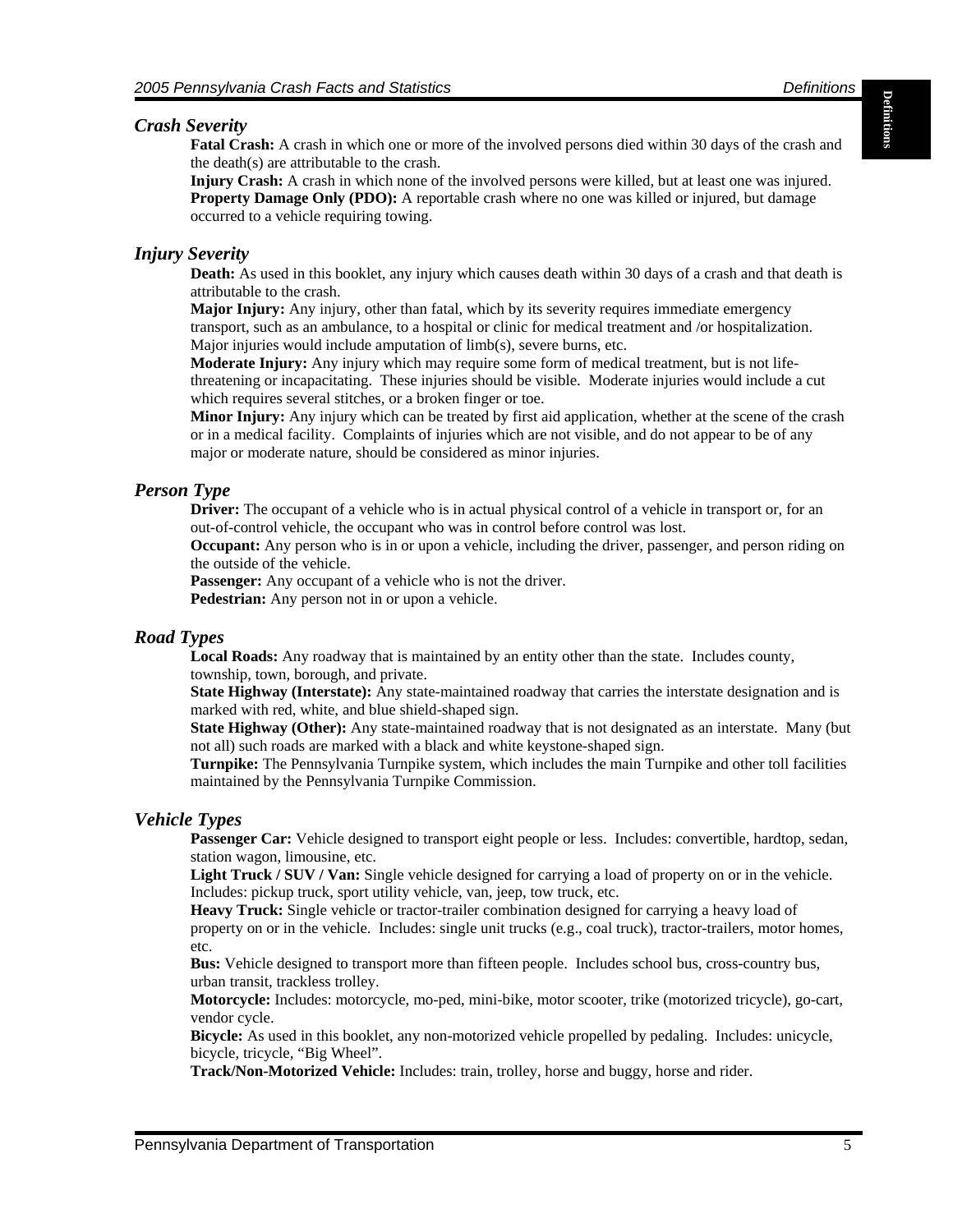## *Crash Severity*

**Fatal Crash:** A crash in which one or more of the involved persons died within 30 days of the crash and the death(s) are attributable to the crash.
**Injury Crash:** A crash in which none of the involved persons were killed, but at least one was injured.
**Property Damage Only (PDO):** A reportable crash where no one was killed or injured, but damage occurred to a vehicle requiring towing.

## *Injury Severity*

**Death:** As used in this booklet, any injury which causes death within 30 days of a crash and that death is attributable to the crash.
**Major Injury:** Any injury, other than fatal, which by its severity requires immediate emergency transport, such as an ambulance, to a hospital or clinic for medical treatment and /or hospitalization. Major injuries would include amputation of limb(s), severe burns, etc.
**Moderate Injury:** Any injury which may require some form of medical treatment, but is not life-threatening or incapacitating. These injuries should be visible. Moderate injuries would include a cut which requires several stitches, or a broken finger or toe.
**Minor Injury:** Any injury which can be treated by first aid application, whether at the scene of the crash or in a medical facility. Complaints of injuries which are not visible, and do not appear to be of any major or moderate nature, should be considered as minor injuries.

## *Person Type*

**Driver:** The occupant of a vehicle who is in actual physical control of a vehicle in transport or, for an out-of-control vehicle, the occupant who was in control before control was lost.
**Occupant:** Any person who is in or upon a vehicle, including the driver, passenger, and person riding on the outside of the vehicle.
**Passenger:** Any occupant of a vehicle who is not the driver.
**Pedestrian:** Any person not in or upon a vehicle.

## *Road Types*

**Local Roads:** Any roadway that is maintained by an entity other than the state. Includes county, township, town, borough, and private.
**State Highway (Interstate):** Any state-maintained roadway that carries the interstate designation and is marked with red, white, and blue shield-shaped sign.
**State Highway (Other):** Any state-maintained roadway that is not designated as an interstate. Many (but not all) such roads are marked with a black and white keystone-shaped sign.
**Turnpike:** The Pennsylvania Turnpike system, which includes the main Turnpike and other toll facilities maintained by the Pennsylvania Turnpike Commission.

## *Vehicle Types*

**Passenger Car:** Vehicle designed to transport eight people or less. Includes: convertible, hardtop, sedan, station wagon, limousine, etc.
**Light Truck / SUV / Van:** Single vehicle designed for carrying a load of property on or in the vehicle. Includes: pickup truck, sport utility vehicle, van, jeep, tow truck, etc.
**Heavy Truck:** Single vehicle or tractor-trailer combination designed for carrying a heavy load of property on or in the vehicle. Includes: single unit trucks (e.g., coal truck), tractor-trailers, motor homes, etc.
**Bus:** Vehicle designed to transport more than fifteen people. Includes school bus, cross-country bus, urban transit, trackless trolley.
**Motorcycle:** Includes: motorcycle, mo-ped, mini-bike, motor scooter, trike (motorized tricycle), go-cart, vendor cycle.
**Bicycle:** As used in this booklet, any non-motorized vehicle propelled by pedaling. Includes: unicycle, bicycle, tricycle, "Big Wheel".
**Track/Non-Motorized Vehicle:** Includes: train, trolley, horse and buggy, horse and rider.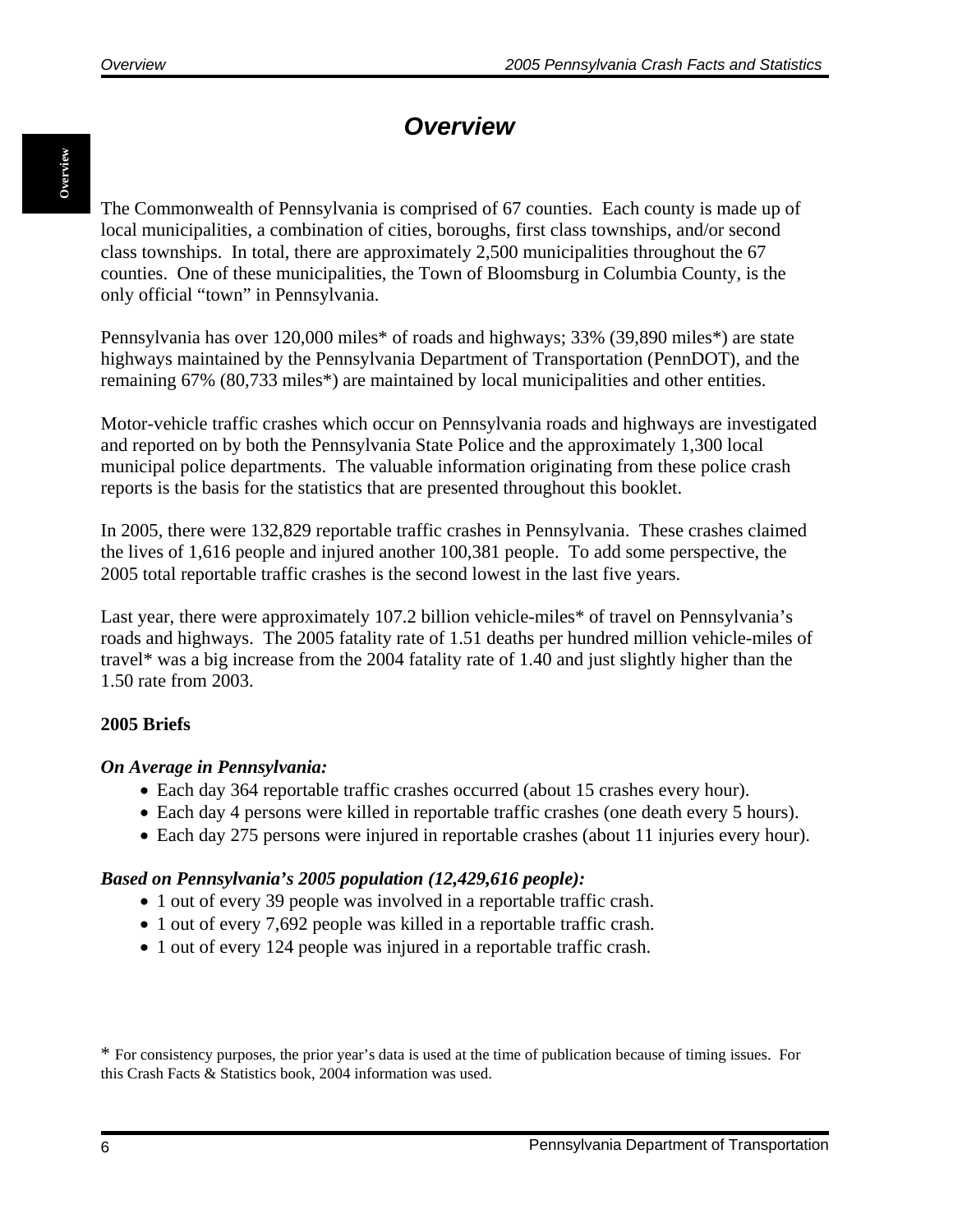# Overview

The Commonwealth of Pennsylvania is comprised of 67 counties. Each county is made up of local municipalities, a combination of cities, boroughs, first class townships, and/or second class townships. In total, there are approximately 2,500 municipalities throughout the 67 counties. One of these municipalities, the Town of Bloomsburg in Columbia County, is the only official "town" in Pennsylvania.

Pennsylvania has over 120,000 miles* of roads and highways; 33% (39,890 miles*) are state highways maintained by the Pennsylvania Department of Transportation (PennDOT), and the remaining 67% (80,733 miles*) are maintained by local municipalities and other entities.

Motor-vehicle traffic crashes which occur on Pennsylvania roads and highways are investigated and reported on by both the Pennsylvania State Police and the approximately 1,300 local municipal police departments. The valuable information originating from these police crash reports is the basis for the statistics that are presented throughout this booklet.

In 2005, there were 132,829 reportable traffic crashes in Pennsylvania. These crashes claimed the lives of 1,616 people and injured another 100,381 people. To add some perspective, the 2005 total reportable traffic crashes is the second lowest in the last five years.

Last year, there were approximately 107.2 billion vehicle-miles* of travel on Pennsylvania's roads and highways. The 2005 fatality rate of 1.51 deaths per hundred million vehicle-miles of travel* was a big increase from the 2004 fatality rate of 1.40 and just slightly higher than the 1.50 rate from 2003.

**2005 Briefs**

***On Average in Pennsylvania:***

- Each day 364 reportable traffic crashes occurred (about 15 crashes every hour).
- Each day 4 persons were killed in reportable traffic crashes (one death every 5 hours).
- Each day 275 persons were injured in reportable crashes (about 11 injuries every hour).

***Based on Pennsylvania's 2005 population (12,429,616 people):***

- 1 out of every 39 people was involved in a reportable traffic crash.
- 1 out of every 7,692 people was killed in a reportable traffic crash.
- 1 out of every 124 people was injured in a reportable traffic crash.

* For consistency purposes, the prior year's data is used at the time of publication because of timing issues. For this Crash Facts & Statistics book, 2004 information was used.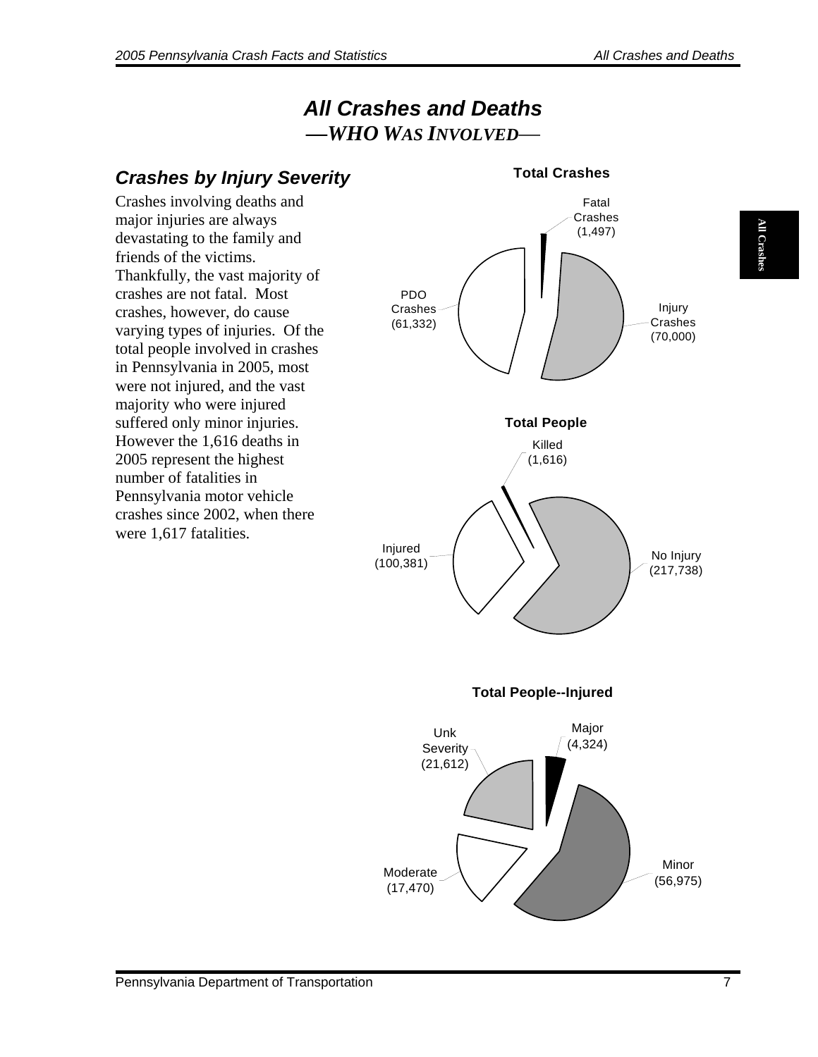# All Crashes and Deaths

## —WHO WAS INVOLVED—

### Crashes by Injury Severity

Crashes involving deaths and major injuries are always devastating to the family and friends of the victims. Thankfully, the vast majority of crashes are not fatal. Most crashes, however, do cause varying types of injuries. Of the total people involved in crashes in Pennsylvania in 2005, most were not injured, and the vast majority who were injured suffered only minor injuries. However the 1,616 deaths in 2005 represent the highest number of fatalities in Pennsylvania motor vehicle crashes since 2002, when there were 1,617 fatalities.

**Total Crashes**

Fatal Crashes (1,497)
Injury Crashes (70,000)
PDO Crashes (61,332)

**Total People**

Killed (1,616)
No Injury (217,738)
Injured (100,381)

**Total People--Injured**

Major (4,324)
Minor (56,975)
Moderate (17,470)
Unk Severity (21,612)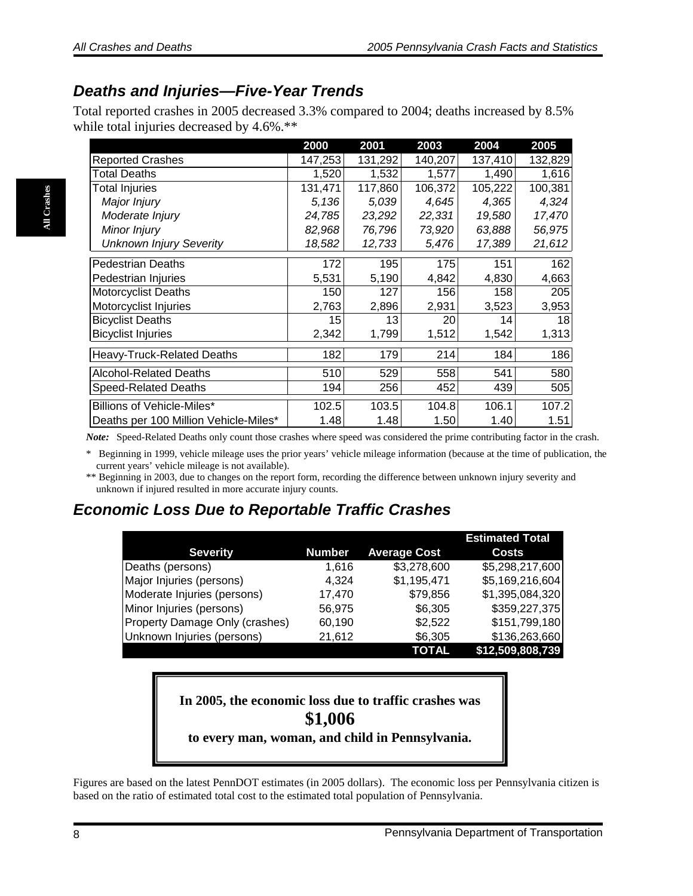## *Deaths and Injuries—Five-Year Trends*

Total reported crashes in 2005 decreased 3.3% compared to 2004; deaths increased by 8.5% while total injuries decreased by 4.6%.**

| | 2000 | 2001 | 2003 | 2004 | 2005 |
|---|---|---|---|---|---|
| Reported Crashes | 147,253 | 131,292 | 140,207 | 137,410 | 132,829 |
| Total Deaths | 1,520 | 1,532 | 1,577 | 1,490 | 1,616 |
| Total Injuries | 131,471 | 117,860 | 106,372 | 105,222 | 100,381 |
| *Major Injury* | *5,136* | *5,039* | *4,645* | *4,365* | *4,324* |
| *Moderate Injury* | *24,785* | *23,292* | *22,331* | *19,580* | *17,470* |
| *Minor Injury* | *82,968* | *76,796* | *73,920* | *63,888* | *56,975* |
| *Unknown Injury Severity* | *18,582* | *12,733* | *5,476* | *17,389* | *21,612* |
| Pedestrian Deaths | 172 | 195 | 175 | 151 | 162 |
| Pedestrian Injuries | 5,531 | 5,190 | 4,842 | 4,830 | 4,663 |
| Motorcyclist Deaths | 150 | 127 | 156 | 158 | 205 |
| Motorcyclist Injuries | 2,763 | 2,896 | 2,931 | 3,523 | 3,953 |
| Bicyclist Deaths | 15 | 13 | 20 | 14 | 18 |
| Bicyclist Injuries | 2,342 | 1,799 | 1,512 | 1,542 | 1,313 |
| Heavy-Truck-Related Deaths | 182 | 179 | 214 | 184 | 186 |
| Alcohol-Related Deaths | 510 | 529 | 558 | 541 | 580 |
| Speed-Related Deaths | 194 | 256 | 452 | 439 | 505 |
| Billions of Vehicle-Miles* | 102.5 | 103.5 | 104.8 | 106.1 | 107.2 |
| Deaths per 100 Million Vehicle-Miles* | 1.48 | 1.48 | 1.50 | 1.40 | 1.51 |

***Note:*** Speed-Related Deaths only count those crashes where speed was considered the prime contributing factor in the crash.

\* Beginning in 1999, vehicle mileage uses the prior years' vehicle mileage information (because at the time of publication, the current years' vehicle mileage is not available).

** Beginning in 2003, due to changes on the report form, recording the difference between unknown injury severity and unknown if injured resulted in more accurate injury counts.

## *Economic Loss Due to Reportable Traffic Crashes*

| Severity | Number | Average Cost | Estimated Total Costs |
|---|---|---|---|
| Deaths (persons) | 1,616 | $3,278,600 | $5,298,217,600 |
| Major Injuries (persons) | 4,324 | $1,195,471 | $5,169,216,604 |
| Moderate Injuries (persons) | 17,470 | $79,856 | $1,395,084,320 |
| Minor Injuries (persons) | 56,975 | $6,305 | $359,227,375 |
| Property Damage Only (crashes) | 60,190 | $2,522 | $151,799,180 |
| Unknown Injuries (persons) | 21,612 | $6,305 | $136,263,660 |
| | | **TOTAL** | **$12,509,808,739** |

**In 2005, the economic loss due to traffic crashes was**
**$1,006**
**to every man, woman, and child in Pennsylvania.**

Figures are based on the latest PennDOT estimates (in 2005 dollars). The economic loss per Pennsylvania citizen is based on the ratio of estimated total cost to the estimated total population of Pennsylvania.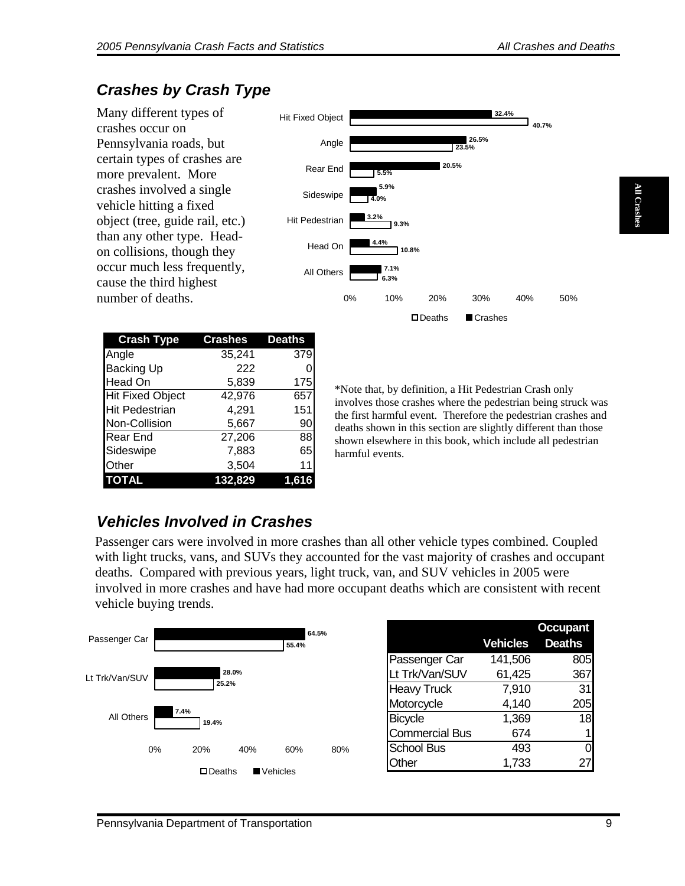## Crashes by Crash Type

Many different types of crashes occur on Pennsylvania roads, but certain types of crashes are more prevalent. More crashes involved a single vehicle hitting a fixed object (tree, guide rail, etc.) than any other type. Head-on collisions, though they occur much less frequently, cause the third highest number of deaths.

| | Crashes | Deaths |
|---|---|---|
| Hit Fixed Object | 32.4% | 40.7% |
| Angle | 26.5% | 23.5% |
| Rear End | 20.5% | 5.5% |
| Sideswipe | 5.9% | 4.0% |
| Hit Pedestrian | 3.2% | 9.3% |
| Head On | 4.4% | 10.8% |
| All Others | 7.1% | 6.3% |

| Crash Type | Crashes | Deaths |
|---|---|---|
| Angle | 35,241 | 379 |
| Backing Up | 222 | 0 |
| Head On | 5,839 | 175 |
| Hit Fixed Object | 42,976 | 657 |
| Hit Pedestrian | 4,291 | 151 |
| Non-Collision | 5,667 | 90 |
| Rear End | 27,206 | 88 |
| Sideswipe | 7,883 | 65 |
| Other | 3,504 | 11 |
| **TOTAL** | **132,829** | **1,616** |

*Note that, by definition, a Hit Pedestrian Crash only involves those crashes where the pedestrian being struck was the first harmful event. Therefore the pedestrian crashes and deaths shown in this section are slightly different than those shown elsewhere in this book, which include all pedestrian harmful events.

## Vehicles Involved in Crashes

Passenger cars were involved in more crashes than all other vehicle types combined. Coupled with light trucks, vans, and SUVs they accounted for the vast majority of crashes and occupant deaths. Compared with previous years, light truck, van, and SUV vehicles in 2005 were involved in more crashes and have had more occupant deaths which are consistent with recent vehicle buying trends.

| | Vehicles | Deaths |
|---|---|---|
| Passenger Car | 64.5% | 55.4% |
| Lt Trk/Van/SUV | 28.0% | 25.2% |
| All Others | 7.4% | 19.4% |

| | Vehicles | Occupant Deaths |
|---|---|---|
| Passenger Car | 141,506 | 805 |
| Lt Trk/Van/SUV | 61,425 | 367 |
| Heavy Truck | 7,910 | 31 |
| Motorcycle | 4,140 | 205 |
| Bicycle | 1,369 | 18 |
| Commercial Bus | 674 | 1 |
| School Bus | 493 | 0 |
| Other | 1,733 | 27 |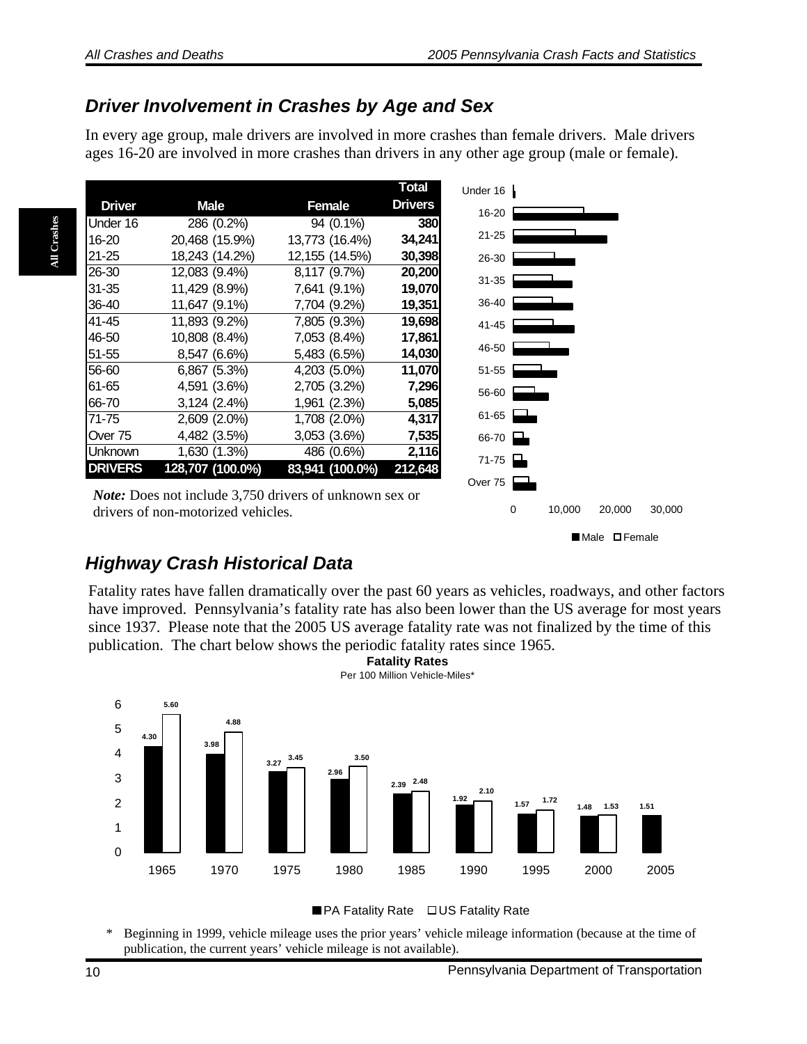## Driver Involvement in Crashes by Age and Sex

In every age group, male drivers are involved in more crashes than female drivers. Male drivers ages 16-20 are involved in more crashes than drivers in any other age group (male or female).

| Driver | Male | Female | Total Drivers |
|---|---|---|---|
| Under 16 | 286 (0.2%) | 94 (0.1%) | **380** |
| 16-20 | 20,468 (15.9%) | 13,773 (16.4%) | **34,241** |
| 21-25 | 18,243 (14.2%) | 12,155 (14.5%) | **30,398** |
| 26-30 | 12,083 (9.4%) | 8,117 (9.7%) | **20,200** |
| 31-35 | 11,429 (8.9%) | 7,641 (9.1%) | **19,070** |
| 36-40 | 11,647 (9.1%) | 7,704 (9.2%) | **19,351** |
| 41-45 | 11,893 (9.2%) | 7,805 (9.3%) | **19,698** |
| 46-50 | 10,808 (8.4%) | 7,053 (8.4%) | **17,861** |
| 51-55 | 8,547 (6.6%) | 5,483 (6.5%) | **14,030** |
| 56-60 | 6,867 (5.3%) | 4,203 (5.0%) | **11,070** |
| 61-65 | 4,591 (3.6%) | 2,705 (3.2%) | **7,296** |
| 66-70 | 3,124 (2.4%) | 1,961 (2.3%) | **5,085** |
| 71-75 | 2,609 (2.0%) | 1,708 (2.0%) | **4,317** |
| Over 75 | 4,482 (3.5%) | 3,053 (3.6%) | **7,535** |
| Unknown | 1,630 (1.3%) | 486 (0.6%) | **2,116** |
| **DRIVERS** | **128,707 (100.0%)** | **83,941 (100.0%)** | **212,648** |

*Note:* Does not include 3,750 drivers of unknown sex or drivers of non-motorized vehicles.

## Highway Crash Historical Data

Fatality rates have fallen dramatically over the past 60 years as vehicles, roadways, and other factors have improved. Pennsylvania's fatality rate has also been lower than the US average for most years since 1937. Please note that the 2005 US average fatality rate was not finalized by the time of this publication. The chart below shows the periodic fatality rates since 1965.

**Fatality Rates**
Per 100 Million Vehicle-Miles*

| Year | PA Fatality Rate | US Fatality Rate |
|---|---|---|
| 1965 | 4.30 | 5.60 |
| 1970 | 3.98 | 4.88 |
| 1975 | 3.27 | 3.45 |
| 1980 | 2.96 | 3.50 |
| 1985 | 2.39 | 2.48 |
| 1990 | 1.92 | 2.10 |
| 1995 | 1.57 | 1.72 |
| 2000 | 1.48 | 1.53 |
| 2005 | 1.51 | |

\* Beginning in 1999, vehicle mileage uses the prior years' vehicle mileage information (because at the time of publication, the current years' vehicle mileage is not available).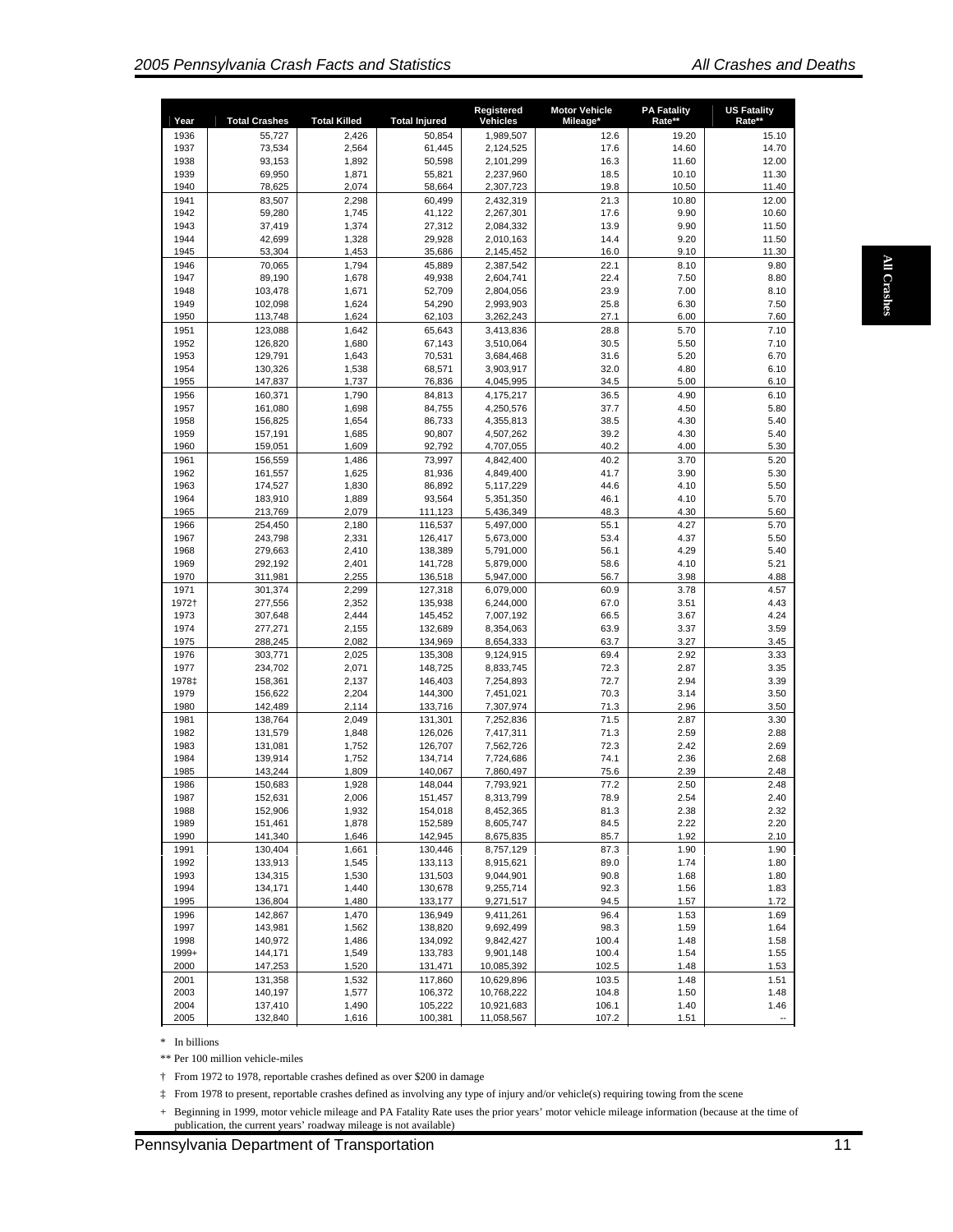| Year | Total Crashes | Total Killed | Total Injured | Registered Vehicles | Motor Vehicle Mileage* | PA Fatality Rate** | US Fatality Rate** |
|---|---|---|---|---|---|---|---|
| 1936 | 55,727 | 2,426 | 50,854 | 1,989,507 | 12.6 | 19.20 | 15.10 |
| 1937 | 73,534 | 2,564 | 61,445 | 2,124,525 | 17.6 | 14.60 | 14.70 |
| 1938 | 93,153 | 1,892 | 50,598 | 2,101,299 | 16.3 | 11.60 | 12.00 |
| 1939 | 69,950 | 1,871 | 55,821 | 2,237,960 | 18.5 | 10.10 | 11.30 |
| 1940 | 78,625 | 2,074 | 58,664 | 2,307,723 | 19.8 | 10.50 | 11.40 |
| 1941 | 83,507 | 2,298 | 60,499 | 2,432,319 | 21.3 | 10.80 | 12.00 |
| 1942 | 59,280 | 1,745 | 41,122 | 2,267,301 | 17.6 | 9.90 | 10.60 |
| 1943 | 37,419 | 1,374 | 27,312 | 2,084,332 | 13.9 | 9.90 | 11.50 |
| 1944 | 42,699 | 1,328 | 29,928 | 2,010,163 | 14.4 | 9.20 | 11.50 |
| 1945 | 53,304 | 1,453 | 35,686 | 2,145,452 | 16.0 | 9.10 | 11.30 |
| 1946 | 70,065 | 1,794 | 45,889 | 2,387,542 | 22.1 | 8.10 | 9.80 |
| 1947 | 89,190 | 1,678 | 49,938 | 2,604,741 | 22.4 | 7.50 | 8.80 |
| 1948 | 103,478 | 1,671 | 52,709 | 2,804,056 | 23.9 | 7.00 | 8.10 |
| 1949 | 102,098 | 1,624 | 54,290 | 2,993,903 | 25.8 | 6.30 | 7.50 |
| 1950 | 113,748 | 1,624 | 62,103 | 3,262,243 | 27.1 | 6.00 | 7.60 |
| 1951 | 123,088 | 1,642 | 65,643 | 3,413,836 | 28.8 | 5.70 | 7.10 |
| 1952 | 126,820 | 1,680 | 67,143 | 3,510,064 | 30.5 | 5.50 | 7.10 |
| 1953 | 129,791 | 1,643 | 70,531 | 3,684,468 | 31.6 | 5.20 | 6.70 |
| 1954 | 130,326 | 1,538 | 68,571 | 3,903,917 | 32.0 | 4.80 | 6.10 |
| 1955 | 147,837 | 1,737 | 76,836 | 4,045,995 | 34.5 | 5.00 | 6.10 |
| 1956 | 160,371 | 1,790 | 84,813 | 4,175,217 | 36.5 | 4.90 | 6.10 |
| 1957 | 161,080 | 1,698 | 84,755 | 4,250,576 | 37.7 | 4.50 | 5.80 |
| 1958 | 156,825 | 1,654 | 86,733 | 4,355,813 | 38.5 | 4.30 | 5.40 |
| 1959 | 157,191 | 1,685 | 90,807 | 4,507,262 | 39.2 | 4.30 | 5.40 |
| 1960 | 159,051 | 1,609 | 92,792 | 4,707,055 | 40.2 | 4.00 | 5.30 |
| 1961 | 156,559 | 1,486 | 73,997 | 4,842,400 | 40.2 | 3.70 | 5.20 |
| 1962 | 161,557 | 1,625 | 81,936 | 4,849,400 | 41.7 | 3.90 | 5.30 |
| 1963 | 174,527 | 1,830 | 86,892 | 5,117,229 | 44.6 | 4.10 | 5.50 |
| 1964 | 183,910 | 1,889 | 93,564 | 5,351,350 | 46.1 | 4.10 | 5.70 |
| 1965 | 213,769 | 2,079 | 111,123 | 5,436,349 | 48.3 | 4.30 | 5.60 |
| 1966 | 254,450 | 2,180 | 116,537 | 5,497,000 | 55.1 | 4.27 | 5.70 |
| 1967 | 243,798 | 2,331 | 126,417 | 5,673,000 | 53.4 | 4.37 | 5.50 |
| 1968 | 279,663 | 2,410 | 138,389 | 5,791,000 | 56.1 | 4.29 | 5.40 |
| 1969 | 292,192 | 2,401 | 141,728 | 5,879,000 | 58.6 | 4.10 | 5.21 |
| 1970 | 311,981 | 2,255 | 136,518 | 5,947,000 | 56.7 | 3.98 | 4.88 |
| 1971 | 301,374 | 2,299 | 127,318 | 6,079,000 | 60.9 | 3.78 | 4.57 |
| 1972† | 277,556 | 2,352 | 135,938 | 6,244,000 | 67.0 | 3.51 | 4.43 |
| 1973 | 307,648 | 2,444 | 145,452 | 7,007,192 | 66.5 | 3.67 | 4.24 |
| 1974 | 277,271 | 2,155 | 132,689 | 8,354,063 | 63.9 | 3.37 | 3.59 |
| 1975 | 288,245 | 2,082 | 134,969 | 8,654,333 | 63.7 | 3.27 | 3.45 |
| 1976 | 303,771 | 2,025 | 135,308 | 9,124,915 | 69.4 | 2.92 | 3.33 |
| 1977 | 234,702 | 2,071 | 148,725 | 8,833,745 | 72.3 | 2.87 | 3.35 |
| 1978‡ | 158,361 | 2,137 | 146,403 | 7,254,893 | 72.7 | 2.94 | 3.39 |
| 1979 | 156,622 | 2,204 | 144,300 | 7,451,021 | 70.3 | 3.14 | 3.50 |
| 1980 | 142,489 | 2,114 | 133,716 | 7,307,974 | 71.3 | 2.96 | 3.50 |
| 1981 | 138,764 | 2,049 | 131,301 | 7,252,836 | 71.5 | 2.87 | 3.30 |
| 1982 | 131,579 | 1,848 | 126,026 | 7,417,311 | 71.3 | 2.59 | 2.88 |
| 1983 | 131,081 | 1,752 | 126,707 | 7,562,726 | 72.3 | 2.42 | 2.69 |
| 1984 | 139,914 | 1,752 | 134,714 | 7,724,686 | 74.1 | 2.36 | 2.68 |
| 1985 | 143,244 | 1,809 | 140,067 | 7,860,497 | 75.6 | 2.39 | 2.48 |
| 1986 | 150,683 | 1,928 | 148,044 | 7,793,921 | 77.2 | 2.50 | 2.48 |
| 1987 | 152,631 | 2,006 | 151,457 | 8,313,799 | 78.9 | 2.54 | 2.40 |
| 1988 | 152,906 | 1,932 | 154,018 | 8,452,365 | 81.3 | 2.38 | 2.32 |
| 1989 | 151,461 | 1,878 | 152,589 | 8,605,747 | 84.5 | 2.22 | 2.20 |
| 1990 | 141,340 | 1,646 | 142,945 | 8,675,835 | 85.7 | 1.92 | 2.10 |
| 1991 | 130,404 | 1,661 | 130,446 | 8,757,129 | 87.3 | 1.90 | 1.90 |
| 1992 | 133,913 | 1,545 | 133,113 | 8,915,621 | 89.0 | 1.74 | 1.80 |
| 1993 | 134,315 | 1,530 | 131,503 | 9,044,901 | 90.8 | 1.68 | 1.80 |
| 1994 | 134,171 | 1,440 | 130,678 | 9,255,714 | 92.3 | 1.56 | 1.83 |
| 1995 | 136,804 | 1,480 | 133,177 | 9,271,517 | 94.5 | 1.57 | 1.72 |
| 1996 | 142,867 | 1,470 | 136,949 | 9,411,261 | 96.4 | 1.53 | 1.69 |
| 1997 | 143,981 | 1,562 | 138,820 | 9,692,499 | 98.3 | 1.59 | 1.64 |
| 1998 | 140,972 | 1,486 | 134,092 | 9,842,427 | 100.4 | 1.48 | 1.58 |
| 1999+ | 144,171 | 1,549 | 133,783 | 9,901,148 | 100.4 | 1.54 | 1.55 |
| 2000 | 147,253 | 1,520 | 131,471 | 10,085,392 | 102.5 | 1.48 | 1.53 |
| 2001 | 131,358 | 1,532 | 117,860 | 10,629,896 | 103.5 | 1.48 | 1.51 |
| 2003 | 140,197 | 1,577 | 106,372 | 10,768,222 | 104.8 | 1.50 | 1.48 |
| 2004 | 137,410 | 1,490 | 105,222 | 10,921,683 | 106.1 | 1.40 | 1.46 |
| 2005 | 132,840 | 1,616 | 100,381 | 11,058,567 | 107.2 | 1.51 | -- |

\* In billions

** Per 100 million vehicle-miles

† From 1972 to 1978, reportable crashes defined as over $200 in damage

‡ From 1978 to present, reportable crashes defined as involving any type of injury and/or vehicle(s) requiring towing from the scene

\+ Beginning in 1999, motor vehicle mileage and PA Fatality Rate uses the prior years' motor vehicle mileage information (because at the time of publication, the current years' roadway mileage is not available)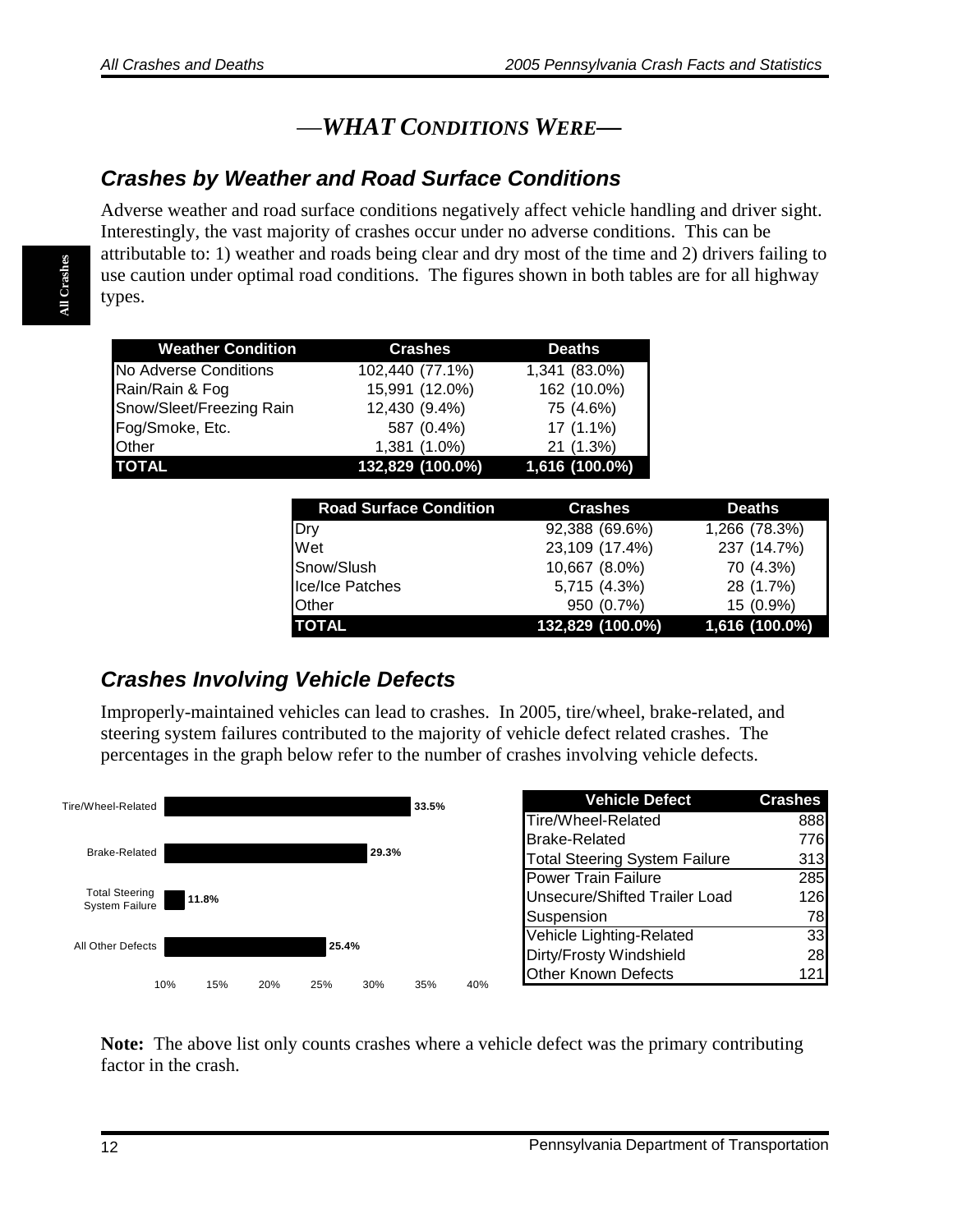## —WHAT CONDITIONS WERE—

### Crashes by Weather and Road Surface Conditions

Adverse weather and road surface conditions negatively affect vehicle handling and driver sight. Interestingly, the vast majority of crashes occur under no adverse conditions. This can be attributable to: 1) weather and roads being clear and dry most of the time and 2) drivers failing to use caution under optimal road conditions. The figures shown in both tables are for all highway types.

| Weather Condition | Crashes | Deaths |
|---|---|---|
| No Adverse Conditions | 102,440 (77.1%) | 1,341 (83.0%) |
| Rain/Rain & Fog | 15,991 (12.0%) | 162 (10.0%) |
| Snow/Sleet/Freezing Rain | 12,430 (9.4%) | 75 (4.6%) |
| Fog/Smoke, Etc. | 587 (0.4%) | 17 (1.1%) |
| Other | 1,381 (1.0%) | 21 (1.3%) |
| **TOTAL** | **132,829 (100.0%)** | **1,616 (100.0%)** |

| Road Surface Condition | Crashes | Deaths |
|---|---|---|
| Dry | 92,388 (69.6%) | 1,266 (78.3%) |
| Wet | 23,109 (17.4%) | 237 (14.7%) |
| Snow/Slush | 10,667 (8.0%) | 70 (4.3%) |
| Ice/Ice Patches | 5,715 (4.3%) | 28 (1.7%) |
| Other | 950 (0.7%) | 15 (0.9%) |
| **TOTAL** | **132,829 (100.0%)** | **1,616 (100.0%)** |

### Crashes Involving Vehicle Defects

Improperly-maintained vehicles can lead to crashes. In 2005, tire/wheel, brake-related, and steering system failures contributed to the majority of vehicle defect related crashes. The percentages in the graph below refer to the number of crashes involving vehicle defects.

| Defect | Percent |
|---|---|
| Tire/Wheel-Related | 33.5% |
| Brake-Related | 29.3% |
| Total Steering System Failure | 11.8% |
| All Other Defects | 25.4% |

| Vehicle Defect | Crashes |
|---|---|
| Tire/Wheel-Related | 888 |
| Brake-Related | 776 |
| Total Steering System Failure | 313 |
| Power Train Failure | 285 |
| Unsecure/Shifted Trailer Load | 126 |
| Suspension | 78 |
| Vehicle Lighting-Related | 33 |
| Dirty/Frosty Windshield | 28 |
| Other Known Defects | 121 |

**Note:** The above list only counts crashes where a vehicle defect was the primary contributing factor in the crash.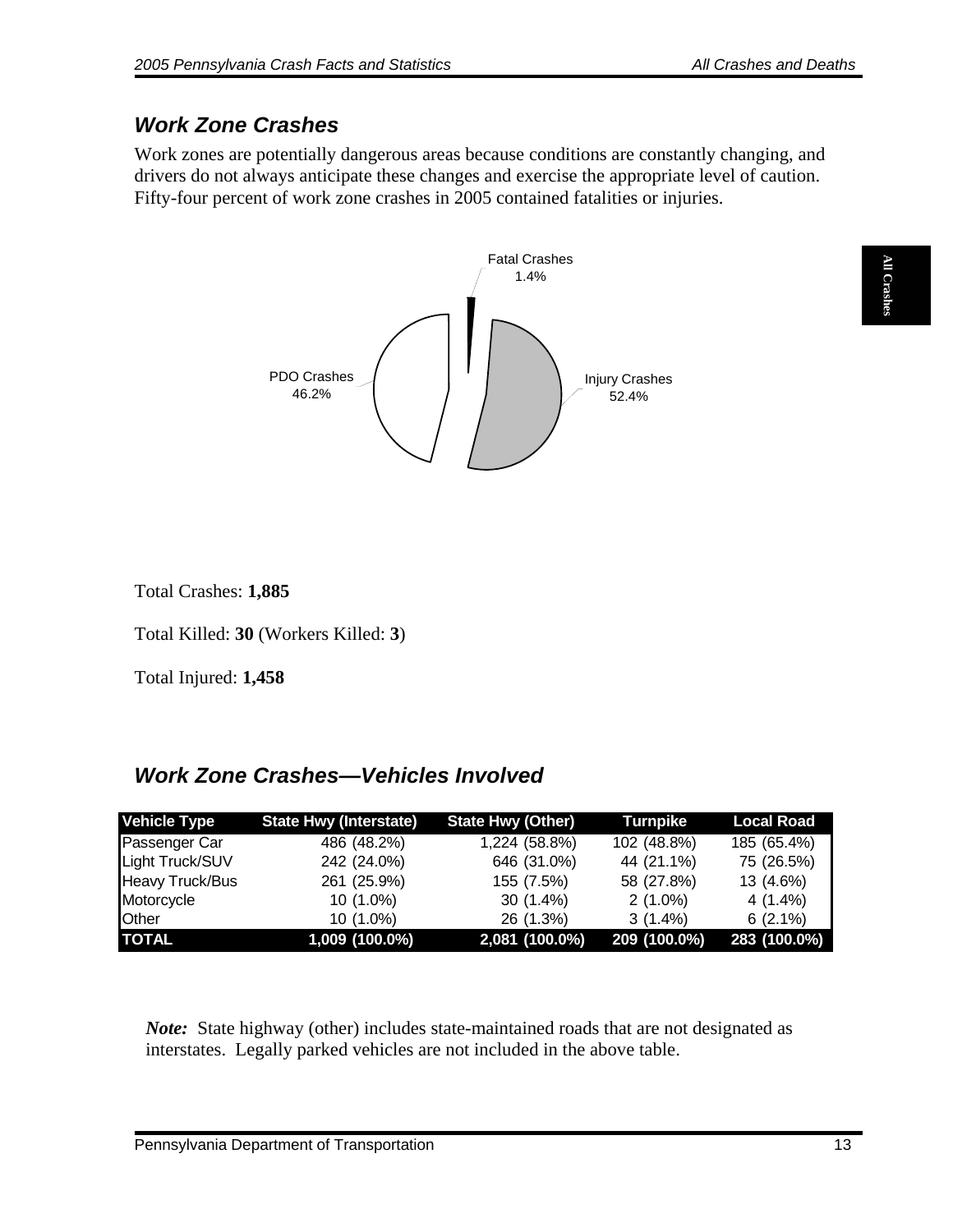## *Work Zone Crashes*

Work zones are potentially dangerous areas because conditions are constantly changing, and drivers do not always anticipate these changes and exercise the appropriate level of caution. Fifty-four percent of work zone crashes in 2005 contained fatalities or injuries.

Fatal Crashes 1.4%

Injury Crashes 52.4%

PDO Crashes 46.2%

Total Crashes: **1,885**

Total Killed: **30** (Workers Killed: **3**)

Total Injured: **1,458**

## *Work Zone Crashes—Vehicles Involved*

| Vehicle Type | State Hwy (Interstate) | State Hwy (Other) | Turnpike | Local Road |
|---|---|---|---|---|
| Passenger Car | 486 (48.2%) | 1,224 (58.8%) | 102 (48.8%) | 185 (65.4%) |
| Light Truck/SUV | 242 (24.0%) | 646 (31.0%) | 44 (21.1%) | 75 (26.5%) |
| Heavy Truck/Bus | 261 (25.9%) | 155 (7.5%) | 58 (27.8%) | 13 (4.6%) |
| Motorcycle | 10 (1.0%) | 30 (1.4%) | 2 (1.0%) | 4 (1.4%) |
| Other | 10 (1.0%) | 26 (1.3%) | 3 (1.4%) | 6 (2.1%) |
| **TOTAL** | **1,009 (100.0%)** | **2,081 (100.0%)** | **209 (100.0%)** | **283 (100.0%)** |

***Note:*** State highway (other) includes state-maintained roads that are not designated as interstates. Legally parked vehicles are not included in the above table.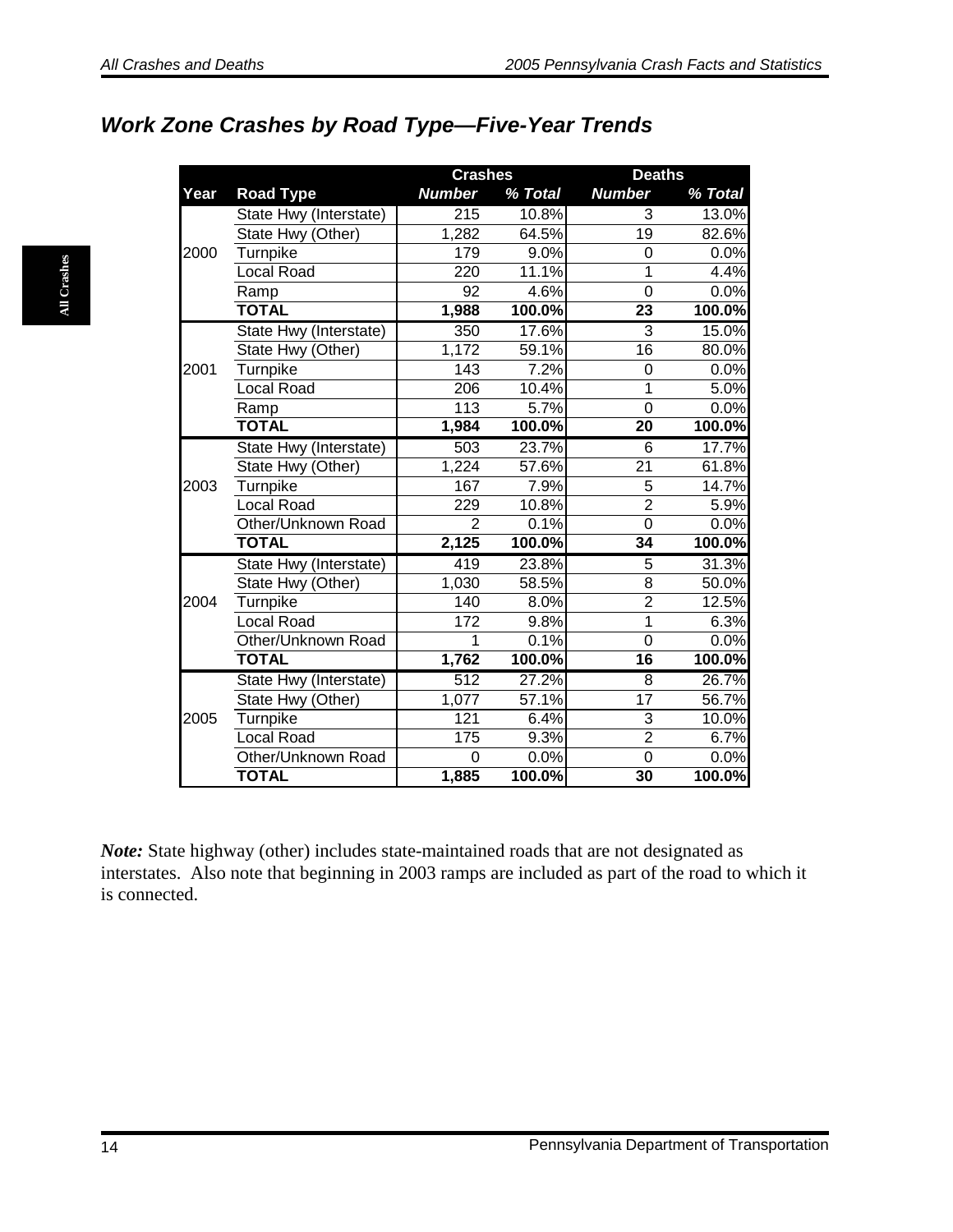## Work Zone Crashes by Road Type—Five-Year Trends

| | | Crashes | | Deaths | |
|---|---|---|---|---|---|
| **Year** | **Road Type** | ***Number*** | ***% Total*** | ***Number*** | ***% Total*** |
| 2000 | State Hwy (Interstate) | 215 | 10.8% | 3 | 13.0% |
| | State Hwy (Other) | 1,282 | 64.5% | 19 | 82.6% |
| | Turnpike | 179 | 9.0% | 0 | 0.0% |
| | Local Road | 220 | 11.1% | 1 | 4.4% |
| | Ramp | 92 | 4.6% | 0 | 0.0% |
| | **TOTAL** | **1,988** | **100.0%** | **23** | **100.0%** |
| 2001 | State Hwy (Interstate) | 350 | 17.6% | 3 | 15.0% |
| | State Hwy (Other) | 1,172 | 59.1% | 16 | 80.0% |
| | Turnpike | 143 | 7.2% | 0 | 0.0% |
| | Local Road | 206 | 10.4% | 1 | 5.0% |
| | Ramp | 113 | 5.7% | 0 | 0.0% |
| | **TOTAL** | **1,984** | **100.0%** | **20** | **100.0%** |
| 2003 | State Hwy (Interstate) | 503 | 23.7% | 6 | 17.7% |
| | State Hwy (Other) | 1,224 | 57.6% | 21 | 61.8% |
| | Turnpike | 167 | 7.9% | 5 | 14.7% |
| | Local Road | 229 | 10.8% | 2 | 5.9% |
| | Other/Unknown Road | 2 | 0.1% | 0 | 0.0% |
| | **TOTAL** | **2,125** | **100.0%** | **34** | **100.0%** |
| 2004 | State Hwy (Interstate) | 419 | 23.8% | 5 | 31.3% |
| | State Hwy (Other) | 1,030 | 58.5% | 8 | 50.0% |
| | Turnpike | 140 | 8.0% | 2 | 12.5% |
| | Local Road | 172 | 9.8% | 1 | 6.3% |
| | Other/Unknown Road | 1 | 0.1% | 0 | 0.0% |
| | **TOTAL** | **1,762** | **100.0%** | **16** | **100.0%** |
| 2005 | State Hwy (Interstate) | 512 | 27.2% | 8 | 26.7% |
| | State Hwy (Other) | 1,077 | 57.1% | 17 | 56.7% |
| | Turnpike | 121 | 6.4% | 3 | 10.0% |
| | Local Road | 175 | 9.3% | 2 | 6.7% |
| | Other/Unknown Road | 0 | 0.0% | 0 | 0.0% |
| | **TOTAL** | **1,885** | **100.0%** | **30** | **100.0%** |

***Note:*** State highway (other) includes state-maintained roads that are not designated as interstates. Also note that beginning in 2003 ramps are included as part of the road to which it is connected.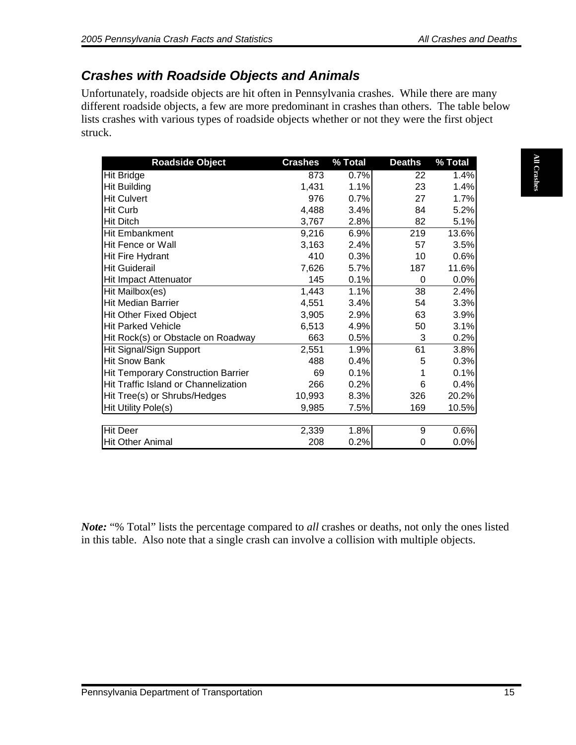## Crashes with Roadside Objects and Animals

Unfortunately, roadside objects are hit often in Pennsylvania crashes. While there are many different roadside objects, a few are more predominant in crashes than others. The table below lists crashes with various types of roadside objects whether or not they were the first object struck.

| Roadside Object | Crashes | % Total | Deaths | % Total |
|---|---|---|---|---|
| Hit Bridge | 873 | 0.7% | 22 | 1.4% |
| Hit Building | 1,431 | 1.1% | 23 | 1.4% |
| Hit Culvert | 976 | 0.7% | 27 | 1.7% |
| Hit Curb | 4,488 | 3.4% | 84 | 5.2% |
| Hit Ditch | 3,767 | 2.8% | 82 | 5.1% |
| Hit Embankment | 9,216 | 6.9% | 219 | 13.6% |
| Hit Fence or Wall | 3,163 | 2.4% | 57 | 3.5% |
| Hit Fire Hydrant | 410 | 0.3% | 10 | 0.6% |
| Hit Guiderail | 7,626 | 5.7% | 187 | 11.6% |
| Hit Impact Attenuator | 145 | 0.1% | 0 | 0.0% |
| Hit Mailbox(es) | 1,443 | 1.1% | 38 | 2.4% |
| Hit Median Barrier | 4,551 | 3.4% | 54 | 3.3% |
| Hit Other Fixed Object | 3,905 | 2.9% | 63 | 3.9% |
| Hit Parked Vehicle | 6,513 | 4.9% | 50 | 3.1% |
| Hit Rock(s) or Obstacle on Roadway | 663 | 0.5% | 3 | 0.2% |
| Hit Signal/Sign Support | 2,551 | 1.9% | 61 | 3.8% |
| Hit Snow Bank | 488 | 0.4% | 5 | 0.3% |
| Hit Temporary Construction Barrier | 69 | 0.1% | 1 | 0.1% |
| Hit Traffic Island or Channelization | 266 | 0.2% | 6 | 0.4% |
| Hit Tree(s) or Shrubs/Hedges | 10,993 | 8.3% | 326 | 20.2% |
| Hit Utility Pole(s) | 9,985 | 7.5% | 169 | 10.5% |
| Hit Deer | 2,339 | 1.8% | 9 | 0.6% |
| Hit Other Animal | 208 | 0.2% | 0 | 0.0% |

***Note:*** "% Total" lists the percentage compared to *all* crashes or deaths, not only the ones listed in this table. Also note that a single crash can involve a collision with multiple objects.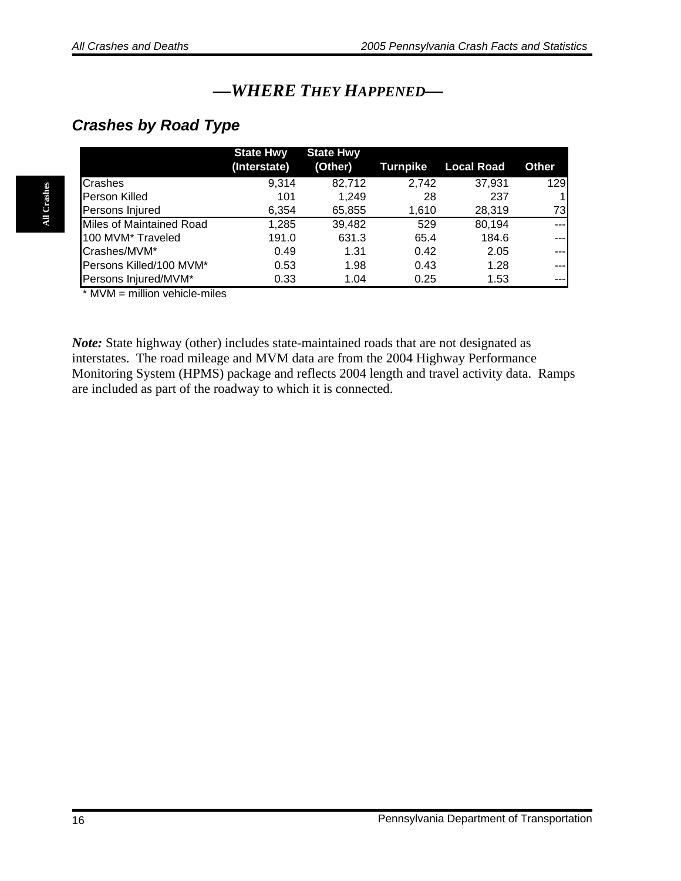## —WHERE THEY HAPPENED—

### *Crashes by Road Type*

| | State Hwy (Interstate) | State Hwy (Other) | Turnpike | Local Road | Other |
|---|---|---|---|---|---|
| Crashes | 9,314 | 82,712 | 2,742 | 37,931 | 129 |
| Person Killed | 101 | 1,249 | 28 | 237 | 1 |
| Persons Injured | 6,354 | 65,855 | 1,610 | 28,319 | 73 |
| Miles of Maintained Road | 1,285 | 39,482 | 529 | 80,194 | --- |
| 100 MVM* Traveled | 191.0 | 631.3 | 65.4 | 184.6 | --- |
| Crashes/MVM* | 0.49 | 1.31 | 0.42 | 2.05 | --- |
| Persons Killed/100 MVM* | 0.53 | 1.98 | 0.43 | 1.28 | --- |
| Persons Injured/MVM* | 0.33 | 1.04 | 0.25 | 1.53 | --- |

* MVM = million vehicle-miles

***Note:*** State highway (other) includes state-maintained roads that are not designated as interstates. The road mileage and MVM data are from the 2004 Highway Performance Monitoring System (HPMS) package and reflects 2004 length and travel activity data. Ramps are included as part of the roadway to which it is connected.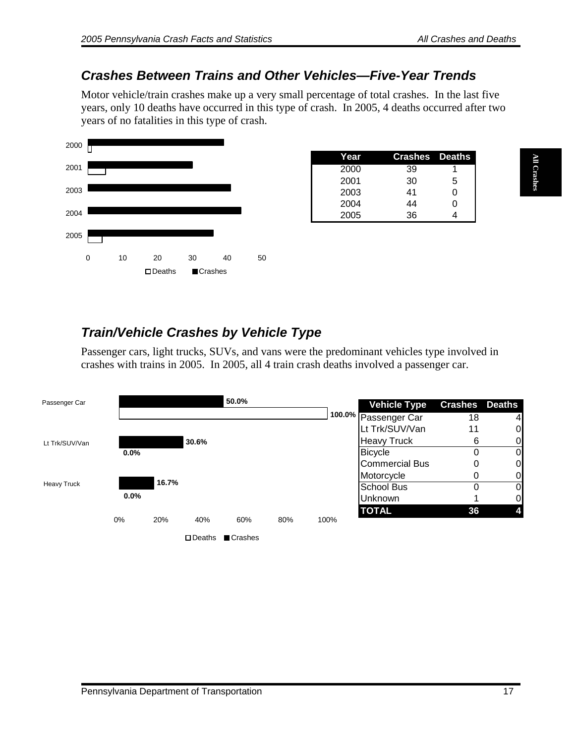## Crashes Between Trains and Other Vehicles—Five-Year Trends

Motor vehicle/train crashes make up a very small percentage of total crashes. In the last five years, only 10 deaths have occurred in this type of crash. In 2005, 4 deaths occurred after two years of no fatalities in this type of crash.

| Year | Crashes | Deaths |
|---|---|---|
| 2000 | 39 | 1 |
| 2001 | 30 | 5 |
| 2003 | 41 | 0 |
| 2004 | 44 | 0 |
| 2005 | 36 | 4 |

## Train/Vehicle Crashes by Vehicle Type

Passenger cars, light trucks, SUVs, and vans were the predominant vehicles type involved in crashes with trains in 2005. In 2005, all 4 train crash deaths involved a passenger car.

| Vehicle Type | Crashes | Deaths |
|---|---|---|
| Passenger Car | 18 | 4 |
| Lt Trk/SUV/Van | 11 | 0 |
| Heavy Truck | 6 | 0 |
| Bicycle | 0 | 0 |
| Commercial Bus | 0 | 0 |
| Motorcycle | 0 | 0 |
| School Bus | 0 | 0 |
| Unknown | 1 | 0 |
| **TOTAL** | **36** | **4** |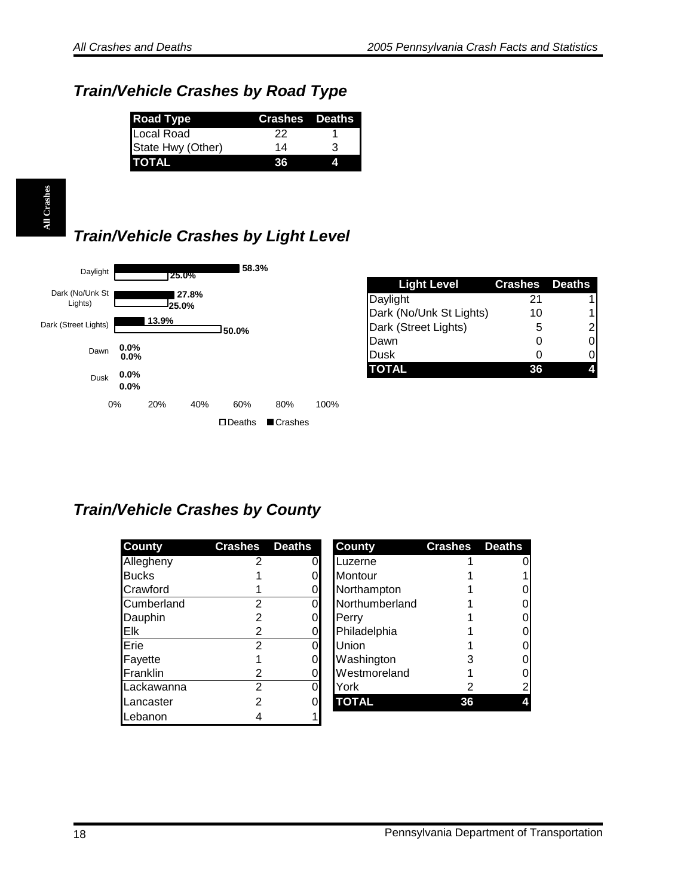## Train/Vehicle Crashes by Road Type

| Road Type | Crashes | Deaths |
|---|---|---|
| Local Road | 22 | 1 |
| State Hwy (Other) | 14 | 3 |
| **TOTAL** | **36** | **4** |

## Train/Vehicle Crashes by Light Level

| Light Level | Crashes (%) | Deaths (%) |
|---|---|---|
| Daylight | 58.3% | 25.0% |
| Dark (No/Unk St Lights) | 27.8% | 25.0% |
| Dark (Street Lights) | 13.9% | 50.0% |
| Dawn | 0.0% | 0.0% |
| Dusk | 0.0% | 0.0% |

| Light Level | Crashes | Deaths |
|---|---|---|
| Daylight | 21 | 1 |
| Dark (No/Unk St Lights) | 10 | 1 |
| Dark (Street Lights) | 5 | 2 |
| Dawn | 0 | 0 |
| Dusk | 0 | 0 |
| **TOTAL** | **36** | **4** |

## Train/Vehicle Crashes by County

| County | Crashes | Deaths |
|---|---|---|
| Allegheny | 2 | 0 |
| Bucks | 1 | 0 |
| Crawford | 1 | 0 |
| Cumberland | 2 | 0 |
| Dauphin | 2 | 0 |
| Elk | 2 | 0 |
| Erie | 2 | 0 |
| Fayette | 1 | 0 |
| Franklin | 2 | 0 |
| Lackawanna | 2 | 0 |
| Lancaster | 2 | 0 |
| Lebanon | 4 | 1 |
| Luzerne | 1 | 0 |
| Montour | 1 | 1 |
| Northampton | 1 | 0 |
| Northumberland | 1 | 0 |
| Perry | 1 | 0 |
| Philadelphia | 1 | 0 |
| Union | 1 | 0 |
| Washington | 3 | 0 |
| Westmoreland | 1 | 0 |
| York | 2 | 2 |
| **TOTAL** | **36** | **4** |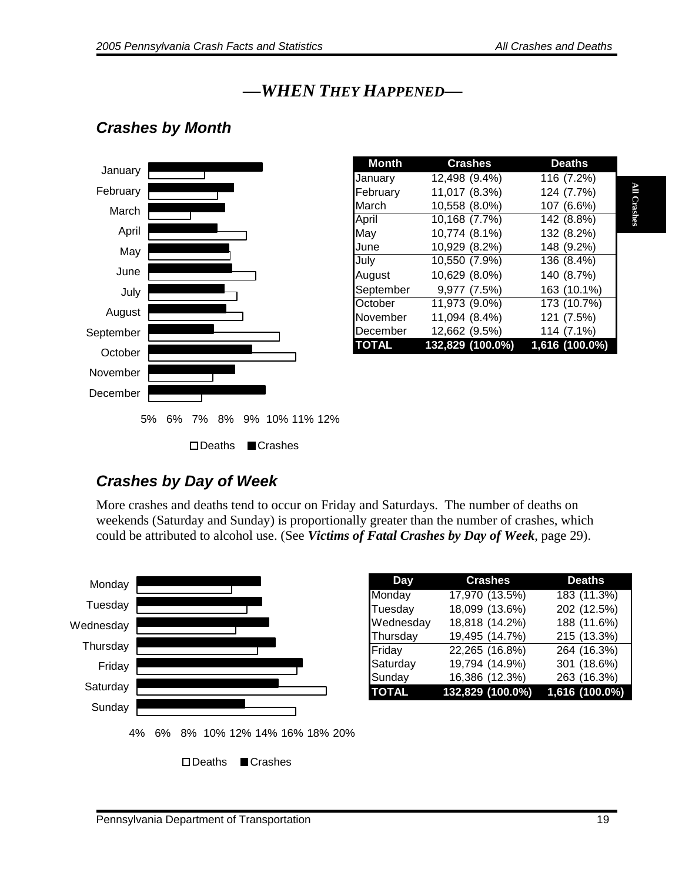## —WHEN THEY HAPPENED—

### Crashes by Month

| Month | Crashes | Deaths |
|---|---|---|
| January | 12,498 (9.4%) | 116 (7.2%) |
| February | 11,017 (8.3%) | 124 (7.7%) |
| March | 10,558 (8.0%) | 107 (6.6%) |
| April | 10,168 (7.7%) | 142 (8.8%) |
| May | 10,774 (8.1%) | 132 (8.2%) |
| June | 10,929 (8.2%) | 148 (9.2%) |
| July | 10,550 (7.9%) | 136 (8.4%) |
| August | 10,629 (8.0%) | 140 (8.7%) |
| September | 9,977 (7.5%) | 163 (10.1%) |
| October | 11,973 (9.0%) | 173 (10.7%) |
| November | 11,094 (8.4%) | 121 (7.5%) |
| December | 12,662 (9.5%) | 114 (7.1%) |
| **TOTAL** | **132,829 (100.0%)** | **1,616 (100.0%)** |

### Crashes by Day of Week

More crashes and deaths tend to occur on Friday and Saturdays. The number of deaths on weekends (Saturday and Sunday) is proportionally greater than the number of crashes, which could be attributed to alcohol use. (See ***Victims of Fatal Crashes by Day of Week***, page 29).

| Day | Crashes | Deaths |
|---|---|---|
| Monday | 17,970 (13.5%) | 183 (11.3%) |
| Tuesday | 18,099 (13.6%) | 202 (12.5%) |
| Wednesday | 18,818 (14.2%) | 188 (11.6%) |
| Thursday | 19,495 (14.7%) | 215 (13.3%) |
| Friday | 22,265 (16.8%) | 264 (16.3%) |
| Saturday | 19,794 (14.9%) | 301 (18.6%) |
| Sunday | 16,386 (12.3%) | 263 (16.3%) |
| **TOTAL** | **132,829 (100.0%)** | **1,616 (100.0%)** |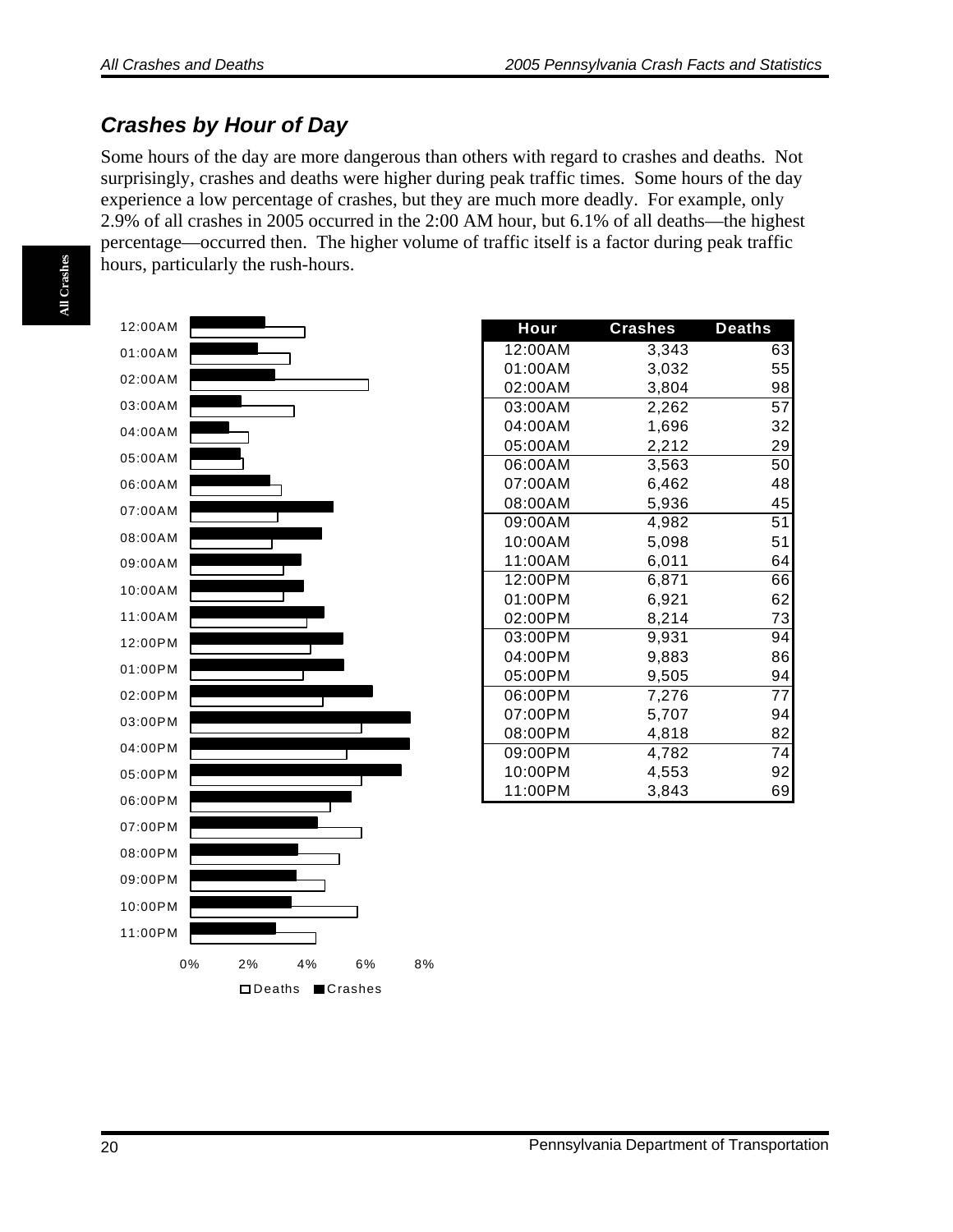## *Crashes by Hour of Day*

Some hours of the day are more dangerous than others with regard to crashes and deaths. Not surprisingly, crashes and deaths were higher during peak traffic times. Some hours of the day experience a low percentage of crashes, but they are much more deadly. For example, only 2.9% of all crashes in 2005 occurred in the 2:00 AM hour, but 6.1% of all deaths—the highest percentage—occurred then. The higher volume of traffic itself is a factor during peak traffic hours, particularly the rush-hours.

| Hour | Crashes | Deaths |
|---|---|---|
| 12:00AM | 3,343 | 63 |
| 01:00AM | 3,032 | 55 |
| 02:00AM | 3,804 | 98 |
| 03:00AM | 2,262 | 57 |
| 04:00AM | 1,696 | 32 |
| 05:00AM | 2,212 | 29 |
| 06:00AM | 3,563 | 50 |
| 07:00AM | 6,462 | 48 |
| 08:00AM | 5,936 | 45 |
| 09:00AM | 4,982 | 51 |
| 10:00AM | 5,098 | 51 |
| 11:00AM | 6,011 | 64 |
| 12:00PM | 6,871 | 66 |
| 01:00PM | 6,921 | 62 |
| 02:00PM | 8,214 | 73 |
| 03:00PM | 9,931 | 94 |
| 04:00PM | 9,883 | 86 |
| 05:00PM | 9,505 | 94 |
| 06:00PM | 7,276 | 77 |
| 07:00PM | 5,707 | 94 |
| 08:00PM | 4,818 | 82 |
| 09:00PM | 4,782 | 74 |
| 10:00PM | 4,553 | 92 |
| 11:00PM | 3,843 | 69 |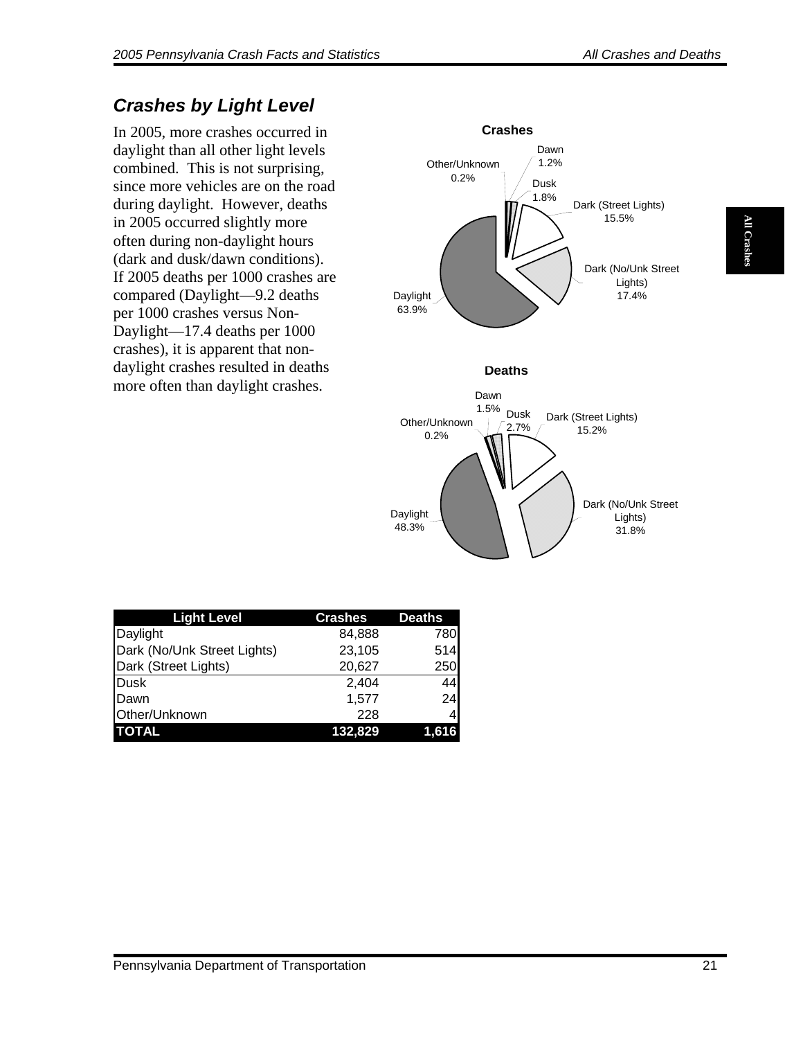## *Crashes by Light Level*

In 2005, more crashes occurred in daylight than all other light levels combined. This is not surprising, since more vehicles are on the road during daylight. However, deaths in 2005 occurred slightly more often during non-daylight hours (dark and dusk/dawn conditions). If 2005 deaths per 1000 crashes are compared (Daylight—9.2 deaths per 1000 crashes versus Non-Daylight—17.4 deaths per 1000 crashes), it is apparent that non-daylight crashes resulted in deaths more often than daylight crashes.

**Crashes**

- Daylight 63.9%
- Dark (No/Unk Street Lights) 17.4%
- Dark (Street Lights) 15.5%
- Dusk 1.8%
- Dawn 1.2%
- Other/Unknown 0.2%

**Deaths**

- Daylight 48.3%
- Dark (No/Unk Street Lights) 31.8%
- Dark (Street Lights) 15.2%
- Dusk 2.7%
- Dawn 1.5%
- Other/Unknown 0.2%

| Light Level | Crashes | Deaths |
|---|---|---|
| Daylight | 84,888 | 780 |
| Dark (No/Unk Street Lights) | 23,105 | 514 |
| Dark (Street Lights) | 20,627 | 250 |
| Dusk | 2,404 | 44 |
| Dawn | 1,577 | 24 |
| Other/Unknown | 228 | 4 |
| **TOTAL** | **132,829** | **1,616** |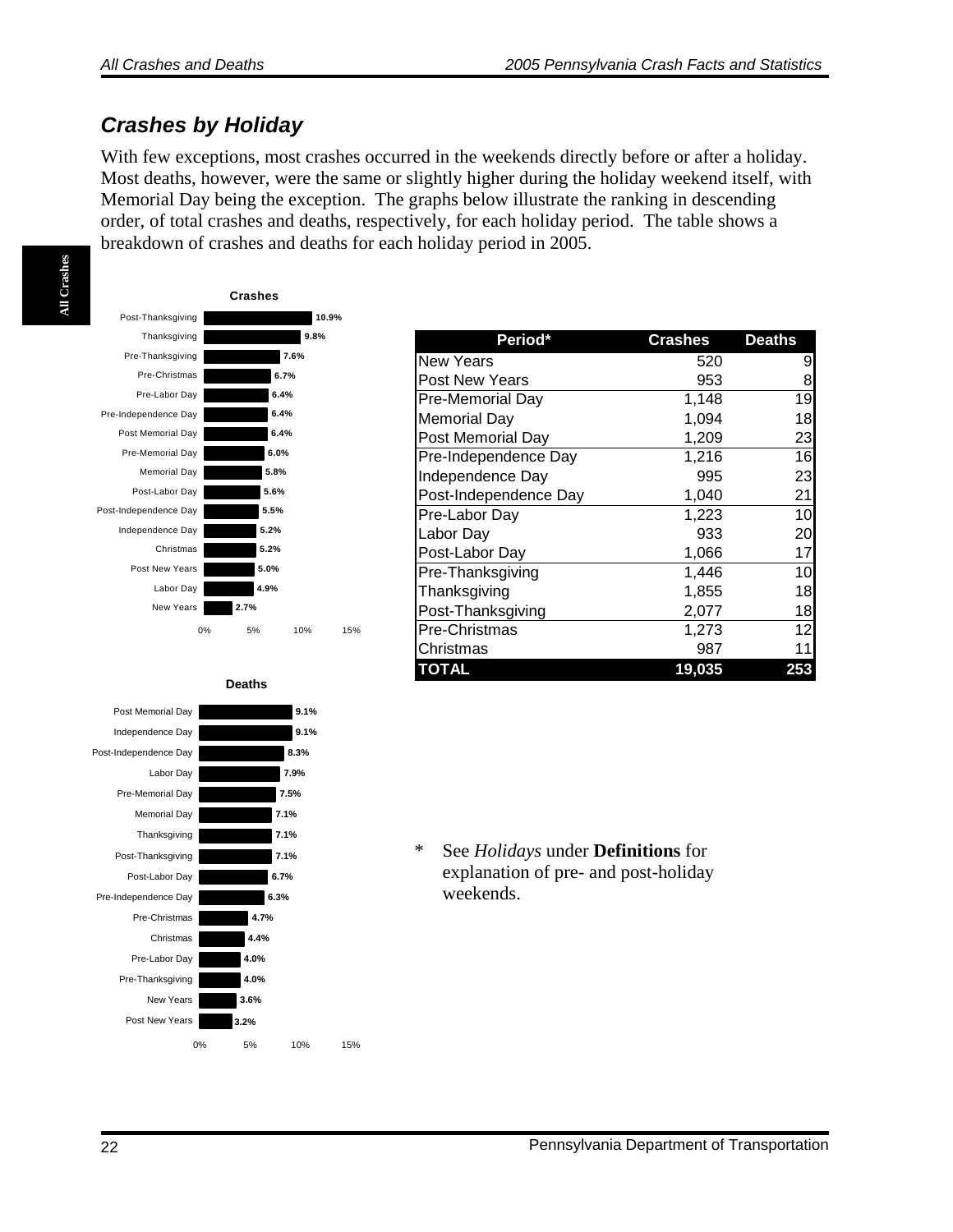## Crashes by Holiday

With few exceptions, most crashes occurred in the weekends directly before or after a holiday. Most deaths, however, were the same or slightly higher during the holiday weekend itself, with Memorial Day being the exception. The graphs below illustrate the ranking in descending order, of total crashes and deaths, respectively, for each holiday period. The table shows a breakdown of crashes and deaths for each holiday period in 2005.

**Crashes**

| Period | Percent |
|---|---|
| Post-Thanksgiving | 10.9% |
| Thanksgiving | 9.8% |
| Pre-Thanksgiving | 7.6% |
| Pre-Christmas | 6.7% |
| Pre-Labor Day | 6.4% |
| Pre-Independence Day | 6.4% |
| Post Memorial Day | 6.4% |
| Pre-Memorial Day | 6.0% |
| Memorial Day | 5.8% |
| Post-Labor Day | 5.6% |
| Post-Independence Day | 5.5% |
| Independence Day | 5.2% |
| Christmas | 5.2% |
| Post New Years | 5.0% |
| Labor Day | 4.9% |
| New Years | 2.7% |

**Deaths**

| Period | Percent |
|---|---|
| Post Memorial Day | 9.1% |
| Independence Day | 9.1% |
| Post-Independence Day | 8.3% |
| Labor Day | 7.9% |
| Pre-Memorial Day | 7.5% |
| Memorial Day | 7.1% |
| Thanksgiving | 7.1% |
| Post-Thanksgiving | 7.1% |
| Post-Labor Day | 6.7% |
| Pre-Independence Day | 6.3% |
| Pre-Christmas | 4.7% |
| Christmas | 4.4% |
| Pre-Labor Day | 4.0% |
| Pre-Thanksgiving | 4.0% |
| New Years | 3.6% |
| Post New Years | 3.2% |

| Period* | Crashes | Deaths |
|---|---|---|
| New Years | 520 | 9 |
| Post New Years | 953 | 8 |
| Pre-Memorial Day | 1,148 | 19 |
| Memorial Day | 1,094 | 18 |
| Post Memorial Day | 1,209 | 23 |
| Pre-Independence Day | 1,216 | 16 |
| Independence Day | 995 | 23 |
| Post-Independence Day | 1,040 | 21 |
| Pre-Labor Day | 1,223 | 10 |
| Labor Day | 933 | 20 |
| Post-Labor Day | 1,066 | 17 |
| Pre-Thanksgiving | 1,446 | 10 |
| Thanksgiving | 1,855 | 18 |
| Post-Thanksgiving | 2,077 | 18 |
| Pre-Christmas | 1,273 | 12 |
| Christmas | 987 | 11 |
| **TOTAL** | **19,035** | **253** |

* See *Holidays* under **Definitions** for explanation of pre- and post-holiday weekends.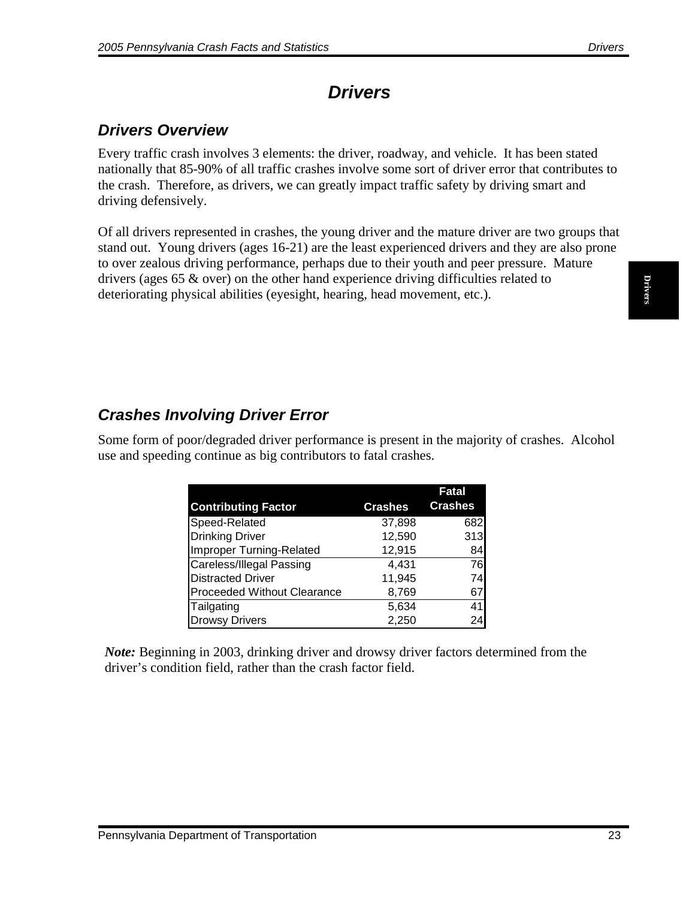# Drivers

## Drivers Overview

Every traffic crash involves 3 elements: the driver, roadway, and vehicle. It has been stated nationally that 85-90% of all traffic crashes involve some sort of driver error that contributes to the crash. Therefore, as drivers, we can greatly impact traffic safety by driving smart and driving defensively.

Of all drivers represented in crashes, the young driver and the mature driver are two groups that stand out. Young drivers (ages 16-21) are the least experienced drivers and they are also prone to over zealous driving performance, perhaps due to their youth and peer pressure. Mature drivers (ages 65 & over) on the other hand experience driving difficulties related to deteriorating physical abilities (eyesight, hearing, head movement, etc.).

## Crashes Involving Driver Error

Some form of poor/degraded driver performance is present in the majority of crashes. Alcohol use and speeding continue as big contributors to fatal crashes.

| Contributing Factor | Crashes | Fatal Crashes |
|---|---|---|
| Speed-Related | 37,898 | 682 |
| Drinking Driver | 12,590 | 313 |
| Improper Turning-Related | 12,915 | 84 |
| Careless/Illegal Passing | 4,431 | 76 |
| Distracted Driver | 11,945 | 74 |
| Proceeded Without Clearance | 8,769 | 67 |
| Tailgating | 5,634 | 41 |
| Drowsy Drivers | 2,250 | 24 |

***Note:*** Beginning in 2003, drinking driver and drowsy driver factors determined from the driver's condition field, rather than the crash factor field.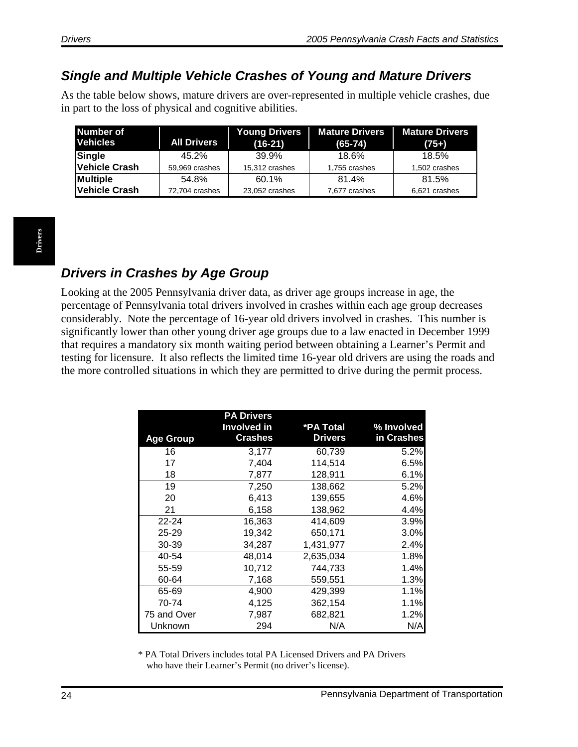## Single and Multiple Vehicle Crashes of Young and Mature Drivers

As the table below shows, mature drivers are over-represented in multiple vehicle crashes, due in part to the loss of physical and cognitive abilities.

| Number of Vehicles | All Drivers | Young Drivers (16-21) | Mature Drivers (65-74) | Mature Drivers (75+) |
|---|---|---|---|---|
| Single Vehicle Crash | 45.2%<br>59,969 crashes | 39.9%<br>15,312 crashes | 18.6%<br>1,755 crashes | 18.5%<br>1,502 crashes |
| Multiple Vehicle Crash | 54.8%<br>72,704 crashes | 60.1%<br>23,052 crashes | 81.4%<br>7,677 crashes | 81.5%<br>6,621 crashes |

## Drivers in Crashes by Age Group

Looking at the 2005 Pennsylvania driver data, as driver age groups increase in age, the percentage of Pennsylvania total drivers involved in crashes within each age group decreases considerably. Note the percentage of 16-year old drivers involved in crashes. This number is significantly lower than other young driver age groups due to a law enacted in December 1999 that requires a mandatory six month waiting period between obtaining a Learner's Permit and testing for licensure. It also reflects the limited time 16-year old drivers are using the roads and the more controlled situations in which they are permitted to drive during the permit process.

| Age Group | PA Drivers Involved in Crashes | *PA Total Drivers | % Involved in Crashes |
|---|---|---|---|
| 16 | 3,177 | 60,739 | 5.2% |
| 17 | 7,404 | 114,514 | 6.5% |
| 18 | 7,877 | 128,911 | 6.1% |
| 19 | 7,250 | 138,662 | 5.2% |
| 20 | 6,413 | 139,655 | 4.6% |
| 21 | 6,158 | 138,962 | 4.4% |
| 22-24 | 16,363 | 414,609 | 3.9% |
| 25-29 | 19,342 | 650,171 | 3.0% |
| 30-39 | 34,287 | 1,431,977 | 2.4% |
| 40-54 | 48,014 | 2,635,034 | 1.8% |
| 55-59 | 10,712 | 744,733 | 1.4% |
| 60-64 | 7,168 | 559,551 | 1.3% |
| 65-69 | 4,900 | 429,399 | 1.1% |
| 70-74 | 4,125 | 362,154 | 1.1% |
| 75 and Over | 7,987 | 682,821 | 1.2% |
| Unknown | 294 | N/A | N/A |

* PA Total Drivers includes total PA Licensed Drivers and PA Drivers who have their Learner's Permit (no driver's license).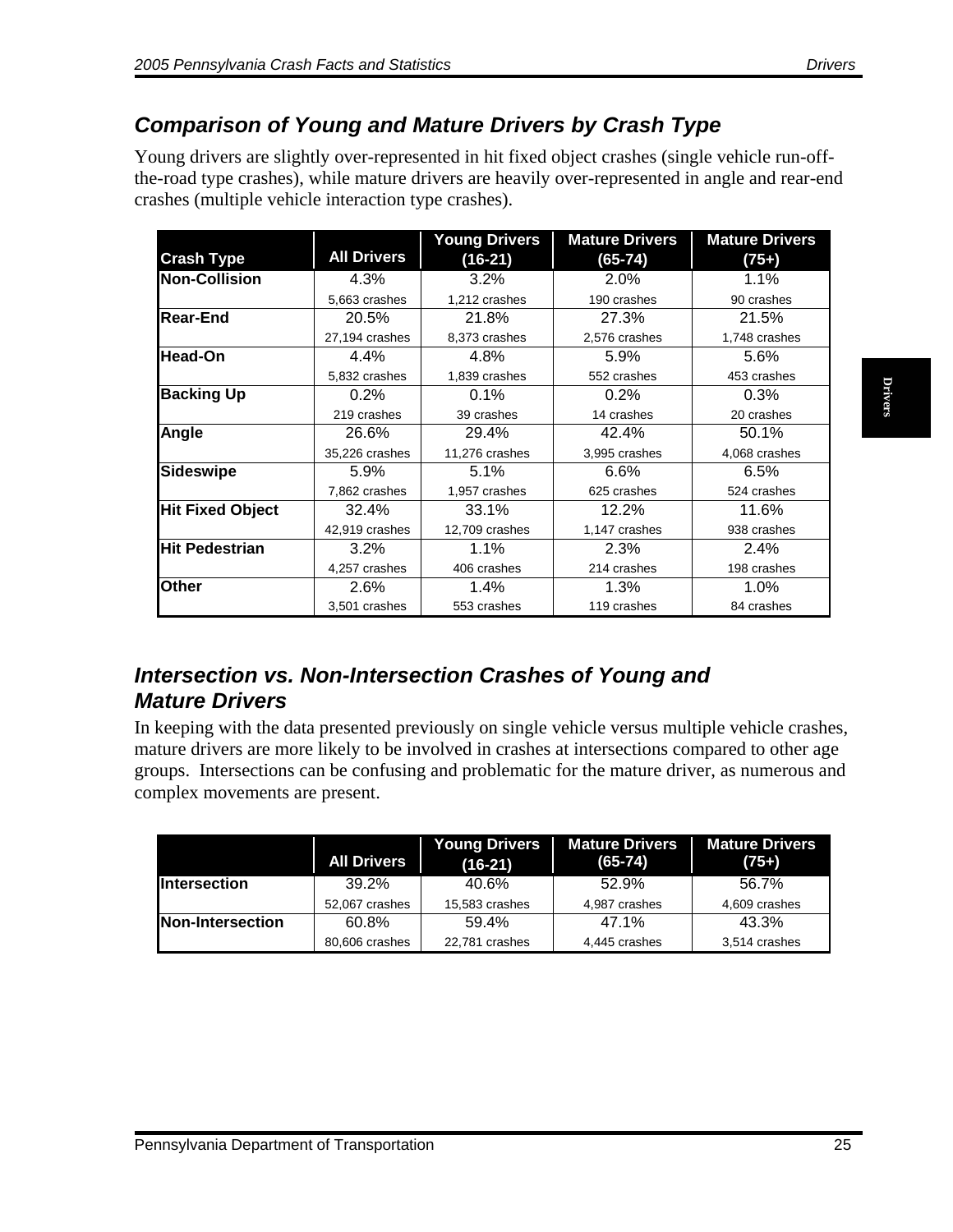## *Comparison of Young and Mature Drivers by Crash Type*

Young drivers are slightly over-represented in hit fixed object crashes (single vehicle run-off-the-road type crashes), while mature drivers are heavily over-represented in angle and rear-end crashes (multiple vehicle interaction type crashes).

| Crash Type | All Drivers | Young Drivers (16-21) | Mature Drivers (65-74) | Mature Drivers (75+) |
|---|---|---|---|---|
| **Non-Collision** | 4.3%<br>5,663 crashes | 3.2%<br>1,212 crashes | 2.0%<br>190 crashes | 1.1%<br>90 crashes |
| **Rear-End** | 20.5%<br>27,194 crashes | 21.8%<br>8,373 crashes | 27.3%<br>2,576 crashes | 21.5%<br>1,748 crashes |
| **Head-On** | 4.4%<br>5,832 crashes | 4.8%<br>1,839 crashes | 5.9%<br>552 crashes | 5.6%<br>453 crashes |
| **Backing Up** | 0.2%<br>219 crashes | 0.1%<br>39 crashes | 0.2%<br>14 crashes | 0.3%<br>20 crashes |
| **Angle** | 26.6%<br>35,226 crashes | 29.4%<br>11,276 crashes | 42.4%<br>3,995 crashes | 50.1%<br>4,068 crashes |
| **Sideswipe** | 5.9%<br>7,862 crashes | 5.1%<br>1,957 crashes | 6.6%<br>625 crashes | 6.5%<br>524 crashes |
| **Hit Fixed Object** | 32.4%<br>42,919 crashes | 33.1%<br>12,709 crashes | 12.2%<br>1,147 crashes | 11.6%<br>938 crashes |
| **Hit Pedestrian** | 3.2%<br>4,257 crashes | 1.1%<br>406 crashes | 2.3%<br>214 crashes | 2.4%<br>198 crashes |
| **Other** | 2.6%<br>3,501 crashes | 1.4%<br>553 crashes | 1.3%<br>119 crashes | 1.0%<br>84 crashes |

## *Intersection vs. Non-Intersection Crashes of Young and Mature Drivers*

In keeping with the data presented previously on single vehicle versus multiple vehicle crashes, mature drivers are more likely to be involved in crashes at intersections compared to other age groups. Intersections can be confusing and problematic for the mature driver, as numerous and complex movements are present.

| | All Drivers | Young Drivers (16-21) | Mature Drivers (65-74) | Mature Drivers (75+) |
|---|---|---|---|---|
| **Intersection** | 39.2%<br>52,067 crashes | 40.6%<br>15,583 crashes | 52.9%<br>4,987 crashes | 56.7%<br>4,609 crashes |
| **Non-Intersection** | 60.8%<br>80,606 crashes | 59.4%<br>22,781 crashes | 47.1%<br>4,445 crashes | 43.3%<br>3,514 crashes |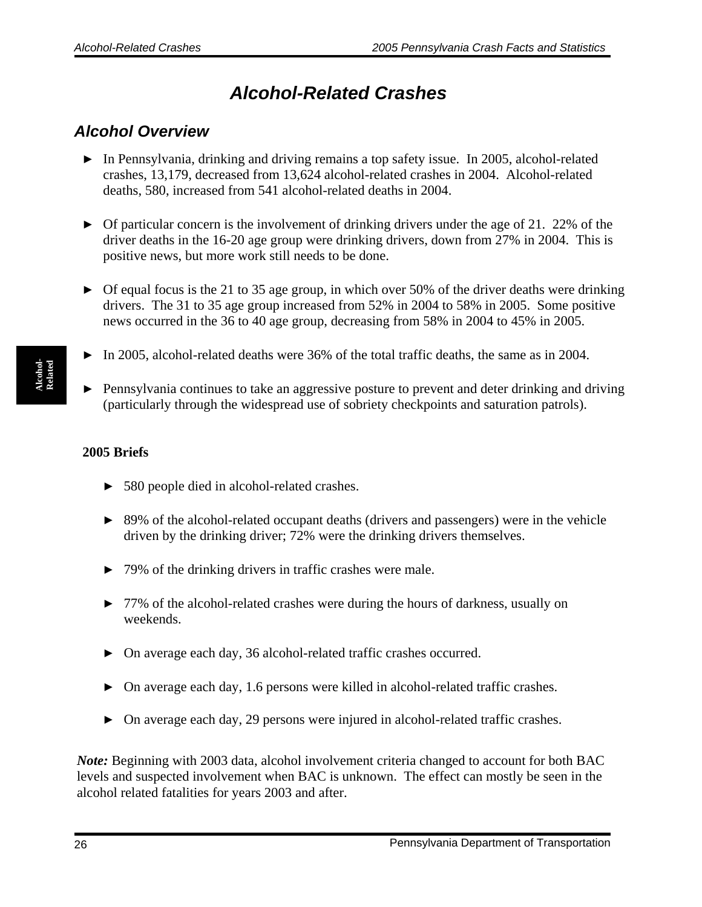# Alcohol-Related Crashes

## Alcohol Overview

- ► In Pennsylvania, drinking and driving remains a top safety issue. In 2005, alcohol-related crashes, 13,179, decreased from 13,624 alcohol-related crashes in 2004. Alcohol-related deaths, 580, increased from 541 alcohol-related deaths in 2004.

- ► Of particular concern is the involvement of drinking drivers under the age of 21. 22% of the driver deaths in the 16-20 age group were drinking drivers, down from 27% in 2004. This is positive news, but more work still needs to be done.

- ► Of equal focus is the 21 to 35 age group, in which over 50% of the driver deaths were drinking drivers. The 31 to 35 age group increased from 52% in 2004 to 58% in 2005. Some positive news occurred in the 36 to 40 age group, decreasing from 58% in 2004 to 45% in 2005.

- ► In 2005, alcohol-related deaths were 36% of the total traffic deaths, the same as in 2004.

- ► Pennsylvania continues to take an aggressive posture to prevent and deter drinking and driving (particularly through the widespread use of sobriety checkpoints and saturation patrols).

**2005 Briefs**

- ► 580 people died in alcohol-related crashes.

- ► 89% of the alcohol-related occupant deaths (drivers and passengers) were in the vehicle driven by the drinking driver; 72% were the drinking drivers themselves.

- ► 79% of the drinking drivers in traffic crashes were male.

- ► 77% of the alcohol-related crashes were during the hours of darkness, usually on weekends.

- ► On average each day, 36 alcohol-related traffic crashes occurred.

- ► On average each day, 1.6 persons were killed in alcohol-related traffic crashes.

- ► On average each day, 29 persons were injured in alcohol-related traffic crashes.

***Note:*** Beginning with 2003 data, alcohol involvement criteria changed to account for both BAC levels and suspected involvement when BAC is unknown. The effect can mostly be seen in the alcohol related fatalities for years 2003 and after.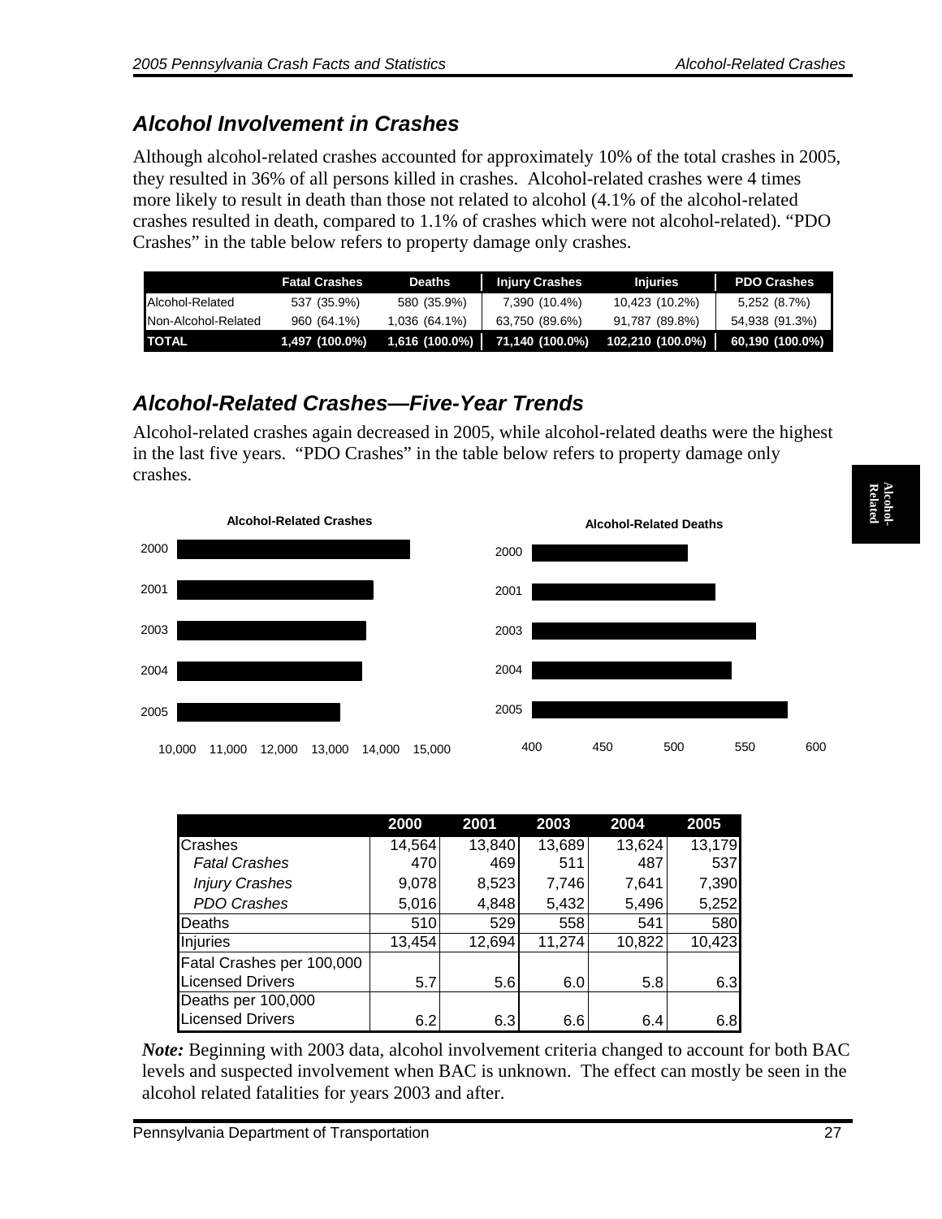## *Alcohol Involvement in Crashes*

Although alcohol-related crashes accounted for approximately 10% of the total crashes in 2005, they resulted in 36% of all persons killed in crashes. Alcohol-related crashes were 4 times more likely to result in death than those not related to alcohol (4.1% of the alcohol-related crashes resulted in death, compared to 1.1% of crashes which were not alcohol-related). "PDO Crashes" in the table below refers to property damage only crashes.

| | Fatal Crashes | Deaths | Injury Crashes | Injuries | PDO Crashes |
|---|---|---|---|---|---|
| Alcohol-Related | 537 (35.9%) | 580 (35.9%) | 7,390 (10.4%) | 10,423 (10.2%) | 5,252 (8.7%) |
| Non-Alcohol-Related | 960 (64.1%) | 1,036 (64.1%) | 63,750 (89.6%) | 91,787 (89.8%) | 54,938 (91.3%) |
| **TOTAL** | **1,497 (100.0%)** | **1,616 (100.0%)** | **71,140 (100.0%)** | **102,210 (100.0%)** | **60,190 (100.0%)** |

## *Alcohol-Related Crashes—Five-Year Trends*

Alcohol-related crashes again decreased in 2005, while alcohol-related deaths were the highest in the last five years. "PDO Crashes" in the table below refers to property damage only crashes.

| | 2000 | 2001 | 2003 | 2004 | 2005 |
|---|---|---|---|---|---|
| Crashes | 14,564 | 13,840 | 13,689 | 13,624 | 13,179 |
| *Fatal Crashes* | 470 | 469 | 511 | 487 | 537 |
| *Injury Crashes* | 9,078 | 8,523 | 7,746 | 7,641 | 7,390 |
| *PDO Crashes* | 5,016 | 4,848 | 5,432 | 5,496 | 5,252 |
| Deaths | 510 | 529 | 558 | 541 | 580 |
| Injuries | 13,454 | 12,694 | 11,274 | 10,822 | 10,423 |
| Fatal Crashes per 100,000 Licensed Drivers | 5.7 | 5.6 | 6.0 | 5.8 | 6.3 |
| Deaths per 100,000 Licensed Drivers | 6.2 | 6.3 | 6.6 | 6.4 | 6.8 |

***Note:*** Beginning with 2003 data, alcohol involvement criteria changed to account for both BAC levels and suspected involvement when BAC is unknown. The effect can mostly be seen in the alcohol related fatalities for years 2003 and after.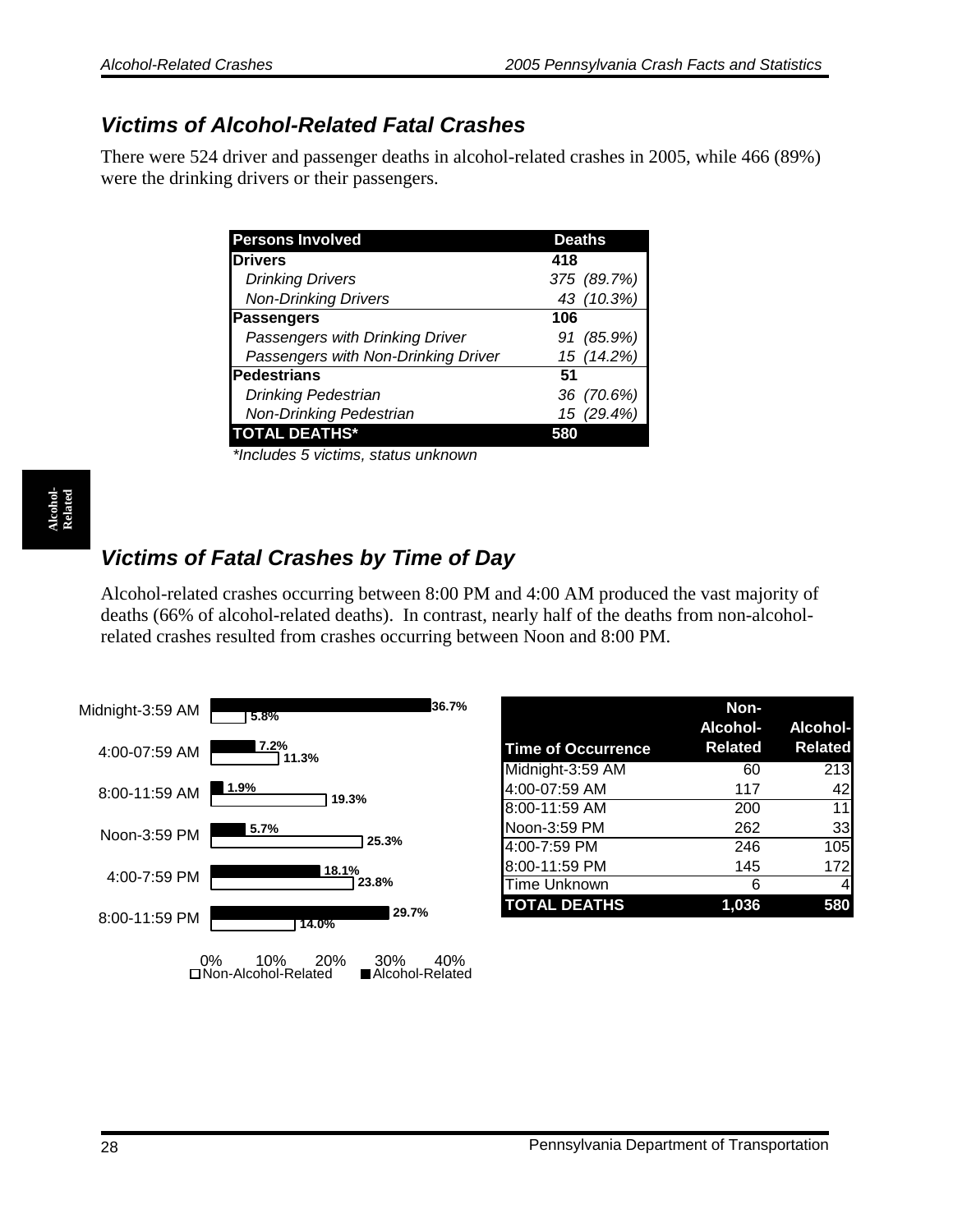## Victims of Alcohol-Related Fatal Crashes

There were 524 driver and passenger deaths in alcohol-related crashes in 2005, while 466 (89%) were the drinking drivers or their passengers.

| Persons Involved | Deaths |
|---|---|
| **Drivers** | **418** |
| *Drinking Drivers* | *375 (89.7%)* |
| *Non-Drinking Drivers* | *43 (10.3%)* |
| **Passengers** | **106** |
| *Passengers with Drinking Driver* | *91 (85.9%)* |
| *Passengers with Non-Drinking Driver* | *15 (14.2%)* |
| **Pedestrians** | **51** |
| *Drinking Pedestrian* | *36 (70.6%)* |
| *Non-Drinking Pedestrian* | *15 (29.4%)* |
| **TOTAL DEATHS*** | **580** |

*\*Includes 5 victims, status unknown*

## Victims of Fatal Crashes by Time of Day

Alcohol-related crashes occurring between 8:00 PM and 4:00 AM produced the vast majority of deaths (66% of alcohol-related deaths). In contrast, nearly half of the deaths from non-alcohol-related crashes resulted from crashes occurring between Noon and 8:00 PM.

| Time of Day | Non-Alcohol-Related | Alcohol-Related |
|---|---|---|
| Midnight-3:59 AM | 5.8% | 36.7% |
| 4:00-07:59 AM | 11.3% | 7.2% |
| 8:00-11:59 AM | 19.3% | 1.9% |
| Noon-3:59 PM | 25.3% | 5.7% |
| 4:00-7:59 PM | 23.8% | 18.1% |
| 8:00-11:59 PM | 14.0% | 29.7% |

| Time of Occurrence | Non-Alcohol-Related | Alcohol-Related |
|---|---|---|
| Midnight-3:59 AM | 60 | 213 |
| 4:00-07:59 AM | 117 | 42 |
| 8:00-11:59 AM | 200 | 11 |
| Noon-3:59 PM | 262 | 33 |
| 4:00-7:59 PM | 246 | 105 |
| 8:00-11:59 PM | 145 | 172 |
| Time Unknown | 6 | 4 |
| **TOTAL DEATHS** | **1,036** | **580** |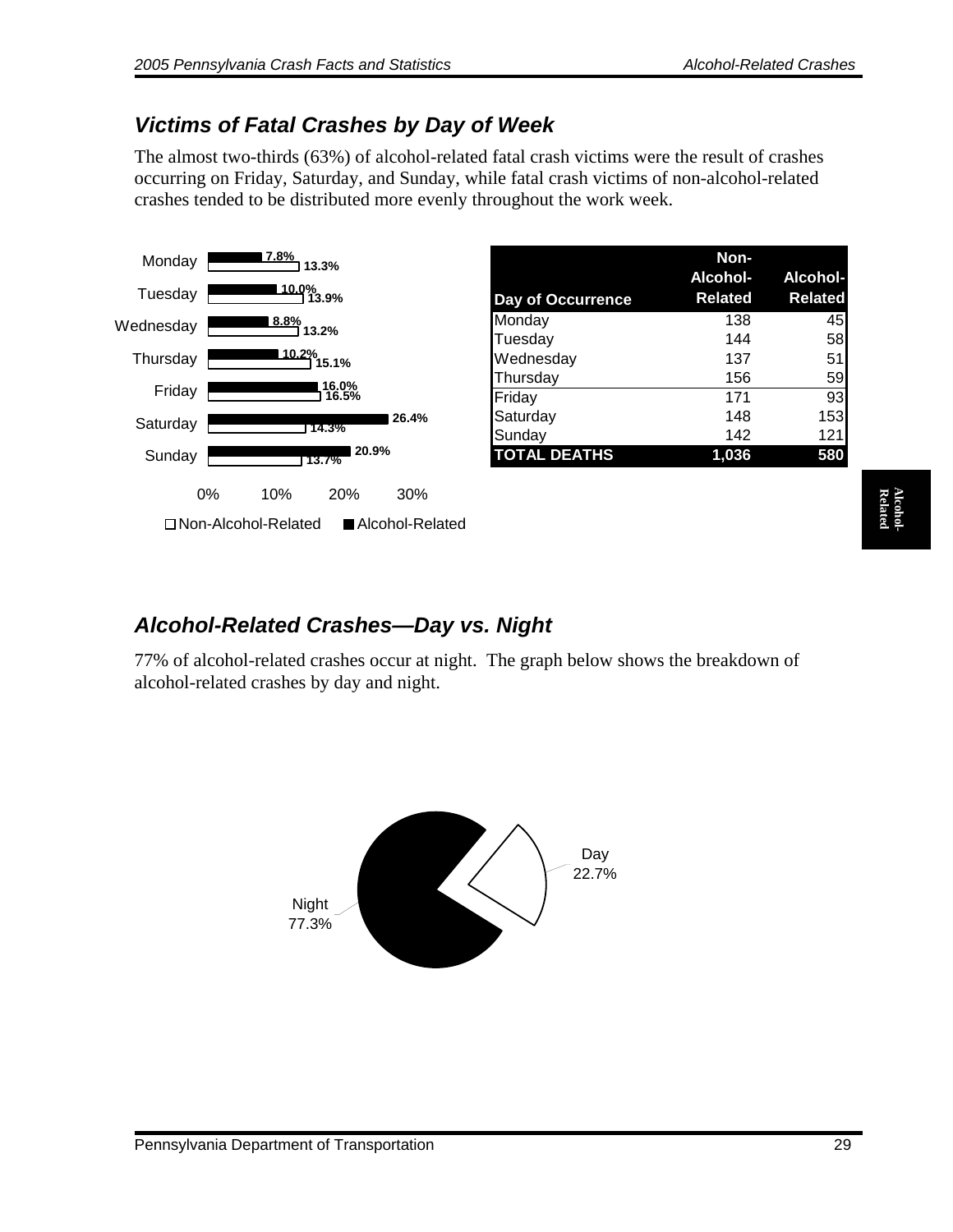## *Victims of Fatal Crashes by Day of Week*

The almost two-thirds (63%) of alcohol-related fatal crash victims were the result of crashes occurring on Friday, Saturday, and Sunday, while fatal crash victims of non-alcohol-related crashes tended to be distributed more evenly throughout the work week.

| Day of Week | Non-Alcohol-Related | Alcohol-Related |
|---|---|---|
| Monday | 13.3% | 7.8% |
| Tuesday | 13.9% | 10.0% |
| Wednesday | 13.2% | 8.8% |
| Thursday | 15.1% | 10.2% |
| Friday | 16.5% | 16.0% |
| Saturday | 14.3% | 26.4% |
| Sunday | 13.7% | 20.9% |

| Day of Occurrence | Non-Alcohol-Related | Alcohol-Related |
|---|---|---|
| Monday | 138 | 45 |
| Tuesday | 144 | 58 |
| Wednesday | 137 | 51 |
| Thursday | 156 | 59 |
| Friday | 171 | 93 |
| Saturday | 148 | 153 |
| Sunday | 142 | 121 |
| **TOTAL DEATHS** | **1,036** | **580** |

## *Alcohol-Related Crashes—Day vs. Night*

77% of alcohol-related crashes occur at night. The graph below shows the breakdown of alcohol-related crashes by day and night.

Night 77.3%

Day 22.7%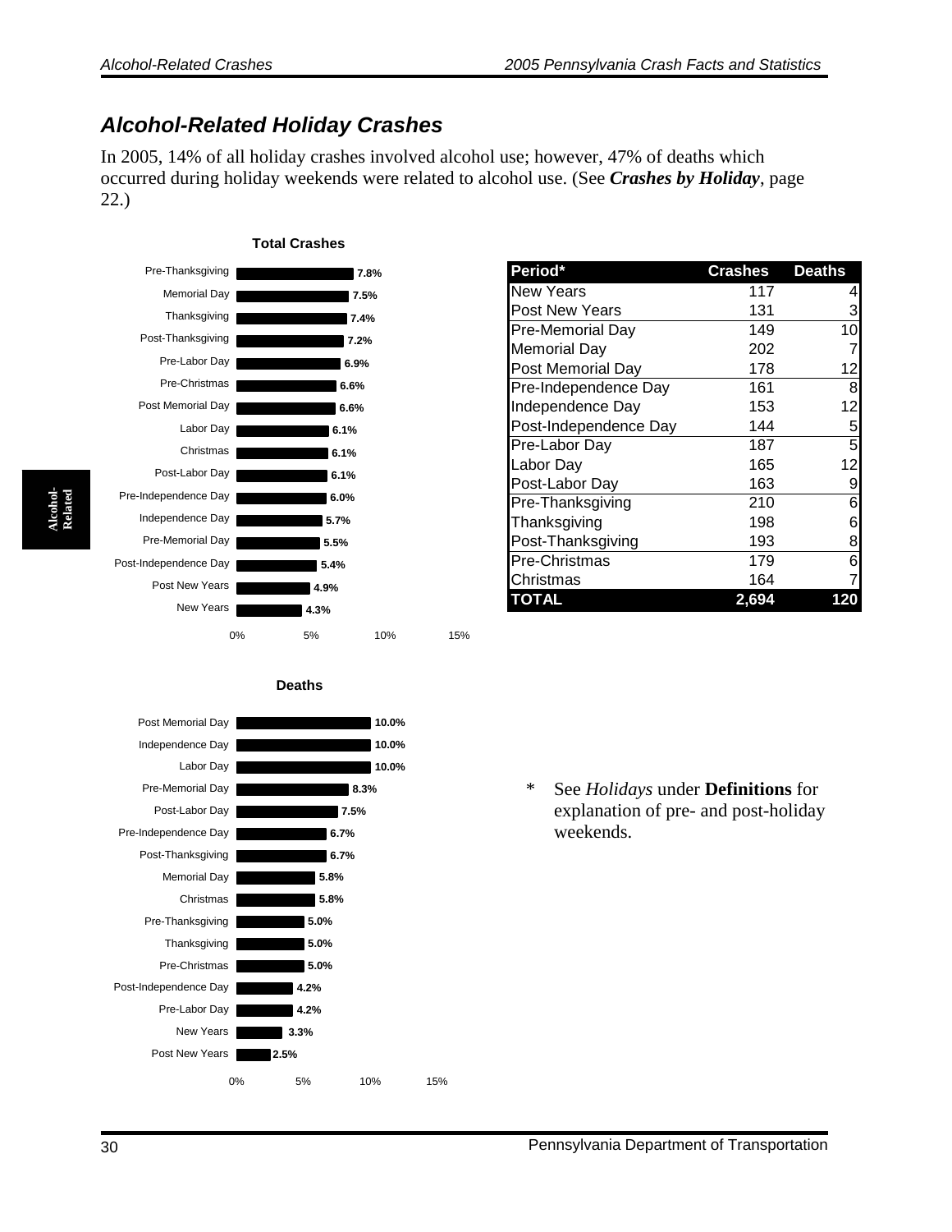## Alcohol-Related Holiday Crashes

In 2005, 14% of all holiday crashes involved alcohol use; however, 47% of deaths which occurred during holiday weekends were related to alcohol use. (See ***Crashes by Holiday***, page 22.)

**Total Crashes**

| Period | Percent |
|---|---|
| Pre-Thanksgiving | 7.8% |
| Memorial Day | 7.5% |
| Thanksgiving | 7.4% |
| Post-Thanksgiving | 7.2% |
| Pre-Labor Day | 6.9% |
| Pre-Christmas | 6.6% |
| Post Memorial Day | 6.6% |
| Labor Day | 6.1% |
| Christmas | 6.1% |
| Post-Labor Day | 6.1% |
| Pre-Independence Day | 6.0% |
| Independence Day | 5.7% |
| Pre-Memorial Day | 5.5% |
| Post-Independence Day | 5.4% |
| Post New Years | 4.9% |
| New Years | 4.3% |

| Period* | Crashes | Deaths |
|---|---|---|
| New Years | 117 | 4 |
| Post New Years | 131 | 3 |
| Pre-Memorial Day | 149 | 10 |
| Memorial Day | 202 | 7 |
| Post Memorial Day | 178 | 12 |
| Pre-Independence Day | 161 | 8 |
| Independence Day | 153 | 12 |
| Post-Independence Day | 144 | 5 |
| Pre-Labor Day | 187 | 5 |
| Labor Day | 165 | 12 |
| Post-Labor Day | 163 | 9 |
| Pre-Thanksgiving | 210 | 6 |
| Thanksgiving | 198 | 6 |
| Post-Thanksgiving | 193 | 8 |
| Pre-Christmas | 179 | 6 |
| Christmas | 164 | 7 |
| **TOTAL** | **2,694** | **120** |

**Deaths**

| Period | Percent |
|---|---|
| Post Memorial Day | 10.0% |
| Independence Day | 10.0% |
| Labor Day | 10.0% |
| Pre-Memorial Day | 8.3% |
| Post-Labor Day | 7.5% |
| Pre-Independence Day | 6.7% |
| Post-Thanksgiving | 6.7% |
| Memorial Day | 5.8% |
| Christmas | 5.8% |
| Pre-Thanksgiving | 5.0% |
| Thanksgiving | 5.0% |
| Pre-Christmas | 5.0% |
| Post-Independence Day | 4.2% |
| Pre-Labor Day | 4.2% |
| New Years | 3.3% |
| Post New Years | 2.5% |

\* See *Holidays* under **Definitions** for explanation of pre- and post-holiday weekends.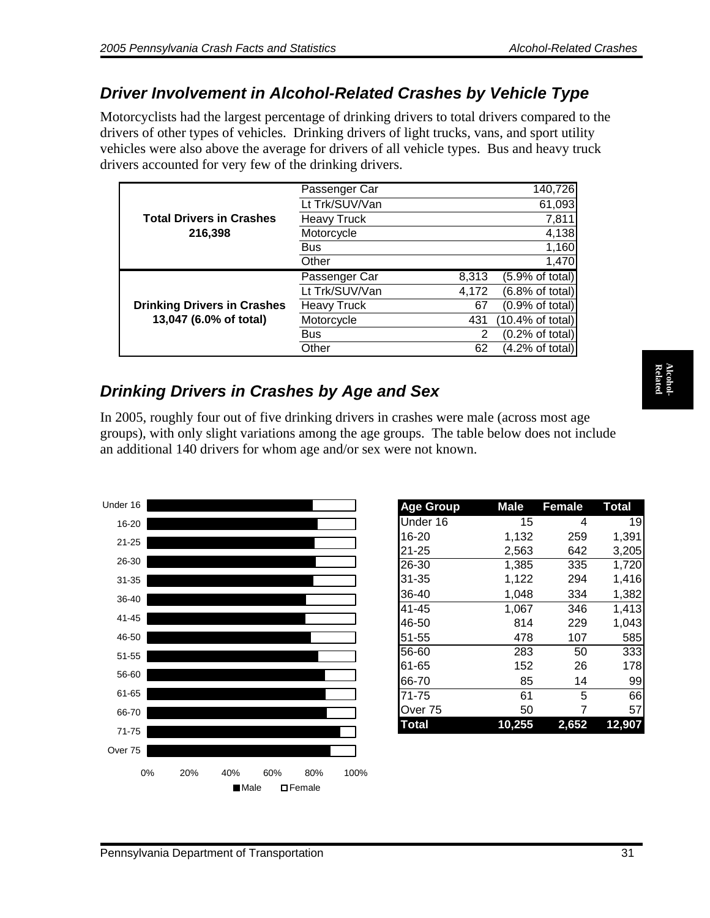## Driver Involvement in Alcohol-Related Crashes by Vehicle Type

Motorcyclists had the largest percentage of drinking drivers to total drivers compared to the drivers of other types of vehicles. Drinking drivers of light trucks, vans, and sport utility vehicles were also above the average for drivers of all vehicle types. Bus and heavy truck drivers accounted for very few of the drinking drivers.

| | | | |
|---|---|---|---|
| **Total Drivers in Crashes 216,398** | Passenger Car | | 140,726 |
| | Lt Trk/SUV/Van | | 61,093 |
| | Heavy Truck | | 7,811 |
| | Motorcycle | | 4,138 |
| | Bus | | 1,160 |
| | Other | | 1,470 |
| **Drinking Drivers in Crashes 13,047 (6.0% of total)** | Passenger Car | 8,313 | (5.9% of total) |
| | Lt Trk/SUV/Van | 4,172 | (6.8% of total) |
| | Heavy Truck | 67 | (0.9% of total) |
| | Motorcycle | 431 | (10.4% of total) |
| | Bus | 2 | (0.2% of total) |
| | Other | 62 | (4.2% of total) |

## Drinking Drivers in Crashes by Age and Sex

In 2005, roughly four out of five drinking drivers in crashes were male (across most age groups), with only slight variations among the age groups. The table below does not include an additional 140 drivers for whom age and/or sex were not known.

| Age Group | Male | Female | Total |
|---|---|---|---|
| Under 16 | 15 | 4 | 19 |
| 16-20 | 1,132 | 259 | 1,391 |
| 21-25 | 2,563 | 642 | 3,205 |
| 26-30 | 1,385 | 335 | 1,720 |
| 31-35 | 1,122 | 294 | 1,416 |
| 36-40 | 1,048 | 334 | 1,382 |
| 41-45 | 1,067 | 346 | 1,413 |
| 46-50 | 814 | 229 | 1,043 |
| 51-55 | 478 | 107 | 585 |
| 56-60 | 283 | 50 | 333 |
| 61-65 | 152 | 26 | 178 |
| 66-70 | 85 | 14 | 99 |
| 71-75 | 61 | 5 | 66 |
| Over 75 | 50 | 7 | 57 |
| **Total** | **10,255** | **2,652** | **12,907** |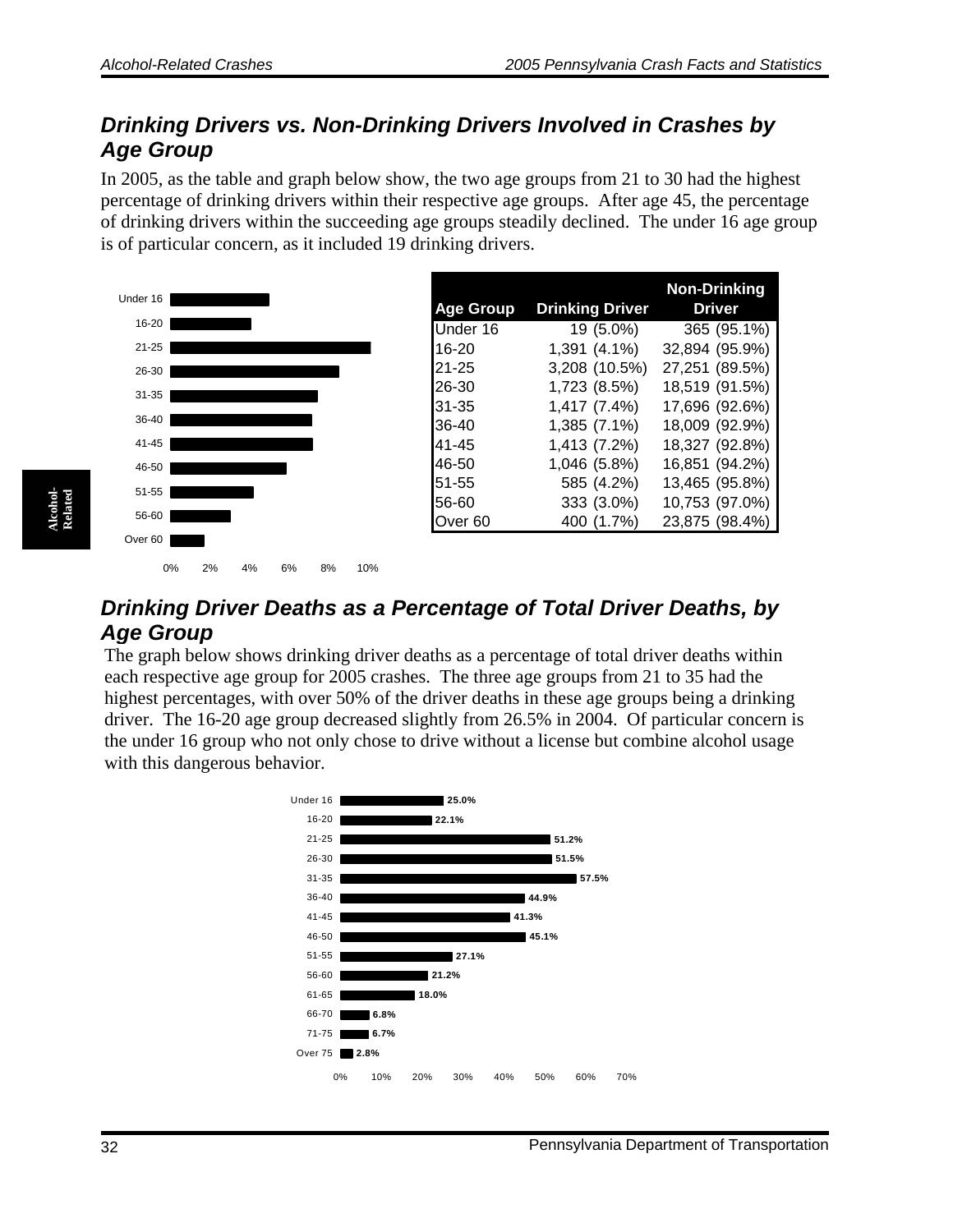## Drinking Drivers vs. Non-Drinking Drivers Involved in Crashes by Age Group

In 2005, as the table and graph below show, the two age groups from 21 to 30 had the highest percentage of drinking drivers within their respective age groups. After age 45, the percentage of drinking drivers within the succeeding age groups steadily declined. The under 16 age group is of particular concern, as it included 19 drinking drivers.

| Age Group | Drinking Driver | Non-Drinking Driver |
|---|---|---|
| Under 16 | 19 (5.0%) | 365 (95.1%) |
| 16-20 | 1,391 (4.1%) | 32,894 (95.9%) |
| 21-25 | 3,208 (10.5%) | 27,251 (89.5%) |
| 26-30 | 1,723 (8.5%) | 18,519 (91.5%) |
| 31-35 | 1,417 (7.4%) | 17,696 (92.6%) |
| 36-40 | 1,385 (7.1%) | 18,009 (92.9%) |
| 41-45 | 1,413 (7.2%) | 18,327 (92.8%) |
| 46-50 | 1,046 (5.8%) | 16,851 (94.2%) |
| 51-55 | 585 (4.2%) | 13,465 (95.8%) |
| 56-60 | 333 (3.0%) | 10,753 (97.0%) |
| Over 60 | 400 (1.7%) | 23,875 (98.4%) |

## Drinking Driver Deaths as a Percentage of Total Driver Deaths, by Age Group

The graph below shows drinking driver deaths as a percentage of total driver deaths within each respective age group for 2005 crashes. The three age groups from 21 to 35 had the highest percentages, with over 50% of the driver deaths in these age groups being a drinking driver. The 16-20 age group decreased slightly from 26.5% in 2004. Of particular concern is the under 16 group who not only chose to drive without a license but combine alcohol usage with this dangerous behavior.

| Age Group | Percentage |
|---|---|
| Under 16 | 25.0% |
| 16-20 | 22.1% |
| 21-25 | 51.2% |
| 26-30 | 51.5% |
| 31-35 | 57.5% |
| 36-40 | 44.9% |
| 41-45 | 41.3% |
| 46-50 | 45.1% |
| 51-55 | 27.1% |
| 56-60 | 21.2% |
| 61-65 | 18.0% |
| 66-70 | 6.8% |
| 71-75 | 6.7% |
| Over 75 | 2.8% |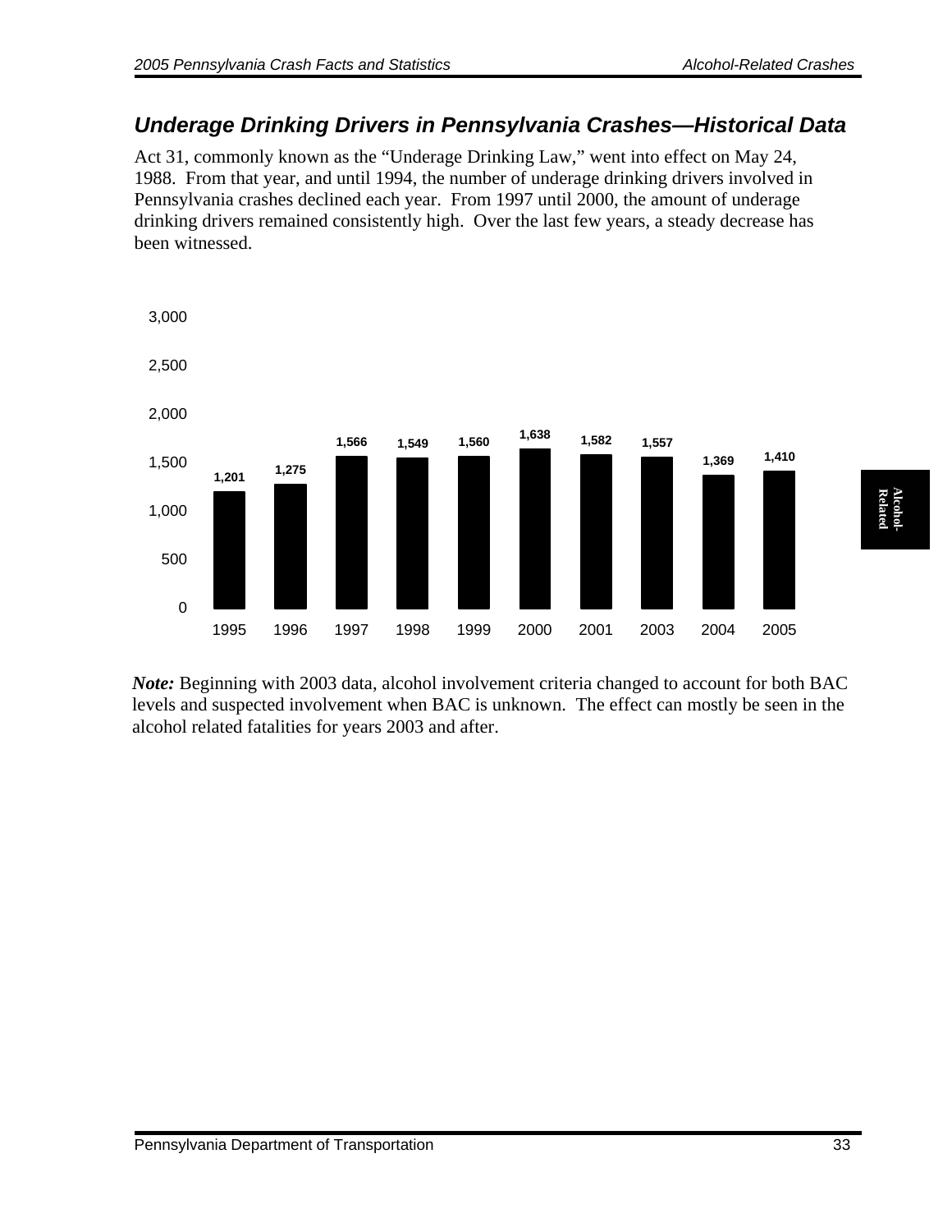## Underage Drinking Drivers in Pennsylvania Crashes—Historical Data

Act 31, commonly known as the "Underage Drinking Law," went into effect on May 24, 1988. From that year, and until 1994, the number of underage drinking drivers involved in Pennsylvania crashes declined each year. From 1997 until 2000, the amount of underage drinking drivers remained consistently high. Over the last few years, a steady decrease has been witnessed.

| Year | Underage Drinking Drivers |
|---|---|
| 1995 | 1,201 |
| 1996 | 1,275 |
| 1997 | 1,566 |
| 1998 | 1,549 |
| 1999 | 1,560 |
| 2000 | 1,638 |
| 2001 | 1,582 |
| 2003 | 1,557 |
| 2004 | 1,369 |
| 2005 | 1,410 |

***Note:*** Beginning with 2003 data, alcohol involvement criteria changed to account for both BAC levels and suspected involvement when BAC is unknown. The effect can mostly be seen in the alcohol related fatalities for years 2003 and after.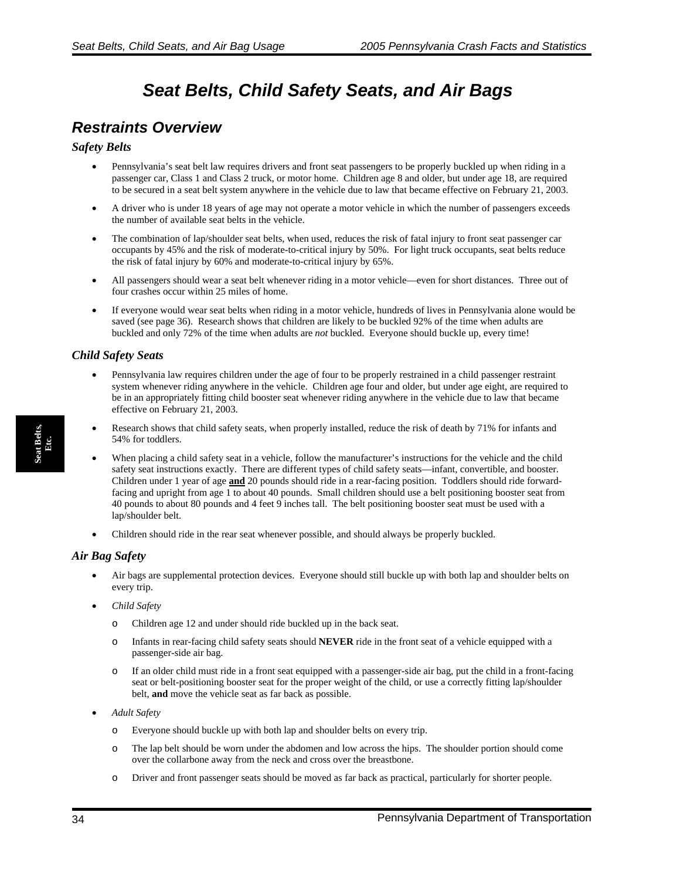# Seat Belts, Child Safety Seats, and Air Bags

## Restraints Overview

### Safety Belts

- Pennsylvania's seat belt law requires drivers and front seat passengers to be properly buckled up when riding in a passenger car, Class 1 and Class 2 truck, or motor home. Children age 8 and older, but under age 18, are required to be secured in a seat belt system anywhere in the vehicle due to law that became effective on February 21, 2003.
- A driver who is under 18 years of age may not operate a motor vehicle in which the number of passengers exceeds the number of available seat belts in the vehicle.
- The combination of lap/shoulder seat belts, when used, reduces the risk of fatal injury to front seat passenger car occupants by 45% and the risk of moderate-to-critical injury by 50%. For light truck occupants, seat belts reduce the risk of fatal injury by 60% and moderate-to-critical injury by 65%.
- All passengers should wear a seat belt whenever riding in a motor vehicle—even for short distances. Three out of four crashes occur within 25 miles of home.
- If everyone would wear seat belts when riding in a motor vehicle, hundreds of lives in Pennsylvania alone would be saved (see page 36). Research shows that children are likely to be buckled 92% of the time when adults are buckled and only 72% of the time when adults are *not* buckled. Everyone should buckle up, every time!

### Child Safety Seats

- Pennsylvania law requires children under the age of four to be properly restrained in a child passenger restraint system whenever riding anywhere in the vehicle. Children age four and older, but under age eight, are required to be in an appropriately fitting child booster seat whenever riding anywhere in the vehicle due to law that became effective on February 21, 2003.
- Research shows that child safety seats, when properly installed, reduce the risk of death by 71% for infants and 54% for toddlers.
- When placing a child safety seat in a vehicle, follow the manufacturer's instructions for the vehicle and the child safety seat instructions exactly. There are different types of child safety seats—infant, convertible, and booster. Children under 1 year of age **and** 20 pounds should ride in a rear-facing position. Toddlers should ride forward-facing and upright from age 1 to about 40 pounds. Small children should use a belt positioning booster seat from 40 pounds to about 80 pounds and 4 feet 9 inches tall. The belt positioning booster seat must be used with a lap/shoulder belt.
- Children should ride in the rear seat whenever possible, and should always be properly buckled.

### Air Bag Safety

- Air bags are supplemental protection devices. Everyone should still buckle up with both lap and shoulder belts on every trip.
- *Child Safety*
  - Children age 12 and under should ride buckled up in the back seat.
  - Infants in rear-facing child safety seats should **NEVER** ride in the front seat of a vehicle equipped with a passenger-side air bag.
  - If an older child must ride in a front seat equipped with a passenger-side air bag, put the child in a front-facing seat or belt-positioning booster seat for the proper weight of the child, or use a correctly fitting lap/shoulder belt, **and** move the vehicle seat as far back as possible.
- *Adult Safety*
  - Everyone should buckle up with both lap and shoulder belts on every trip.
  - The lap belt should be worn under the abdomen and low across the hips. The shoulder portion should come over the collarbone away from the neck and cross over the breastbone.
  - Driver and front passenger seats should be moved as far back as practical, particularly for shorter people.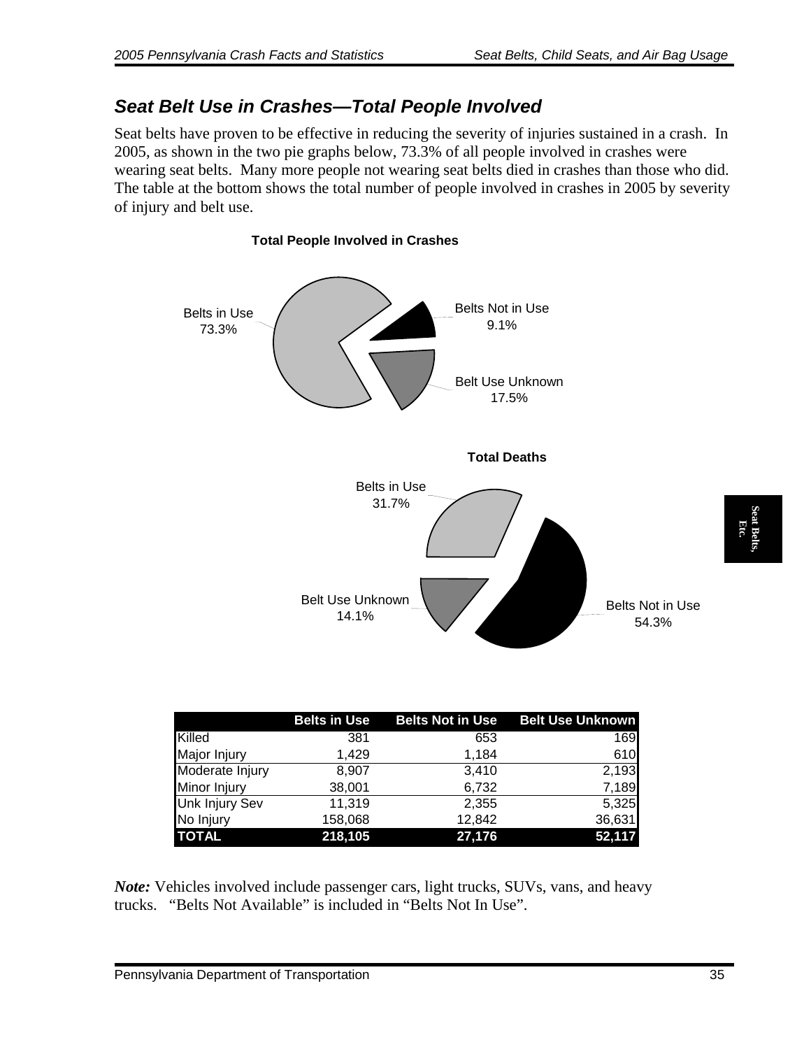## Seat Belt Use in Crashes—Total People Involved

Seat belts have proven to be effective in reducing the severity of injuries sustained in a crash. In 2005, as shown in the two pie graphs below, 73.3% of all people involved in crashes were wearing seat belts. Many more people not wearing seat belts died in crashes than those who did. The table at the bottom shows the total number of people involved in crashes in 2005 by severity of injury and belt use.

**Total People Involved in Crashes**

Belts in Use 73.3%
Belts Not in Use 9.1%
Belt Use Unknown 17.5%

**Total Deaths**

Belts in Use 31.7%
Belts Not in Use 54.3%
Belt Use Unknown 14.1%

| | Belts in Use | Belts Not in Use | Belt Use Unknown |
|---|---|---|---|
| Killed | 381 | 653 | 169 |
| Major Injury | 1,429 | 1,184 | 610 |
| Moderate Injury | 8,907 | 3,410 | 2,193 |
| Minor Injury | 38,001 | 6,732 | 7,189 |
| Unk Injury Sev | 11,319 | 2,355 | 5,325 |
| No Injury | 158,068 | 12,842 | 36,631 |
| **TOTAL** | **218,105** | **27,176** | **52,117** |

***Note:*** Vehicles involved include passenger cars, light trucks, SUVs, vans, and heavy trucks. "Belts Not Available" is included in "Belts Not In Use".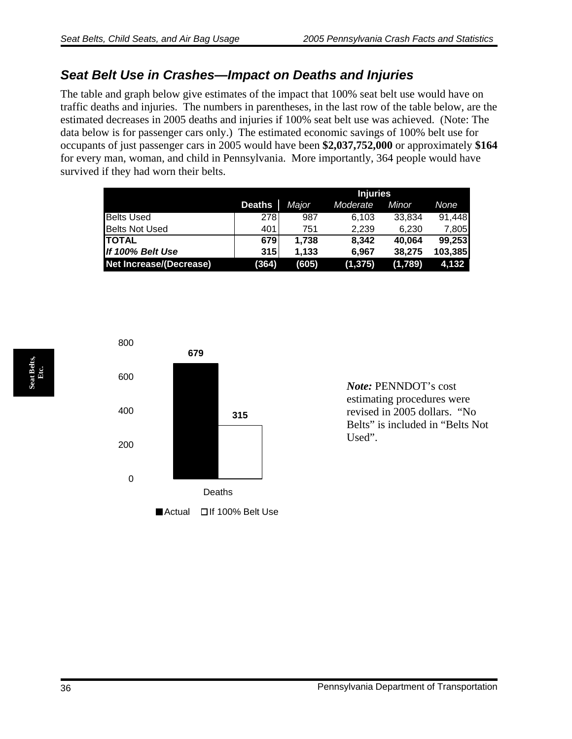## *Seat Belt Use in Crashes—Impact on Deaths and Injuries*

The table and graph below give estimates of the impact that 100% seat belt use would have on traffic deaths and injuries. The numbers in parentheses, in the last row of the table below, are the estimated decreases in 2005 deaths and injuries if 100% seat belt use was achieved. (Note: The data below is for passenger cars only.) The estimated economic savings of 100% belt use for occupants of just passenger cars in 2005 would have been **$2,037,752,000** or approximately **$164** for every man, woman, and child in Pennsylvania. More importantly, 364 people would have survived if they had worn their belts.

| | | Injuries | | | |
|---|---|---|---|---|---|
| | **Deaths** | *Major* | *Moderate* | *Minor* | *None* |
| Belts Used | 278 | 987 | 6,103 | 33,834 | 91,448 |
| Belts Not Used | 401 | 751 | 2,239 | 6,230 | 7,805 |
| **TOTAL** | **679** | **1,738** | **8,342** | **40,064** | **99,253** |
| ***If 100% Belt Use*** | **315** | **1,133** | **6,967** | **38,275** | **103,385** |
| **Net Increase/(Decrease)** | **(364)** | **(605)** | **(1,375)** | **(1,789)** | **4,132** |

| Deaths | Actual | If 100% Belt Use |
|---|---|---|
| Deaths | 679 | 315 |

*Note:* PENNDOT's cost estimating procedures were revised in 2005 dollars. "No Belts" is included in "Belts Not Used".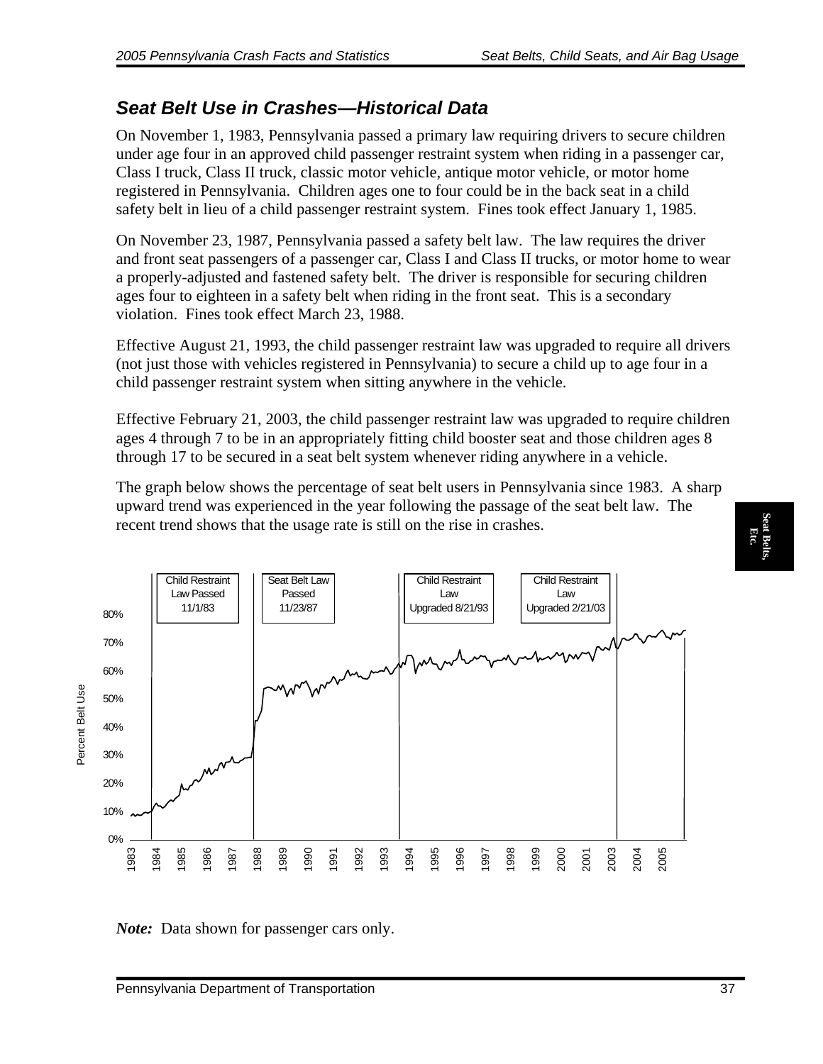## Seat Belt Use in Crashes—Historical Data

On November 1, 1983, Pennsylvania passed a primary law requiring drivers to secure children under age four in an approved child passenger restraint system when riding in a passenger car, Class I truck, Class II truck, classic motor vehicle, antique motor vehicle, or motor home registered in Pennsylvania. Children ages one to four could be in the back seat in a child safety belt in lieu of a child passenger restraint system. Fines took effect January 1, 1985.

On November 23, 1987, Pennsylvania passed a safety belt law. The law requires the driver and front seat passengers of a passenger car, Class I and Class II trucks, or motor home to wear a properly-adjusted and fastened safety belt. The driver is responsible for securing children ages four to eighteen in a safety belt when riding in the front seat. This is a secondary violation. Fines took effect March 23, 1988.

Effective August 21, 1993, the child passenger restraint law was upgraded to require all drivers (not just those with vehicles registered in Pennsylvania) to secure a child up to age four in a child passenger restraint system when sitting anywhere in the vehicle.

Effective February 21, 2003, the child passenger restraint law was upgraded to require children ages 4 through 7 to be in an appropriately fitting child booster seat and those children ages 8 through 17 to be secured in a seat belt system whenever riding anywhere in a vehicle.

The graph below shows the percentage of seat belt users in Pennsylvania since 1983. A sharp upward trend was experienced in the year following the passage of the seat belt law. The recent trend shows that the usage rate is still on the rise in crashes.

*Note:* Data shown for passenger cars only.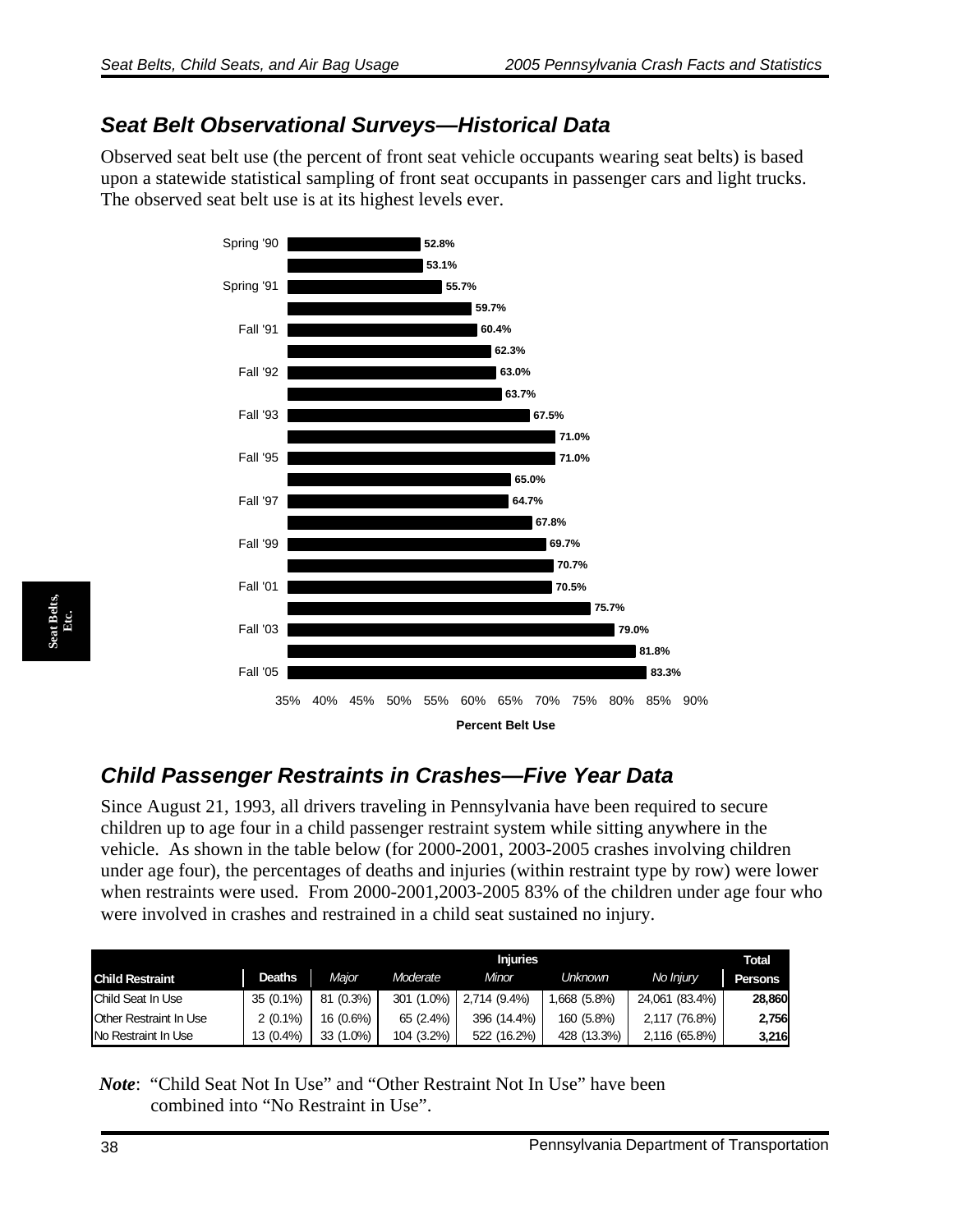## Seat Belt Observational Surveys—Historical Data

Observed seat belt use (the percent of front seat vehicle occupants wearing seat belts) is based upon a statewide statistical sampling of front seat occupants in passenger cars and light trucks. The observed seat belt use is at its highest levels ever.

| Survey | Percent Belt Use |
|---|---|
| Spring '90 | 52.8% |
| | 53.1% |
| Spring '91 | 55.7% |
| | 59.7% |
| Fall '91 | 60.4% |
| | 62.3% |
| Fall '92 | 63.0% |
| | 63.7% |
| Fall '93 | 67.5% |
| | 71.0% |
| Fall '95 | 71.0% |
| | 65.0% |
| Fall '97 | 64.7% |
| | 67.8% |
| Fall '99 | 69.7% |
| | 70.7% |
| Fall '01 | 70.5% |
| | 75.7% |
| Fall '03 | 79.0% |
| | 81.8% |
| Fall '05 | 83.3% |

Percent Belt Use

## Child Passenger Restraints in Crashes—Five Year Data

Since August 21, 1993, all drivers traveling in Pennsylvania have been required to secure children up to age four in a child passenger restraint system while sitting anywhere in the vehicle. As shown in the table below (for 2000-2001, 2003-2005 crashes involving children under age four), the percentages of deaths and injuries (within restraint type by row) were lower when restraints were used. From 2000-2001,2003-2005 83% of the children under age four who were involved in crashes and restrained in a child seat sustained no injury.

| | | Injuries | | | | | Total |
|---|---|---|---|---|---|---|---|
| **Child Restraint** | **Deaths** | *Major* | *Moderate* | *Minor* | *Unknown* | *No Injury* | **Persons** |
| Child Seat In Use | 35 (0.1%) | 81 (0.3%) | 301 (1.0%) | 2,714 (9.4%) | 1,668 (5.8%) | 24,061 (83.4%) | 28,860 |
| Other Restraint In Use | 2 (0.1%) | 16 (0.6%) | 65 (2.4%) | 396 (14.4%) | 160 (5.8%) | 2,117 (76.8%) | 2,756 |
| No Restraint In Use | 13 (0.4%) | 33 (1.0%) | 104 (3.2%) | 522 (16.2%) | 428 (13.3%) | 2,116 (65.8%) | 3,216 |

***Note***: "Child Seat Not In Use" and "Other Restraint Not In Use" have been combined into "No Restraint in Use".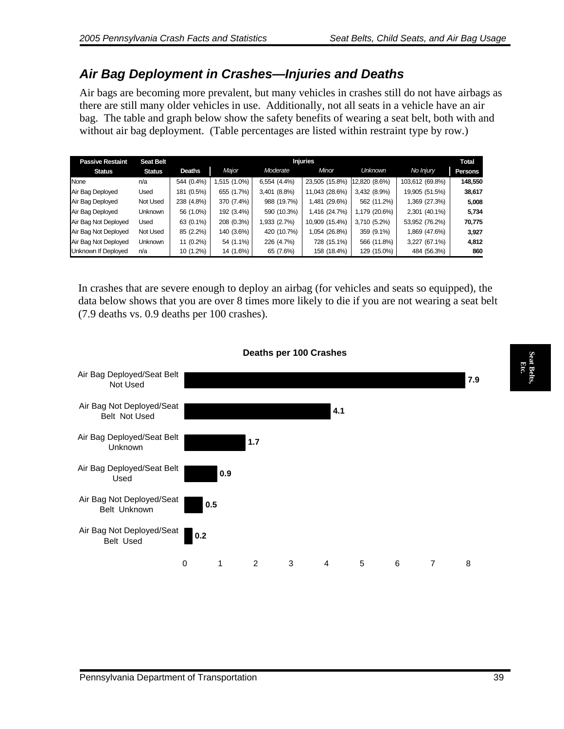## Air Bag Deployment in Crashes—Injuries and Deaths

Air bags are becoming more prevalent, but many vehicles in crashes still do not have airbags as there are still many older vehicles in use. Additionally, not all seats in a vehicle have an air bag. The table and graph below show the safety benefits of wearing a seat belt, both with and without air bag deployment. (Table percentages are listed within restraint type by row.)

| Passive Restaint Status | Seat Belt Status | Deaths | Injuries | | | | | Total Persons |
|---|---|---|---|---|---|---|---|---|
| | | | *Major* | *Moderate* | *Minor* | *Unknown* | *No Injury* | |
| None | n/a | 544 (0.4%) | 1,515 (1.0%) | 6,554 (4.4%) | 23,505 (15.8%) | 12,820 (8.6%) | 103,612 (69.8%) | **148,550** |
| Air Bag Deployed | Used | 181 (0.5%) | 655 (1.7%) | 3,401 (8.8%) | 11,043 (28.6%) | 3,432 (8.9%) | 19,905 (51.5%) | **38,617** |
| Air Bag Deployed | Not Used | 238 (4.8%) | 370 (7.4%) | 988 (19.7%) | 1,481 (29.6%) | 562 (11.2%) | 1,369 (27.3%) | **5,008** |
| Air Bag Deployed | Unknown | 56 (1.0%) | 192 (3.4%) | 590 (10.3%) | 1,416 (24.7%) | 1,179 (20.6%) | 2,301 (40.1%) | **5,734** |
| Air Bag Not Deployed | Used | 63 (0.1%) | 208 (0.3%) | 1,933 (2.7%) | 10,909 (15.4%) | 3,710 (5.2%) | 53,952 (76.2%) | **70,775** |
| Air Bag Not Deployed | Not Used | 85 (2.2%) | 140 (3.6%) | 420 (10.7%) | 1,054 (26.8%) | 359 (9.1%) | 1,869 (47.6%) | **3,927** |
| Air Bag Not Deployed | Unknown | 11 (0.2%) | 54 (1.1%) | 226 (4.7%) | 728 (15.1%) | 566 (11.8%) | 3,227 (67.1%) | **4,812** |
| Unknown If Deployed | n/a | 10 (1.2%) | 14 (1.6%) | 65 (7.6%) | 158 (18.4%) | 129 (15.0%) | 484 (56.3%) | **860** |

In crashes that are severe enough to deploy an airbag (for vehicles and seats so equipped), the data below shows that you are over 8 times more likely to die if you are not wearing a seat belt (7.9 deaths vs. 0.9 deaths per 100 crashes).

**Deaths per 100 Crashes**

| Category | Deaths per 100 Crashes |
|---|---|
| Air Bag Deployed/Seat Belt Not Used | 7.9 |
| Air Bag Not Deployed/Seat Belt Not Used | 4.1 |
| Air Bag Deployed/Seat Belt Unknown | 1.7 |
| Air Bag Deployed/Seat Belt Used | 0.9 |
| Air Bag Not Deployed/Seat Belt Unknown | 0.5 |
| Air Bag Not Deployed/Seat Belt Used | 0.2 |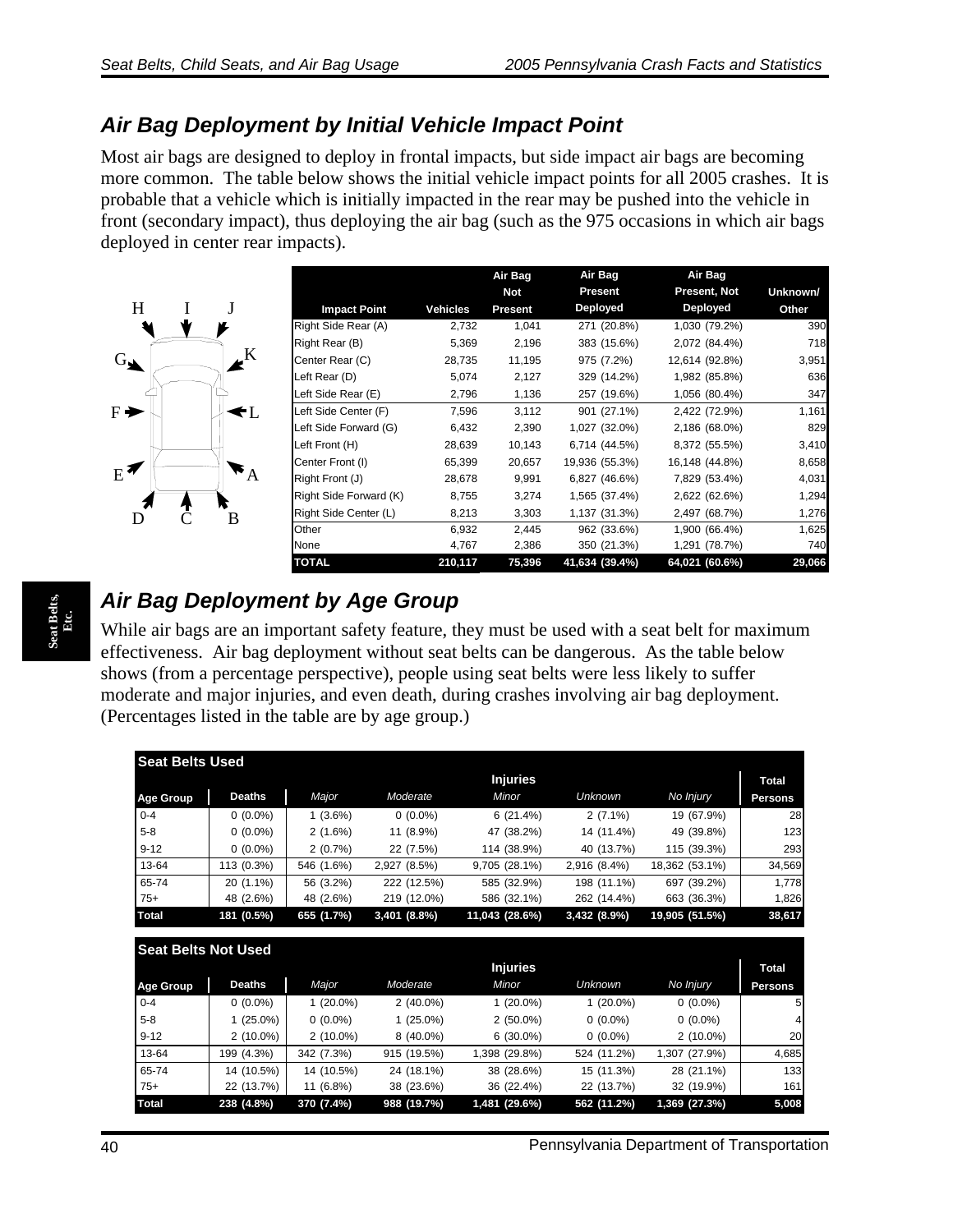## Air Bag Deployment by Initial Vehicle Impact Point

Most air bags are designed to deploy in frontal impacts, but side impact air bags are becoming more common. The table below shows the initial vehicle impact points for all 2005 crashes. It is probable that a vehicle which is initially impacted in the rear may be pushed into the vehicle in front (secondary impact), thus deploying the air bag (such as the 975 occasions in which air bags deployed in center rear impacts).

H I J
G K
F L
E A
D C B

| Impact Point | Vehicles | Air Bag Not Present | Air Bag Present Deployed | Air Bag Present, Not Deployed | Unknown/ Other |
|---|---|---|---|---|---|
| Right Side Rear (A) | 2,732 | 1,041 | 271 (20.8%) | 1,030 (79.2%) | 390 |
| Right Rear (B) | 5,369 | 2,196 | 383 (15.6%) | 2,072 (84.4%) | 718 |
| Center Rear (C) | 28,735 | 11,195 | 975 (7.2%) | 12,614 (92.8%) | 3,951 |
| Left Rear (D) | 5,074 | 2,127 | 329 (14.2%) | 1,982 (85.8%) | 636 |
| Left Side Rear (E) | 2,796 | 1,136 | 257 (19.6%) | 1,056 (80.4%) | 347 |
| Left Side Center (F) | 7,596 | 3,112 | 901 (27.1%) | 2,422 (72.9%) | 1,161 |
| Left Side Forward (G) | 6,432 | 2,390 | 1,027 (32.0%) | 2,186 (68.0%) | 829 |
| Left Front (H) | 28,639 | 10,143 | 6,714 (44.5%) | 8,372 (55.5%) | 3,410 |
| Center Front (I) | 65,399 | 20,657 | 19,936 (55.3%) | 16,148 (44.8%) | 8,658 |
| Right Front (J) | 28,678 | 9,991 | 6,827 (46.6%) | 7,829 (53.4%) | 4,031 |
| Right Side Forward (K) | 8,755 | 3,274 | 1,565 (37.4%) | 2,622 (62.6%) | 1,294 |
| Right Side Center (L) | 8,213 | 3,303 | 1,137 (31.3%) | 2,497 (68.7%) | 1,276 |
| Other | 6,932 | 2,445 | 962 (33.6%) | 1,900 (66.4%) | 1,625 |
| None | 4,767 | 2,386 | 350 (21.3%) | 1,291 (78.7%) | 740 |
| **TOTAL** | **210,117** | **75,396** | **41,634 (39.4%)** | **64,021 (60.6%)** | **29,066** |

## Air Bag Deployment by Age Group

While air bags are an important safety feature, they must be used with a seat belt for maximum effectiveness. Air bag deployment without seat belts can be dangerous. As the table below shows (from a percentage perspective), people using seat belts were less likely to suffer moderate and major injuries, and even death, during crashes involving air bag deployment. (Percentages listed in the table are by age group.)

**Seat Belts Used**

| Age Group | Deaths | Injuries: *Major* | *Moderate* | *Minor* | *Unknown* | *No Injury* | Total Persons |
|---|---|---|---|---|---|---|---|
| 0-4 | 0 (0.0%) | 1 (3.6%) | 0 (0.0%) | 6 (21.4%) | 2 (7.1%) | 19 (67.9%) | 28 |
| 5-8 | 0 (0.0%) | 2 (1.6%) | 11 (8.9%) | 47 (38.2%) | 14 (11.4%) | 49 (39.8%) | 123 |
| 9-12 | 0 (0.0%) | 2 (0.7%) | 22 (7.5%) | 114 (38.9%) | 40 (13.7%) | 115 (39.3%) | 293 |
| 13-64 | 113 (0.3%) | 546 (1.6%) | 2,927 (8.5%) | 9,705 (28.1%) | 2,916 (8.4%) | 18,362 (53.1%) | 34,569 |
| 65-74 | 20 (1.1%) | 56 (3.2%) | 222 (12.5%) | 585 (32.9%) | 198 (11.1%) | 697 (39.2%) | 1,778 |
| 75+ | 48 (2.6%) | 48 (2.6%) | 219 (12.0%) | 586 (32.1%) | 262 (14.4%) | 663 (36.3%) | 1,826 |
| **Total** | **181 (0.5%)** | **655 (1.7%)** | **3,401 (8.8%)** | **11,043 (28.6%)** | **3,432 (8.9%)** | **19,905 (51.5%)** | **38,617** |

**Seat Belts Not Used**

| Age Group | Deaths | Injuries: *Major* | *Moderate* | *Minor* | *Unknown* | *No Injury* | Total Persons |
|---|---|---|---|---|---|---|---|
| 0-4 | 0 (0.0%) | 1 (20.0%) | 2 (40.0%) | 1 (20.0%) | 1 (20.0%) | 0 (0.0%) | 5 |
| 5-8 | 1 (25.0%) | 0 (0.0%) | 1 (25.0%) | 2 (50.0%) | 0 (0.0%) | 0 (0.0%) | 4 |
| 9-12 | 2 (10.0%) | 2 (10.0%) | 8 (40.0%) | 6 (30.0%) | 0 (0.0%) | 2 (10.0%) | 20 |
| 13-64 | 199 (4.3%) | 342 (7.3%) | 915 (19.5%) | 1,398 (29.8%) | 524 (11.2%) | 1,307 (27.9%) | 4,685 |
| 65-74 | 14 (10.5%) | 14 (10.5%) | 24 (18.1%) | 38 (28.6%) | 15 (11.3%) | 28 (21.1%) | 133 |
| 75+ | 22 (13.7%) | 11 (6.8%) | 38 (23.6%) | 36 (22.4%) | 22 (13.7%) | 32 (19.9%) | 161 |
| **Total** | **238 (4.8%)** | **370 (7.4%)** | **988 (19.7%)** | **1,481 (29.6%)** | **562 (11.2%)** | **1,369 (27.3%)** | **5,008** |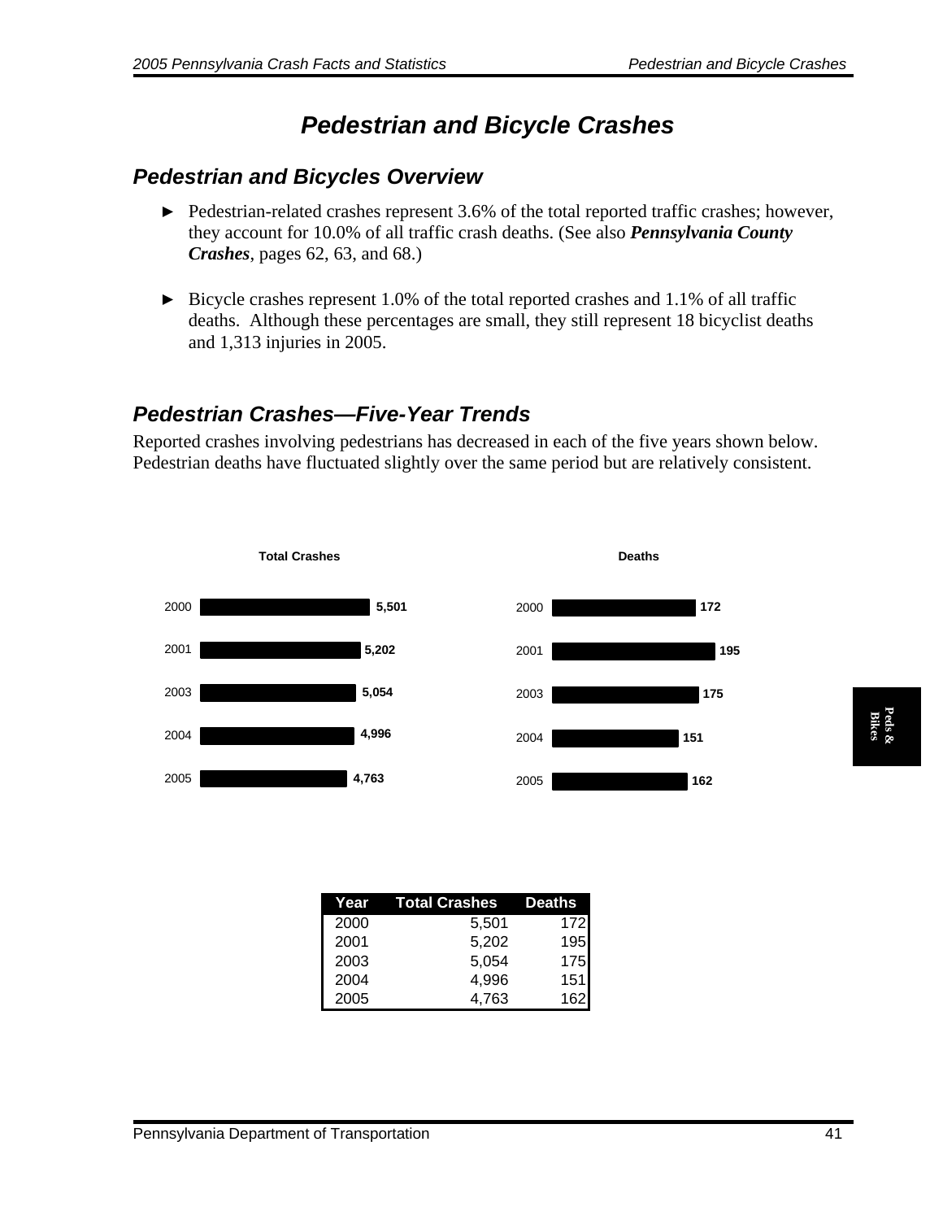# Pedestrian and Bicycle Crashes

## Pedestrian and Bicycles Overview

- Pedestrian-related crashes represent 3.6% of the total reported traffic crashes; however, they account for 10.0% of all traffic crash deaths. (See also ***Pennsylvania County Crashes***, pages 62, 63, and 68.)

- Bicycle crashes represent 1.0% of the total reported crashes and 1.1% of all traffic deaths. Although these percentages are small, they still represent 18 bicyclist deaths and 1,313 injuries in 2005.

## Pedestrian Crashes—Five-Year Trends

Reported crashes involving pedestrians has decreased in each of the five years shown below. Pedestrian deaths have fluctuated slightly over the same period but are relatively consistent.

**Total Crashes**

| Year | Total Crashes |
|---|---|
| 2000 | 5,501 |
| 2001 | 5,202 |
| 2003 | 5,054 |
| 2004 | 4,996 |
| 2005 | 4,763 |

**Deaths**

| Year | Deaths |
|---|---|
| 2000 | 172 |
| 2001 | 195 |
| 2003 | 175 |
| 2004 | 151 |
| 2005 | 162 |

| Year | Total Crashes | Deaths |
|---|---|---|
| 2000 | 5,501 | 172 |
| 2001 | 5,202 | 195 |
| 2003 | 5,054 | 175 |
| 2004 | 4,996 | 151 |
| 2005 | 4,763 | 162 |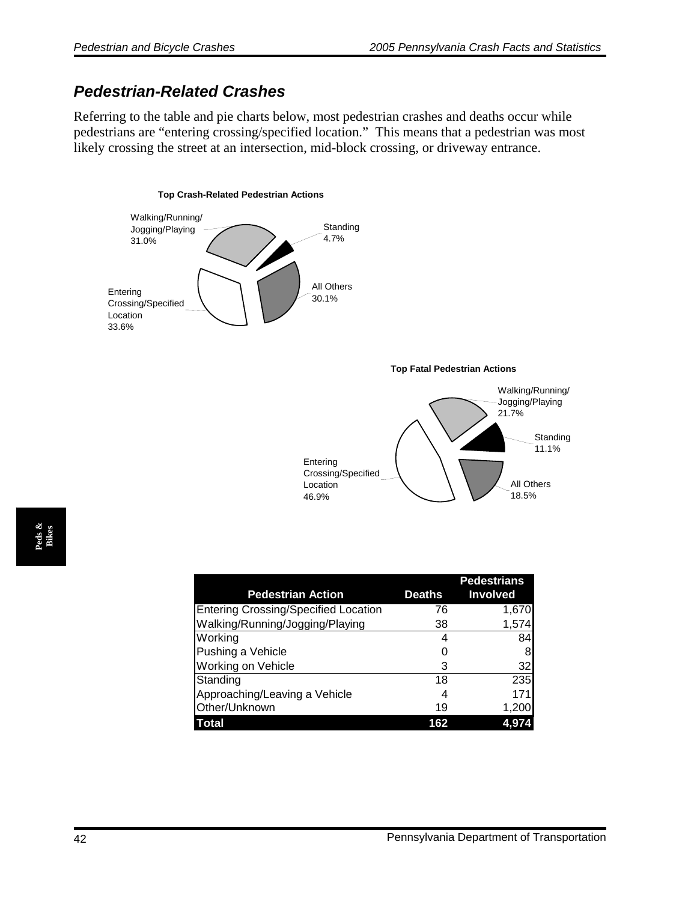## *Pedestrian-Related Crashes*

Referring to the table and pie charts below, most pedestrian crashes and deaths occur while pedestrians are "entering crossing/specified location." This means that a pedestrian was most likely crossing the street at an intersection, mid-block crossing, or driveway entrance.

**Top Crash-Related Pedestrian Actions**

Walking/Running/Jogging/Playing 31.0%
Standing 4.7%
All Others 30.1%
Entering Crossing/Specified Location 33.6%

**Top Fatal Pedestrian Actions**

Walking/Running/Jogging/Playing 21.7%
Standing 11.1%
All Others 18.5%
Entering Crossing/Specified Location 46.9%

| Pedestrian Action | Deaths | Pedestrians Involved |
|---|---|---|
| Entering Crossing/Specified Location | 76 | 1,670 |
| Walking/Running/Jogging/Playing | 38 | 1,574 |
| Working | 4 | 84 |
| Pushing a Vehicle | 0 | 8 |
| Working on Vehicle | 3 | 32 |
| Standing | 18 | 235 |
| Approaching/Leaving a Vehicle | 4 | 171 |
| Other/Unknown | 19 | 1,200 |
| **Total** | **162** | **4,974** |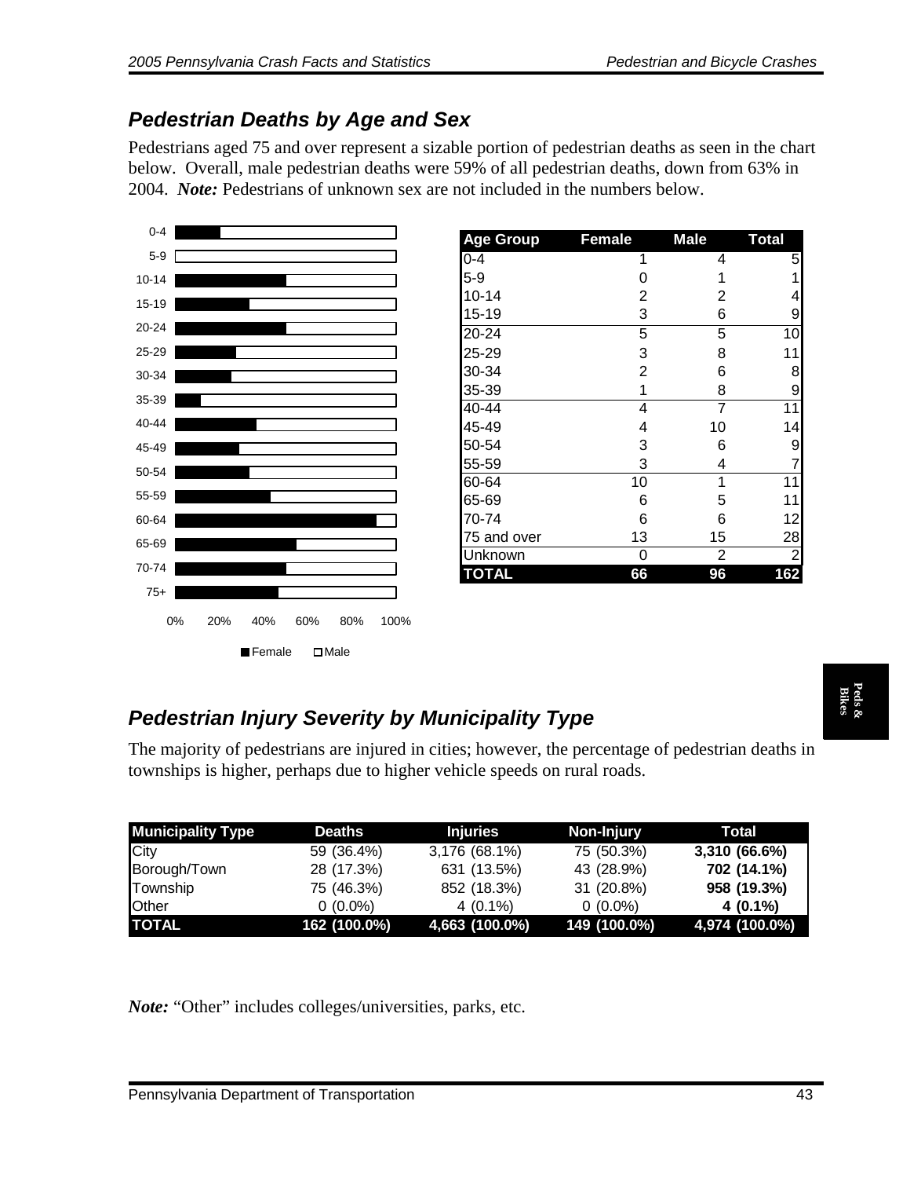## Pedestrian Deaths by Age and Sex

Pedestrians aged 75 and over represent a sizable portion of pedestrian deaths as seen in the chart below. Overall, male pedestrian deaths were 59% of all pedestrian deaths, down from 63% in 2004. ***Note:*** Pedestrians of unknown sex are not included in the numbers below.

| Age Group | Female | Male | Total |
|---|---|---|---|
| 0-4 | 1 | 4 | 5 |
| 5-9 | 0 | 1 | 1 |
| 10-14 | 2 | 2 | 4 |
| 15-19 | 3 | 6 | 9 |
| 20-24 | 5 | 5 | 10 |
| 25-29 | 3 | 8 | 11 |
| 30-34 | 2 | 6 | 8 |
| 35-39 | 1 | 8 | 9 |
| 40-44 | 4 | 7 | 11 |
| 45-49 | 4 | 10 | 14 |
| 50-54 | 3 | 6 | 9 |
| 55-59 | 3 | 4 | 7 |
| 60-64 | 10 | 1 | 11 |
| 65-69 | 6 | 5 | 11 |
| 70-74 | 6 | 6 | 12 |
| 75 and over | 13 | 15 | 28 |
| Unknown | 0 | 2 | 2 |
| **TOTAL** | **66** | **96** | **162** |

## Pedestrian Injury Severity by Municipality Type

The majority of pedestrians are injured in cities; however, the percentage of pedestrian deaths in townships is higher, perhaps due to higher vehicle speeds on rural roads.

| Municipality Type | Deaths | Injuries | Non-Injury | Total |
|---|---|---|---|---|
| City | 59 (36.4%) | 3,176 (68.1%) | 75 (50.3%) | **3,310 (66.6%)** |
| Borough/Town | 28 (17.3%) | 631 (13.5%) | 43 (28.9%) | **702 (14.1%)** |
| Township | 75 (46.3%) | 852 (18.3%) | 31 (20.8%) | **958 (19.3%)** |
| Other | 0 (0.0%) | 4 (0.1%) | 0 (0.0%) | **4 (0.1%)** |
| **TOTAL** | **162 (100.0%)** | **4,663 (100.0%)** | **149 (100.0%)** | **4,974 (100.0%)** |

***Note:*** "Other" includes colleges/universities, parks, etc.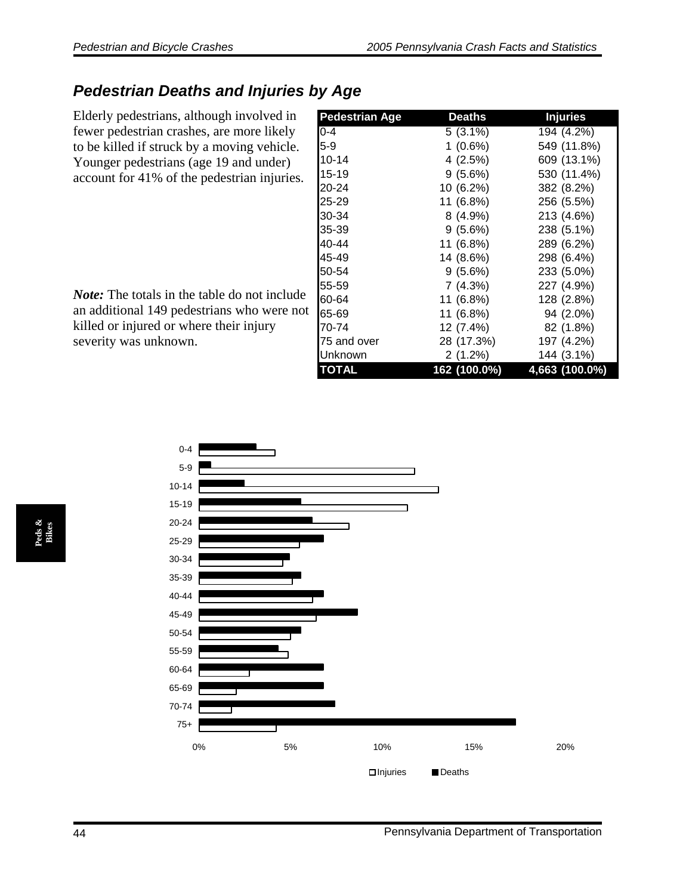## Pedestrian Deaths and Injuries by Age

Elderly pedestrians, although involved in fewer pedestrian crashes, are more likely to be killed if struck by a moving vehicle. Younger pedestrians (age 19 and under) account for 41% of the pedestrian injuries.

*Note:* The totals in the table do not include an additional 149 pedestrians who were not killed or injured or where their injury severity was unknown.

| Pedestrian Age | Deaths | Injuries |
|---|---|---|
| 0-4 | 5 (3.1%) | 194 (4.2%) |
| 5-9 | 1 (0.6%) | 549 (11.8%) |
| 10-14 | 4 (2.5%) | 609 (13.1%) |
| 15-19 | 9 (5.6%) | 530 (11.4%) |
| 20-24 | 10 (6.2%) | 382 (8.2%) |
| 25-29 | 11 (6.8%) | 256 (5.5%) |
| 30-34 | 8 (4.9%) | 213 (4.6%) |
| 35-39 | 9 (5.6%) | 238 (5.1%) |
| 40-44 | 11 (6.8%) | 289 (6.2%) |
| 45-49 | 14 (8.6%) | 298 (6.4%) |
| 50-54 | 9 (5.6%) | 233 (5.0%) |
| 55-59 | 7 (4.3%) | 227 (4.9%) |
| 60-64 | 11 (6.8%) | 128 (2.8%) |
| 65-69 | 11 (6.8%) | 94 (2.0%) |
| 70-74 | 12 (7.4%) | 82 (1.8%) |
| 75 and over | 28 (17.3%) | 197 (4.2%) |
| Unknown | 2 (1.2%) | 144 (3.1%) |
| **TOTAL** | **162 (100.0%)** | **4,663 (100.0%)** |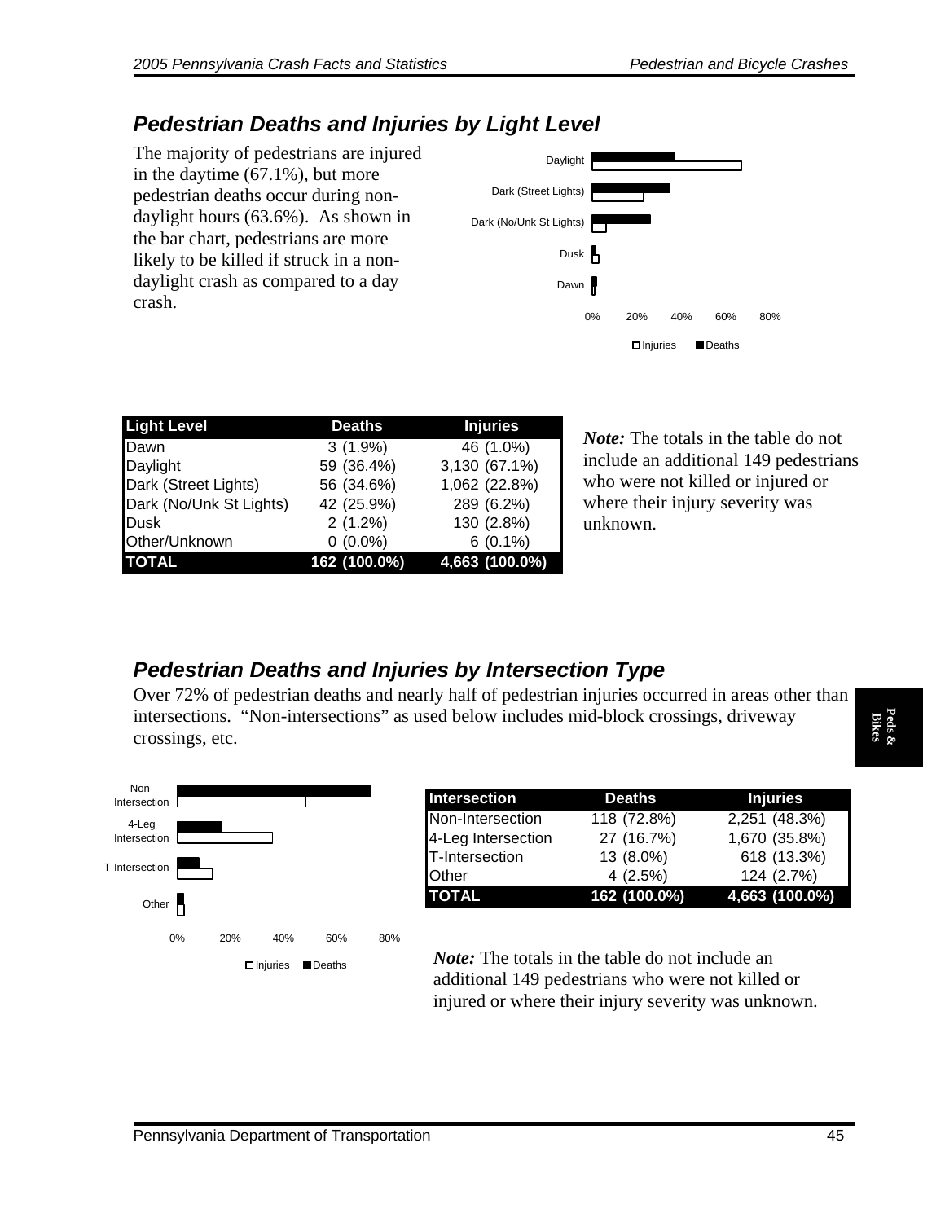## Pedestrian Deaths and Injuries by Light Level

The majority of pedestrians are injured in the daytime (67.1%), but more pedestrian deaths occur during non-daylight hours (63.6%). As shown in the bar chart, pedestrians are more likely to be killed if struck in a non-daylight crash as compared to a day crash.

| Light Level | Deaths | Injuries |
|---|---|---|
| Dawn | 3 (1.9%) | 46 (1.0%) |
| Daylight | 59 (36.4%) | 3,130 (67.1%) |
| Dark (Street Lights) | 56 (34.6%) | 1,062 (22.8%) |
| Dark (No/Unk St Lights) | 42 (25.9%) | 289 (6.2%) |
| Dusk | 2 (1.2%) | 130 (2.8%) |
| Other/Unknown | 0 (0.0%) | 6 (0.1%) |
| **TOTAL** | **162 (100.0%)** | **4,663 (100.0%)** |

***Note:*** The totals in the table do not include an additional 149 pedestrians who were not killed or injured or where their injury severity was unknown.

## Pedestrian Deaths and Injuries by Intersection Type

Over 72% of pedestrian deaths and nearly half of pedestrian injuries occurred in areas other than intersections. "Non-intersections" as used below includes mid-block crossings, driveway crossings, etc.

| Intersection | Deaths | Injuries |
|---|---|---|
| Non-Intersection | 118 (72.8%) | 2,251 (48.3%) |
| 4-Leg Intersection | 27 (16.7%) | 1,670 (35.8%) |
| T-Intersection | 13 (8.0%) | 618 (13.3%) |
| Other | 4 (2.5%) | 124 (2.7%) |
| **TOTAL** | **162 (100.0%)** | **4,663 (100.0%)** |

***Note:*** The totals in the table do not include an additional 149 pedestrians who were not killed or injured or where their injury severity was unknown.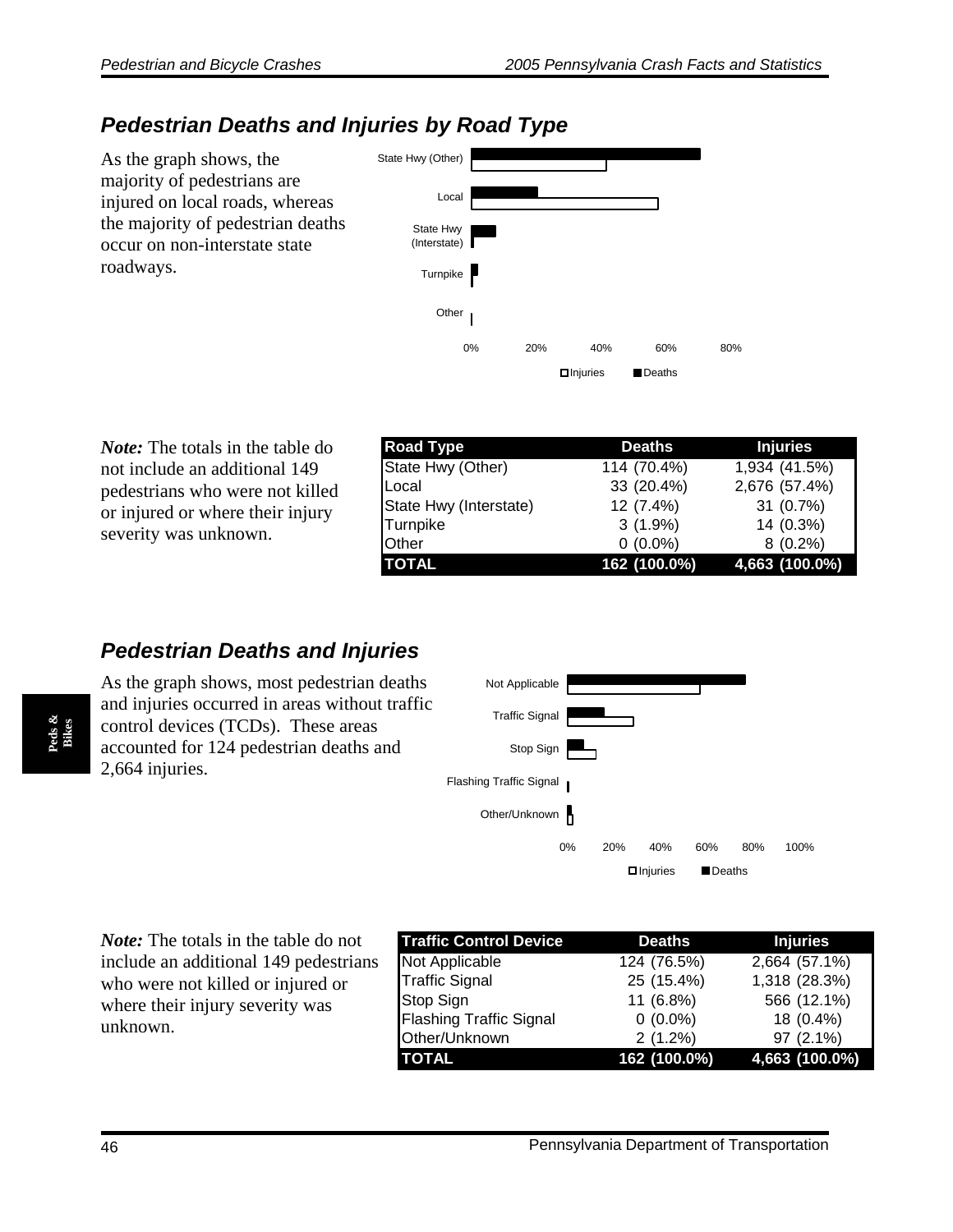## Pedestrian Deaths and Injuries by Road Type

As the graph shows, the majority of pedestrians are injured on local roads, whereas the majority of pedestrian deaths occur on non-interstate state roadways.

*Note:* The totals in the table do not include an additional 149 pedestrians who were not killed or injured or where their injury severity was unknown.

| Road Type | Deaths | Injuries |
|---|---|---|
| State Hwy (Other) | 114 (70.4%) | 1,934 (41.5%) |
| Local | 33 (20.4%) | 2,676 (57.4%) |
| State Hwy (Interstate) | 12 (7.4%) | 31 (0.7%) |
| Turnpike | 3 (1.9%) | 14 (0.3%) |
| Other | 0 (0.0%) | 8 (0.2%) |
| **TOTAL** | **162 (100.0%)** | **4,663 (100.0%)** |

## Pedestrian Deaths and Injuries

As the graph shows, most pedestrian deaths and injuries occurred in areas without traffic control devices (TCDs). These areas accounted for 124 pedestrian deaths and 2,664 injuries.

*Note:* The totals in the table do not include an additional 149 pedestrians who were not killed or injured or where their injury severity was unknown.

| Traffic Control Device | Deaths | Injuries |
|---|---|---|
| Not Applicable | 124 (76.5%) | 2,664 (57.1%) |
| Traffic Signal | 25 (15.4%) | 1,318 (28.3%) |
| Stop Sign | 11 (6.8%) | 566 (12.1%) |
| Flashing Traffic Signal | 0 (0.0%) | 18 (0.4%) |
| Other/Unknown | 2 (1.2%) | 97 (2.1%) |
| **TOTAL** | **162 (100.0%)** | **4,663 (100.0%)** |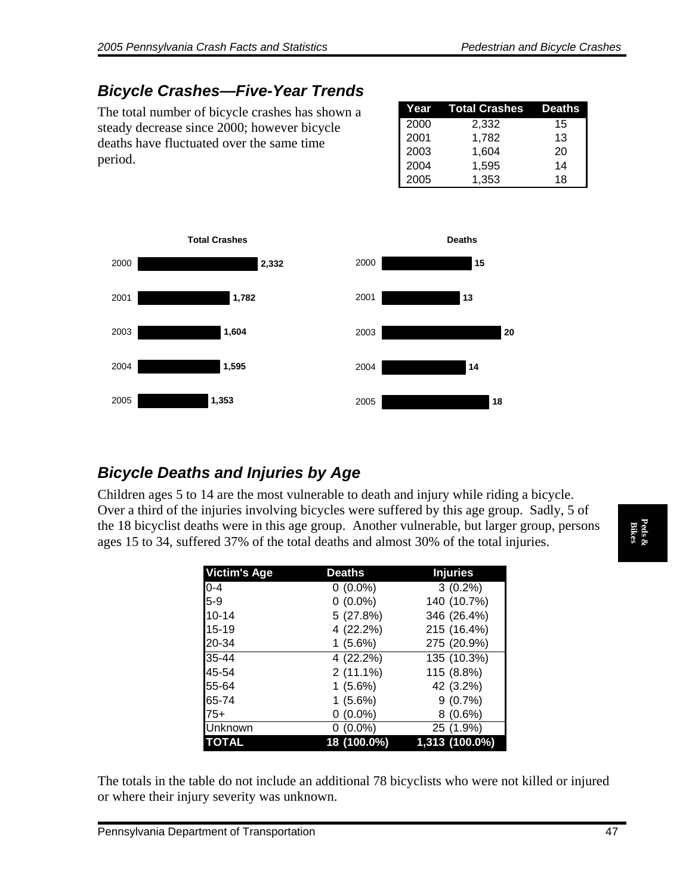## Bicycle Crashes—Five-Year Trends

The total number of bicycle crashes has shown a steady decrease since 2000; however bicycle deaths have fluctuated over the same time period.

| Year | Total Crashes | Deaths |
|---|---|---|
| 2000 | 2,332 | 15 |
| 2001 | 1,782 | 13 |
| 2003 | 1,604 | 20 |
| 2004 | 1,595 | 14 |
| 2005 | 1,353 | 18 |

**Total Crashes**

| Year | Total Crashes |
|---|---|
| 2000 | 2,332 |
| 2001 | 1,782 |
| 2003 | 1,604 |
| 2004 | 1,595 |
| 2005 | 1,353 |

**Deaths**

| Year | Deaths |
|---|---|
| 2000 | 15 |
| 2001 | 13 |
| 2003 | 20 |
| 2004 | 14 |
| 2005 | 18 |

## Bicycle Deaths and Injuries by Age

Children ages 5 to 14 are the most vulnerable to death and injury while riding a bicycle. Over a third of the injuries involving bicycles were suffered by this age group. Sadly, 5 of the 18 bicyclist deaths were in this age group. Another vulnerable, but larger group, persons ages 15 to 34, suffered 37% of the total deaths and almost 30% of the total injuries.

| Victim's Age | Deaths | Injuries |
|---|---|---|
| 0-4 | 0 (0.0%) | 3 (0.2%) |
| 5-9 | 0 (0.0%) | 140 (10.7%) |
| 10-14 | 5 (27.8%) | 346 (26.4%) |
| 15-19 | 4 (22.2%) | 215 (16.4%) |
| 20-34 | 1 (5.6%) | 275 (20.9%) |
| 35-44 | 4 (22.2%) | 135 (10.3%) |
| 45-54 | 2 (11.1%) | 115 (8.8%) |
| 55-64 | 1 (5.6%) | 42 (3.2%) |
| 65-74 | 1 (5.6%) | 9 (0.7%) |
| 75+ | 0 (0.0%) | 8 (0.6%) |
| Unknown | 0 (0.0%) | 25 (1.9%) |
| **TOTAL** | **18 (100.0%)** | **1,313 (100.0%)** |

The totals in the table do not include an additional 78 bicyclists who were not killed or injured or where their injury severity was unknown.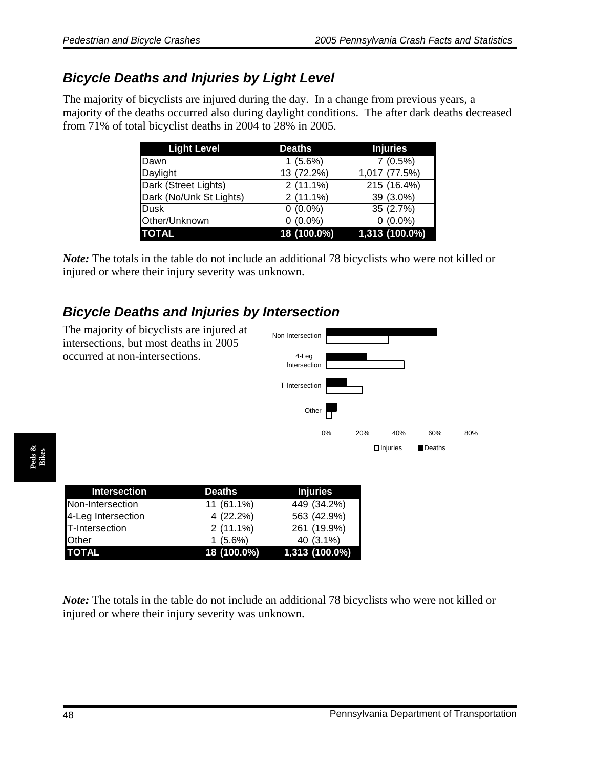## Bicycle Deaths and Injuries by Light Level

The majority of bicyclists are injured during the day. In a change from previous years, a majority of the deaths occurred also during daylight conditions. The after dark deaths decreased from 71% of total bicyclist deaths in 2004 to 28% in 2005.

| Light Level | Deaths | Injuries |
|---|---|---|
| Dawn | 1 (5.6%) | 7 (0.5%) |
| Daylight | 13 (72.2%) | 1,017 (77.5%) |
| Dark (Street Lights) | 2 (11.1%) | 215 (16.4%) |
| Dark (No/Unk St Lights) | 2 (11.1%) | 39 (3.0%) |
| Dusk | 0 (0.0%) | 35 (2.7%) |
| Other/Unknown | 0 (0.0%) | 0 (0.0%) |
| **TOTAL** | **18 (100.0%)** | **1,313 (100.0%)** |

*Note:* The totals in the table do not include an additional 78 bicyclists who were not killed or injured or where their injury severity was unknown.

## Bicycle Deaths and Injuries by Intersection

The majority of bicyclists are injured at intersections, but most deaths in 2005 occurred at non-intersections.

| Intersection | Deaths | Injuries |
|---|---|---|
| Non-Intersection | 11 (61.1%) | 449 (34.2%) |
| 4-Leg Intersection | 4 (22.2%) | 563 (42.9%) |
| T-Intersection | 2 (11.1%) | 261 (19.9%) |
| Other | 1 (5.6%) | 40 (3.1%) |
| **TOTAL** | **18 (100.0%)** | **1,313 (100.0%)** |

*Note:* The totals in the table do not include an additional 78 bicyclists who were not killed or injured or where their injury severity was unknown.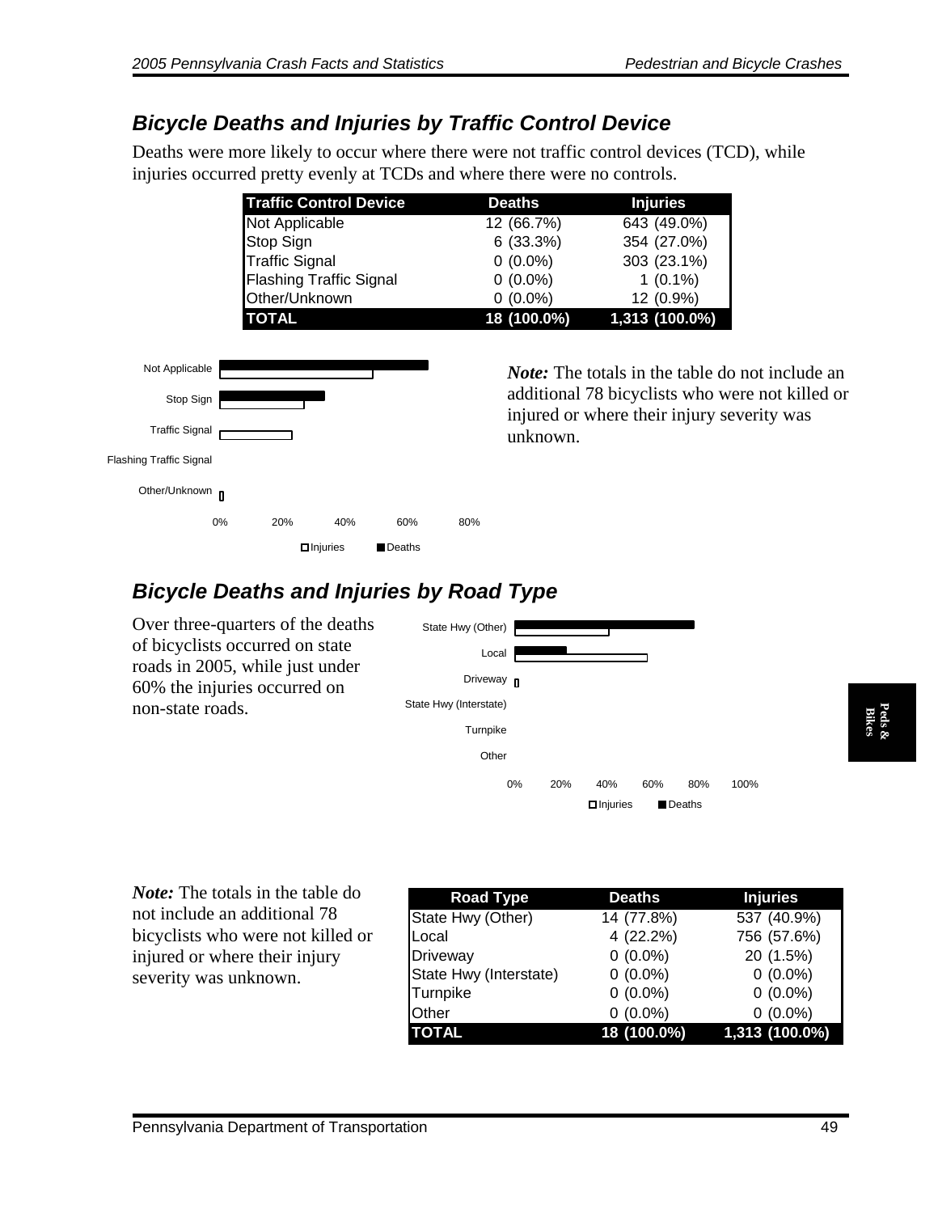## Bicycle Deaths and Injuries by Traffic Control Device

Deaths were more likely to occur where there were not traffic control devices (TCD), while injuries occurred pretty evenly at TCDs and where there were no controls.

| Traffic Control Device | Deaths | Injuries |
|---|---|---|
| Not Applicable | 12 (66.7%) | 643 (49.0%) |
| Stop Sign | 6 (33.3%) | 354 (27.0%) |
| Traffic Signal | 0 (0.0%) | 303 (23.1%) |
| Flashing Traffic Signal | 0 (0.0%) | 1 (0.1%) |
| Other/Unknown | 0 (0.0%) | 12 (0.9%) |
| **TOTAL** | **18 (100.0%)** | **1,313 (100.0%)** |

*Note:* The totals in the table do not include an additional 78 bicyclists who were not killed or injured or where their injury severity was unknown.

## Bicycle Deaths and Injuries by Road Type

Over three-quarters of the deaths of bicyclists occurred on state roads in 2005, while just under 60% the injuries occurred on non-state roads.

*Note:* The totals in the table do not include an additional 78 bicyclists who were not killed or injured or where their injury severity was unknown.

| Road Type | Deaths | Injuries |
|---|---|---|
| State Hwy (Other) | 14 (77.8%) | 537 (40.9%) |
| Local | 4 (22.2%) | 756 (57.6%) |
| Driveway | 0 (0.0%) | 20 (1.5%) |
| State Hwy (Interstate) | 0 (0.0%) | 0 (0.0%) |
| Turnpike | 0 (0.0%) | 0 (0.0%) |
| Other | 0 (0.0%) | 0 (0.0%) |
| **TOTAL** | **18 (100.0%)** | **1,313 (100.0%)** |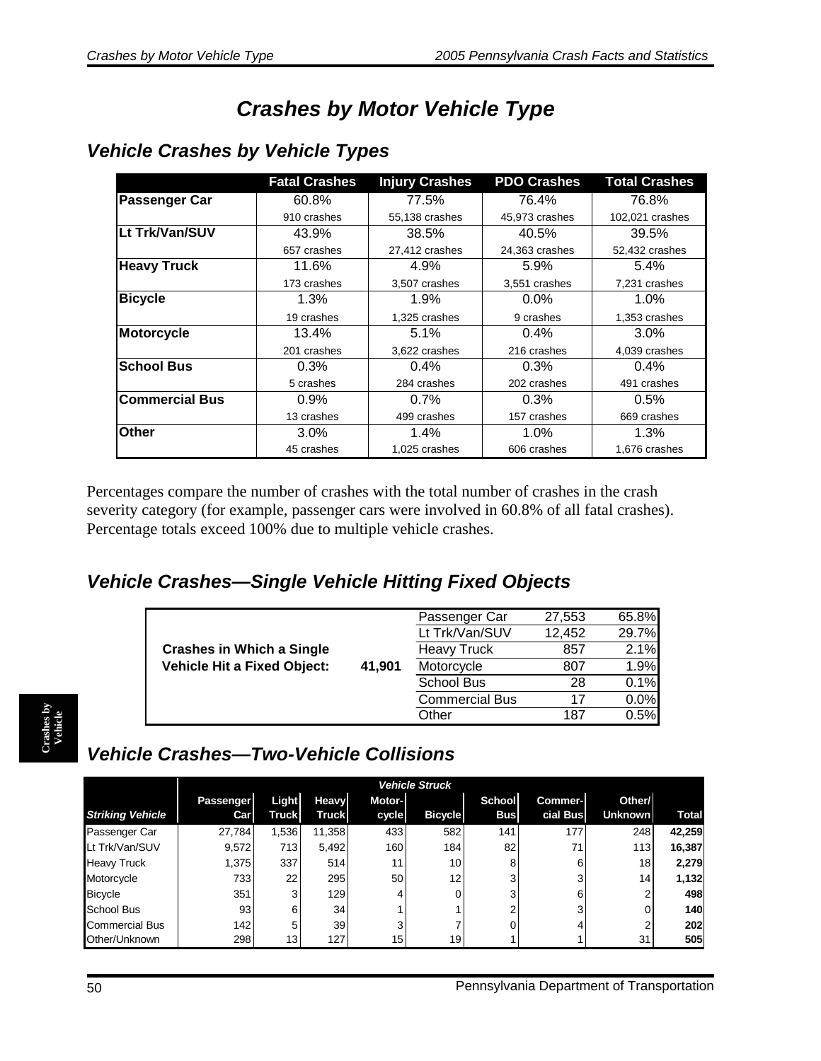# Crashes by Motor Vehicle Type

## Vehicle Crashes by Vehicle Types

| | Fatal Crashes | Injury Crashes | PDO Crashes | Total Crashes |
|---|---|---|---|---|
| **Passenger Car** | 60.8%<br>910 crashes | 77.5%<br>55,138 crashes | 76.4%<br>45,973 crashes | 76.8%<br>102,021 crashes |
| **Lt Trk/Van/SUV** | 43.9%<br>657 crashes | 38.5%<br>27,412 crashes | 40.5%<br>24,363 crashes | 39.5%<br>52,432 crashes |
| **Heavy Truck** | 11.6%<br>173 crashes | 4.9%<br>3,507 crashes | 5.9%<br>3,551 crashes | 5.4%<br>7,231 crashes |
| **Bicycle** | 1.3%<br>19 crashes | 1.9%<br>1,325 crashes | 0.0%<br>9 crashes | 1.0%<br>1,353 crashes |
| **Motorcycle** | 13.4%<br>201 crashes | 5.1%<br>3,622 crashes | 0.4%<br>216 crashes | 3.0%<br>4,039 crashes |
| **School Bus** | 0.3%<br>5 crashes | 0.4%<br>284 crashes | 0.3%<br>202 crashes | 0.4%<br>491 crashes |
| **Commercial Bus** | 0.9%<br>13 crashes | 0.7%<br>499 crashes | 0.3%<br>157 crashes | 0.5%<br>669 crashes |
| **Other** | 3.0%<br>45 crashes | 1.4%<br>1,025 crashes | 1.0%<br>606 crashes | 1.3%<br>1,676 crashes |

Percentages compare the number of crashes with the total number of crashes in the crash severity category (for example, passenger cars were involved in 60.8% of all fatal crashes). Percentage totals exceed 100% due to multiple vehicle crashes.

## Vehicle Crashes—Single Vehicle Hitting Fixed Objects

| Crashes in Which a Single Vehicle Hit a Fixed Object: | | Vehicle | Crashes | Percent |
|---|---|---|---|---|
| | 41,901 | Passenger Car | 27,553 | 65.8% |
| | | Lt Trk/Van/SUV | 12,452 | 29.7% |
| | | Heavy Truck | 857 | 2.1% |
| | | Motorcycle | 807 | 1.9% |
| | | School Bus | 28 | 0.1% |
| | | Commercial Bus | 17 | 0.0% |
| | | Other | 187 | 0.5% |

## Vehicle Crashes—Two-Vehicle Collisions

| | *Vehicle Struck* | | | | | | | | |
|---|---|---|---|---|---|---|---|---|---|
| ***Striking Vehicle*** | **Passenger Car** | **Light Truck** | **Heavy Truck** | **Motor-cycle** | **Bicycle** | **School Bus** | **Commer-cial Bus** | **Other/ Unknown** | **Total** |
| Passenger Car | 27,784 | 1,536 | 11,358 | 433 | 582 | 141 | 177 | 248 | **42,259** |
| Lt Trk/Van/SUV | 9,572 | 713 | 5,492 | 160 | 184 | 82 | 71 | 113 | **16,387** |
| Heavy Truck | 1,375 | 337 | 514 | 11 | 10 | 8 | 6 | 18 | **2,279** |
| Motorcycle | 733 | 22 | 295 | 50 | 12 | 3 | 3 | 14 | **1,132** |
| Bicycle | 351 | 3 | 129 | 4 | 0 | 3 | 6 | 2 | **498** |
| School Bus | 93 | 6 | 34 | 1 | 1 | 2 | 3 | 0 | **140** |
| Commercial Bus | 142 | 5 | 39 | 3 | 7 | 0 | 4 | 2 | **202** |
| Other/Unknown | 298 | 13 | 127 | 15 | 19 | 1 | 1 | 31 | **505** |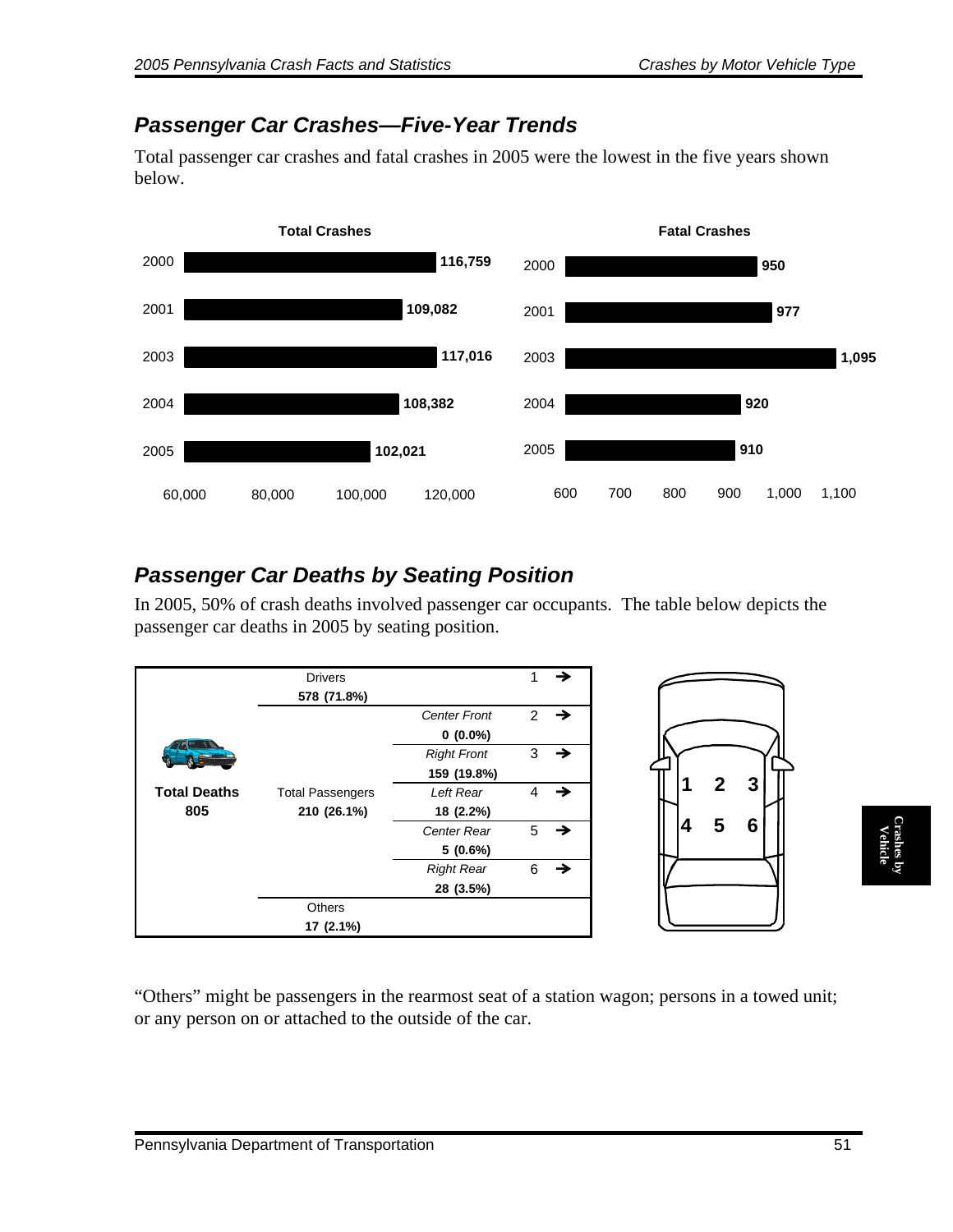## Passenger Car Crashes—Five-Year Trends

Total passenger car crashes and fatal crashes in 2005 were the lowest in the five years shown below.

**Total Crashes**

| Year | Total Crashes |
|---|---|
| 2000 | 116,759 |
| 2001 | 109,082 |
| 2003 | 117,016 |
| 2004 | 108,382 |
| 2005 | 102,021 |

**Fatal Crashes**

| Year | Fatal Crashes |
|---|---|
| 2000 | 950 |
| 2001 | 977 |
| 2003 | 1,095 |
| 2004 | 920 |
| 2005 | 910 |

## Passenger Car Deaths by Seating Position

In 2005, 50% of crash deaths involved passenger car occupants. The table below depicts the passenger car deaths in 2005 by seating position.

| | | | Position |
|---|---|---|---|
| **Total Deaths 805** | Drivers **578 (71.8%)** | | 1 → |
| | Total Passengers **210 (26.1%)** | *Center Front* **0 (0.0%)** | 2 → |
| | | *Right Front* **159 (19.8%)** | 3 → |
| | | *Left Rear* **18 (2.2%)** | 4 → |
| | | *Center Rear* **5 (0.6%)** | 5 → |
| | | *Right Rear* **28 (3.5%)** | 6 → |
| | Others **17 (2.1%)** | | |

Seating positions: Front row — 1, 2, 3; Rear row — 4, 5, 6.

"Others" might be passengers in the rearmost seat of a station wagon; persons in a towed unit; or any person on or attached to the outside of the car.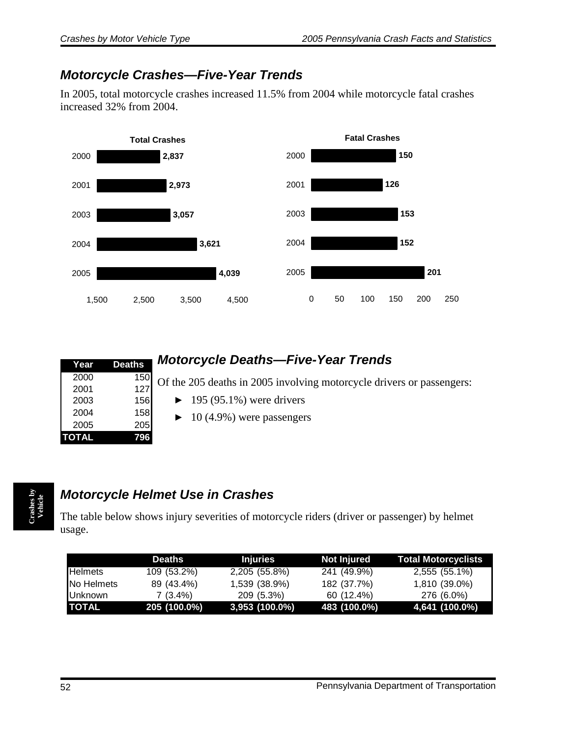## Motorcycle Crashes—Five-Year Trends

In 2005, total motorcycle crashes increased 11.5% from 2004 while motorcycle fatal crashes increased 32% from 2004.

**Total Crashes**

| Year | Total Crashes |
|---|---|
| 2000 | 2,837 |
| 2001 | 2,973 |
| 2003 | 3,057 |
| 2004 | 3,621 |
| 2005 | 4,039 |

**Fatal Crashes**

| Year | Fatal Crashes |
|---|---|
| 2000 | 150 |
| 2001 | 126 |
| 2003 | 153 |
| 2004 | 152 |
| 2005 | 201 |

## Motorcycle Deaths—Five-Year Trends

| Year | Deaths |
|---|---|
| 2000 | 150 |
| 2001 | 127 |
| 2003 | 156 |
| 2004 | 158 |
| 2005 | 205 |
| **TOTAL** | **796** |

Of the 205 deaths in 2005 involving motorcycle drivers or passengers:

- 195 (95.1%) were drivers
- 10 (4.9%) were passengers

## Motorcycle Helmet Use in Crashes

The table below shows injury severities of motorcycle riders (driver or passenger) by helmet usage.

| | Deaths | Injuries | Not Injured | Total Motorcyclists |
|---|---|---|---|---|
| Helmets | 109 (53.2%) | 2,205 (55.8%) | 241 (49.9%) | 2,555 (55.1%) |
| No Helmets | 89 (43.4%) | 1,539 (38.9%) | 182 (37.7%) | 1,810 (39.0%) |
| Unknown | 7 (3.4%) | 209 (5.3%) | 60 (12.4%) | 276 (6.0%) |
| **TOTAL** | **205 (100.0%)** | **3,953 (100.0%)** | **483 (100.0%)** | **4,641 (100.0%)** |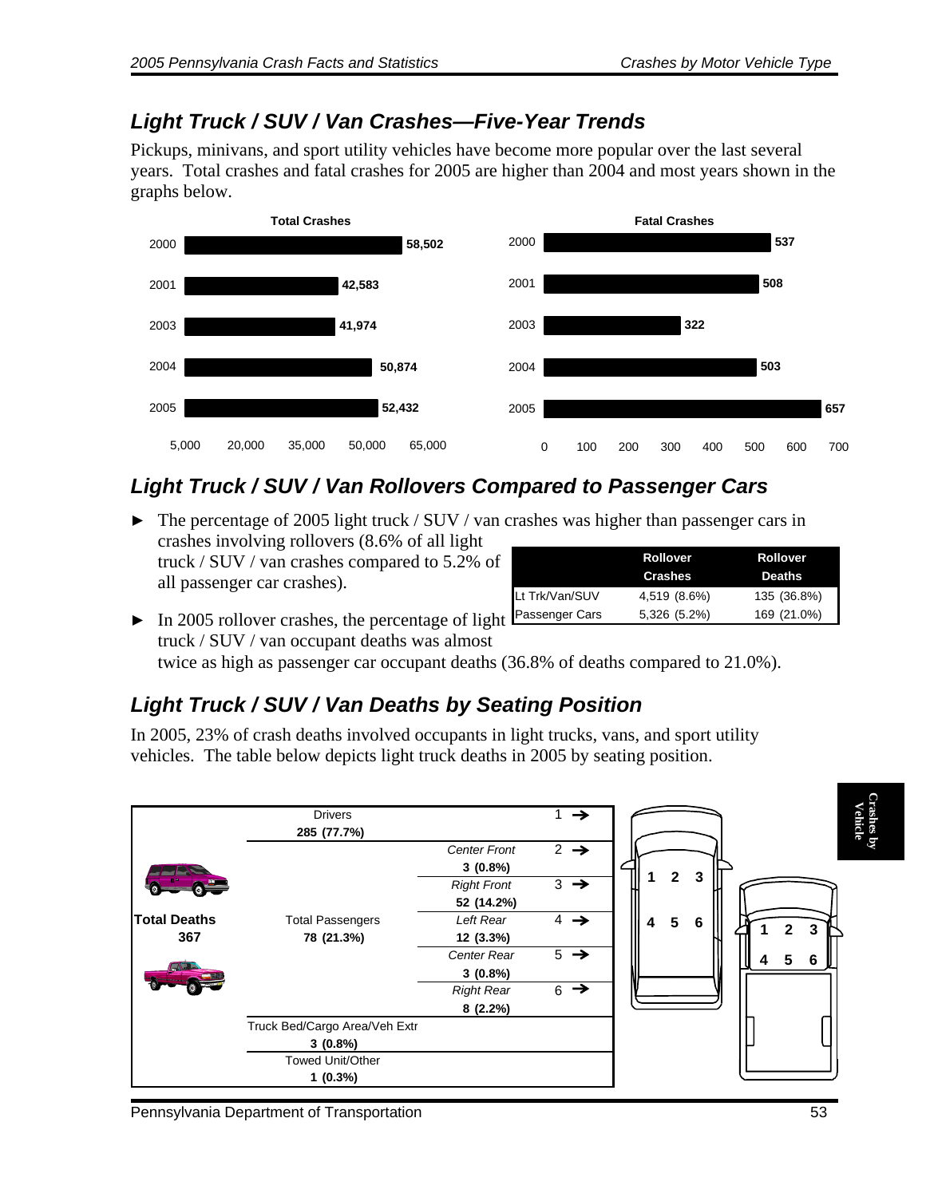## Light Truck / SUV / Van Crashes—Five-Year Trends

Pickups, minivans, and sport utility vehicles have become more popular over the last several years. Total crashes and fatal crashes for 2005 are higher than 2004 and most years shown in the graphs below.

**Total Crashes**

| Year | Total Crashes |
|---|---|
| 2000 | 58,502 |
| 2001 | 42,583 |
| 2003 | 41,974 |
| 2004 | 50,874 |
| 2005 | 52,432 |

**Fatal Crashes**

| Year | Fatal Crashes |
|---|---|
| 2000 | 537 |
| 2001 | 508 |
| 2003 | 322 |
| 2004 | 503 |
| 2005 | 657 |

## Light Truck / SUV / Van Rollovers Compared to Passenger Cars

- The percentage of 2005 light truck / SUV / van crashes was higher than passenger cars in crashes involving rollovers (8.6% of all light truck / SUV / van crashes compared to 5.2% of all passenger car crashes).
- In 2005 rollover crashes, the percentage of light truck / SUV / van occupant deaths was almost twice as high as passenger car occupant deaths (36.8% of deaths compared to 21.0%).

| | Rollover Crashes | Rollover Deaths |
|---|---|---|
| Lt Trk/Van/SUV | 4,519 (8.6%) | 135 (36.8%) |
| Passenger Cars | 5,326 (5.2%) | 169 (21.0%) |

## Light Truck / SUV / Van Deaths by Seating Position

In 2005, 23% of crash deaths involved occupants in light trucks, vans, and sport utility vehicles. The table below depicts light truck deaths in 2005 by seating position.

| | | | Seat Position |
|---|---|---|---|
| Total Deaths 367 | Drivers 285 (77.7%) | | 1 |
| | Total Passengers 78 (21.3%) | Center Front 3 (0.8%) | 2 |
| | | Right Front 52 (14.2%) | 3 |
| | | Left Rear 12 (3.3%) | 4 |
| | | Center Rear 3 (0.8%) | 5 |
| | | Right Rear 8 (2.2%) | 6 |
| | Truck Bed/Cargo Area/Veh Extr 3 (0.8%) | | |
| | Towed Unit/Other 1 (0.3%) | | |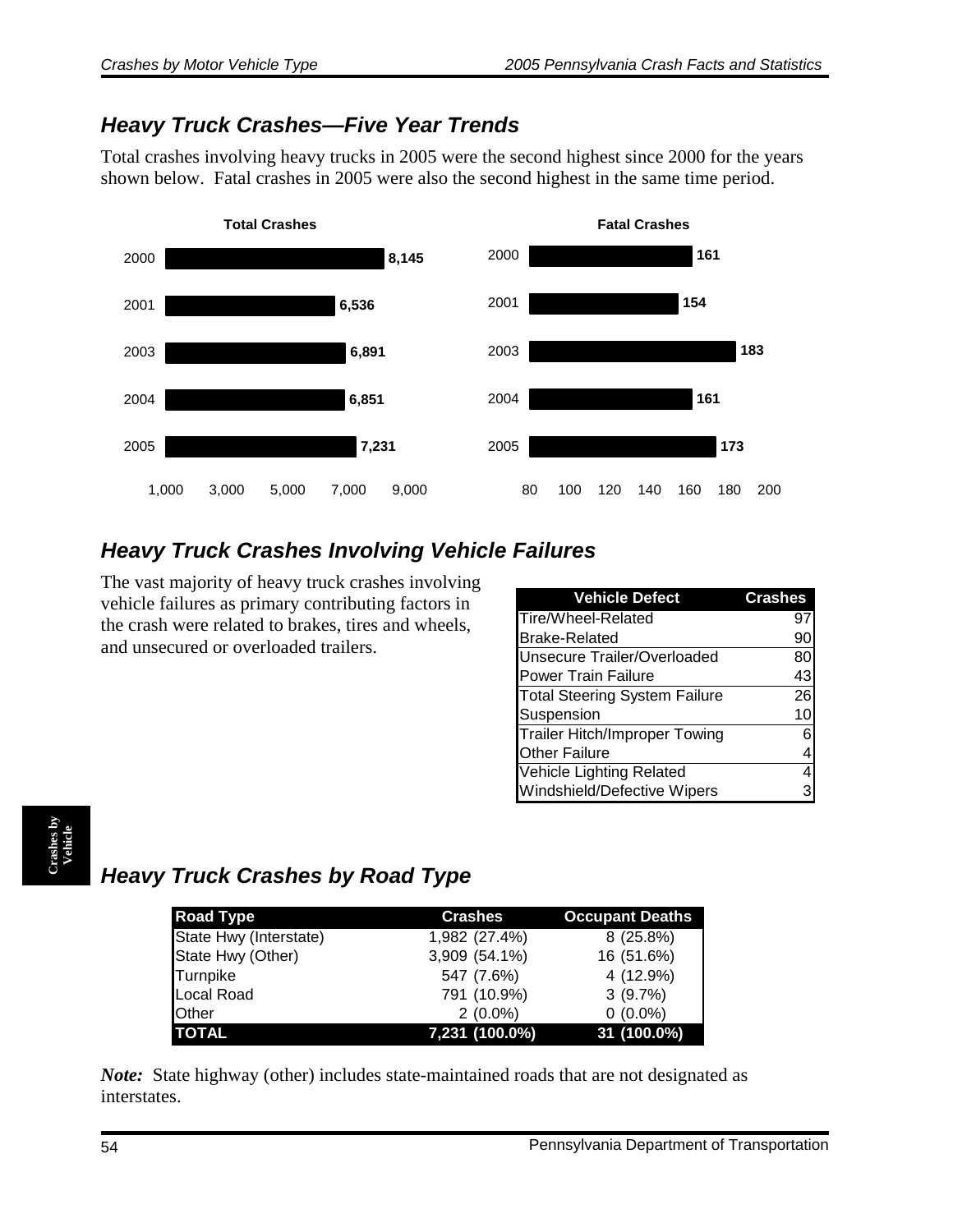## Heavy Truck Crashes—Five Year Trends

Total crashes involving heavy trucks in 2005 were the second highest since 2000 for the years shown below. Fatal crashes in 2005 were also the second highest in the same time period.

**Total Crashes**

| Year | Total Crashes |
|---|---|
| 2000 | 8,145 |
| 2001 | 6,536 |
| 2003 | 6,891 |
| 2004 | 6,851 |
| 2005 | 7,231 |

**Fatal Crashes**

| Year | Fatal Crashes |
|---|---|
| 2000 | 161 |
| 2001 | 154 |
| 2003 | 183 |
| 2004 | 161 |
| 2005 | 173 |

## Heavy Truck Crashes Involving Vehicle Failures

The vast majority of heavy truck crashes involving vehicle failures as primary contributing factors in the crash were related to brakes, tires and wheels, and unsecured or overloaded trailers.

| Vehicle Defect | Crashes |
|---|---|
| Tire/Wheel-Related | 97 |
| Brake-Related | 90 |
| Unsecure Trailer/Overloaded | 80 |
| Power Train Failure | 43 |
| Total Steering System Failure | 26 |
| Suspension | 10 |
| Trailer Hitch/Improper Towing | 6 |
| Other Failure | 4 |
| Vehicle Lighting Related | 4 |
| Windshield/Defective Wipers | 3 |

## Heavy Truck Crashes by Road Type

| Road Type | Crashes | Occupant Deaths |
|---|---|---|
| State Hwy (Interstate) | 1,982 (27.4%) | 8 (25.8%) |
| State Hwy (Other) | 3,909 (54.1%) | 16 (51.6%) |
| Turnpike | 547 (7.6%) | 4 (12.9%) |
| Local Road | 791 (10.9%) | 3 (9.7%) |
| Other | 2 (0.0%) | 0 (0.0%) |
| **TOTAL** | **7,231 (100.0%)** | **31 (100.0%)** |

***Note:*** State highway (other) includes state-maintained roads that are not designated as interstates.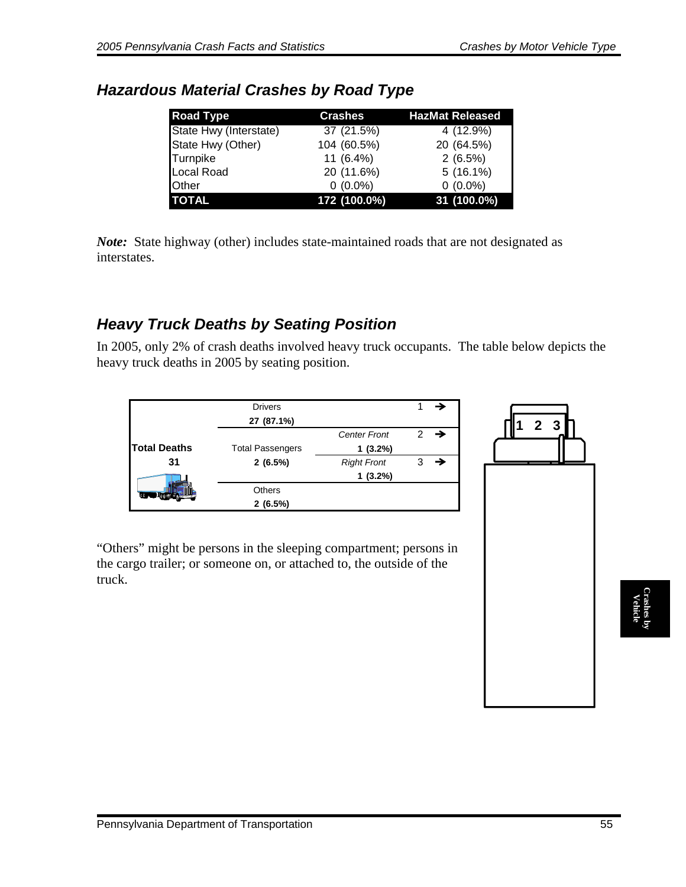## Hazardous Material Crashes by Road Type

| Road Type | Crashes | HazMat Released |
|---|---|---|
| State Hwy (Interstate) | 37 (21.5%) | 4 (12.9%) |
| State Hwy (Other) | 104 (60.5%) | 20 (64.5%) |
| Turnpike | 11 (6.4%) | 2 (6.5%) |
| Local Road | 20 (11.6%) | 5 (16.1%) |
| Other | 0 (0.0%) | 0 (0.0%) |
| **TOTAL** | **172 (100.0%)** | **31 (100.0%)** |

***Note:*** State highway (other) includes state-maintained roads that are not designated as interstates.

## Heavy Truck Deaths by Seating Position

In 2005, only 2% of crash deaths involved heavy truck occupants. The table below depicts the heavy truck deaths in 2005 by seating position.

| Total Deaths | Category | Position | Seat |
|---|---|---|---|
| **31** | Drivers **27 (87.1%)** | | 1 → |
| | Total Passengers **2 (6.5%)** | *Center Front* **1 (3.2%)** | 2 → |
| | | *Right Front* **1 (3.2%)** | 3 → |
| | Others **2 (6.5%)** | | |

"Others" might be persons in the sleeping compartment; persons in the cargo trailer; or someone on, or attached to, the outside of the truck.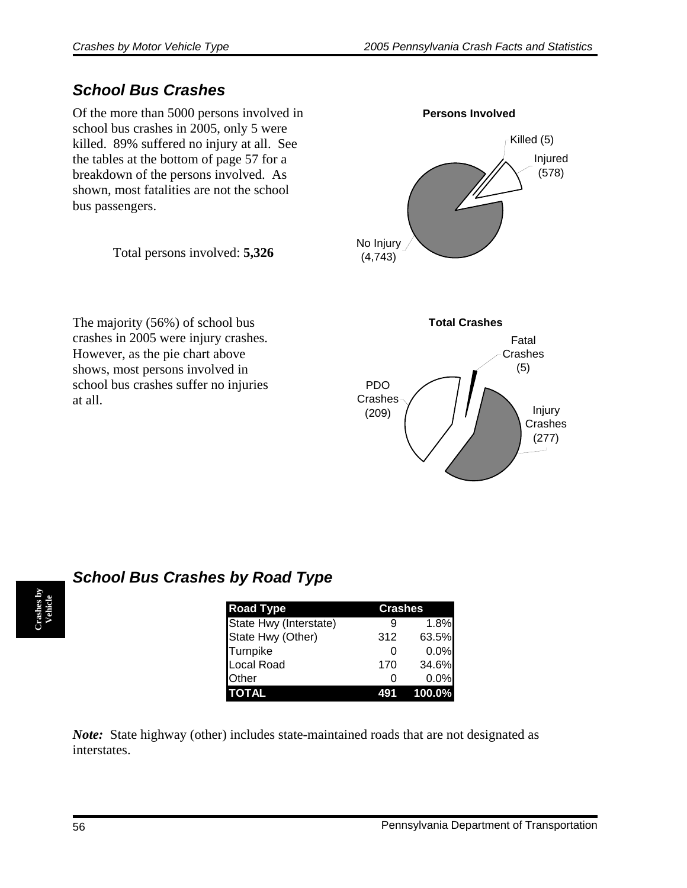## School Bus Crashes

Of the more than 5000 persons involved in school bus crashes in 2005, only 5 were killed. 89% suffered no injury at all. See the tables at the bottom of page 57 for a breakdown of the persons involved. As shown, most fatalities are not the school bus passengers.

**Persons Involved**

Killed (5)
Injured (578)
No Injury (4,743)

Total persons involved: **5,326**

The majority (56%) of school bus crashes in 2005 were injury crashes. However, as the pie chart above shows, most persons involved in school bus crashes suffer no injuries at all.

**Total Crashes**

Fatal Crashes (5)
PDO Crashes (209)
Injury Crashes (277)

## School Bus Crashes by Road Type

| Road Type | Crashes | |
|---|---|---|
| State Hwy (Interstate) | 9 | 1.8% |
| State Hwy (Other) | 312 | 63.5% |
| Turnpike | 0 | 0.0% |
| Local Road | 170 | 34.6% |
| Other | 0 | 0.0% |
| **TOTAL** | **491** | **100.0%** |

***Note:*** State highway (other) includes state-maintained roads that are not designated as interstates.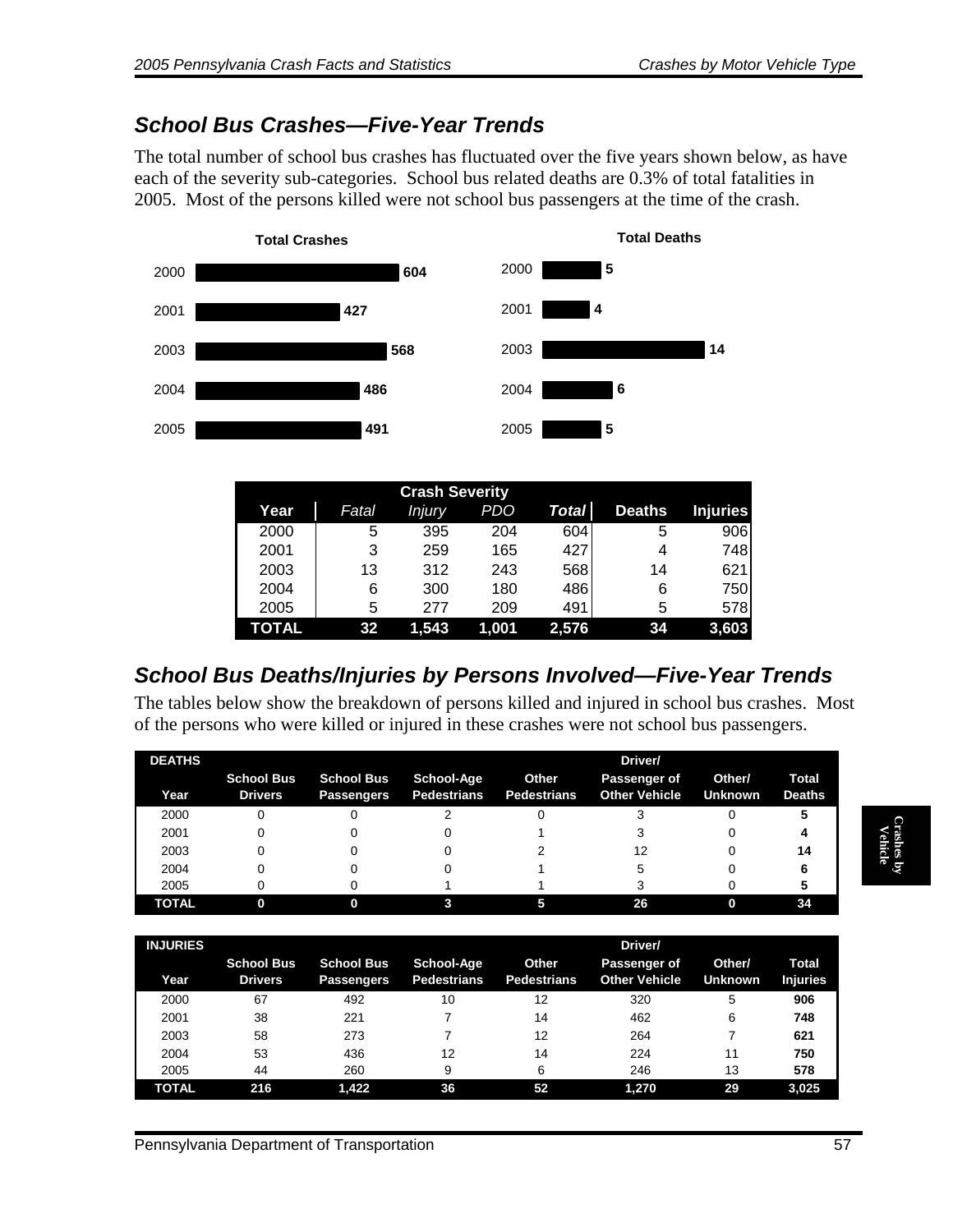## School Bus Crashes—Five-Year Trends

The total number of school bus crashes has fluctuated over the five years shown below, as have each of the severity sub-categories. School bus related deaths are 0.3% of total fatalities in 2005. Most of the persons killed were not school bus passengers at the time of the crash.

**Total Crashes**

| Year | Total Crashes |
|---|---|
| 2000 | 604 |
| 2001 | 427 |
| 2003 | 568 |
| 2004 | 486 |
| 2005 | 491 |

**Total Deaths**

| Year | Total Deaths |
|---|---|
| 2000 | 5 |
| 2001 | 4 |
| 2003 | 14 |
| 2004 | 6 |
| 2005 | 5 |

| | Crash Severity | | | | | |
|---|---|---|---|---|---|---|
| **Year** | *Fatal* | *Injury* | *PDO* | ***Total*** | **Deaths** | **Injuries** |
| 2000 | 5 | 395 | 204 | 604 | 5 | 906 |
| 2001 | 3 | 259 | 165 | 427 | 4 | 748 |
| 2003 | 13 | 312 | 243 | 568 | 14 | 621 |
| 2004 | 6 | 300 | 180 | 486 | 6 | 750 |
| 2005 | 5 | 277 | 209 | 491 | 5 | 578 |
| **TOTAL** | **32** | **1,543** | **1,001** | **2,576** | **34** | **3,603** |

## School Bus Deaths/Injuries by Persons Involved—Five-Year Trends

The tables below show the breakdown of persons killed and injured in school bus crashes. Most of the persons who were killed or injured in these crashes were not school bus passengers.

| DEATHS Year | School Bus Drivers | School Bus Passengers | School-Age Pedestrians | Other Pedestrians | Driver/ Passenger of Other Vehicle | Other/ Unknown | Total Deaths |
|---|---|---|---|---|---|---|---|
| 2000 | 0 | 0 | 2 | 0 | 3 | 0 | **5** |
| 2001 | 0 | 0 | 0 | 1 | 3 | 0 | **4** |
| 2003 | 0 | 0 | 0 | 2 | 12 | 0 | **14** |
| 2004 | 0 | 0 | 0 | 1 | 5 | 0 | **6** |
| 2005 | 0 | 0 | 1 | 1 | 3 | 0 | **5** |
| **TOTAL** | **0** | **0** | **3** | **5** | **26** | **0** | **34** |

| INJURIES Year | School Bus Drivers | School Bus Passengers | School-Age Pedestrians | Other Pedestrians | Driver/ Passenger of Other Vehicle | Other/ Unknown | Total Injuries |
|---|---|---|---|---|---|---|---|
| 2000 | 67 | 492 | 10 | 12 | 320 | 5 | **906** |
| 2001 | 38 | 221 | 7 | 14 | 462 | 6 | **748** |
| 2003 | 58 | 273 | 7 | 12 | 264 | 7 | **621** |
| 2004 | 53 | 436 | 12 | 14 | 224 | 11 | **750** |
| 2005 | 44 | 260 | 9 | 6 | 246 | 13 | **578** |
| **TOTAL** | **216** | **1,422** | **36** | **52** | **1,270** | **29** | **3,025** |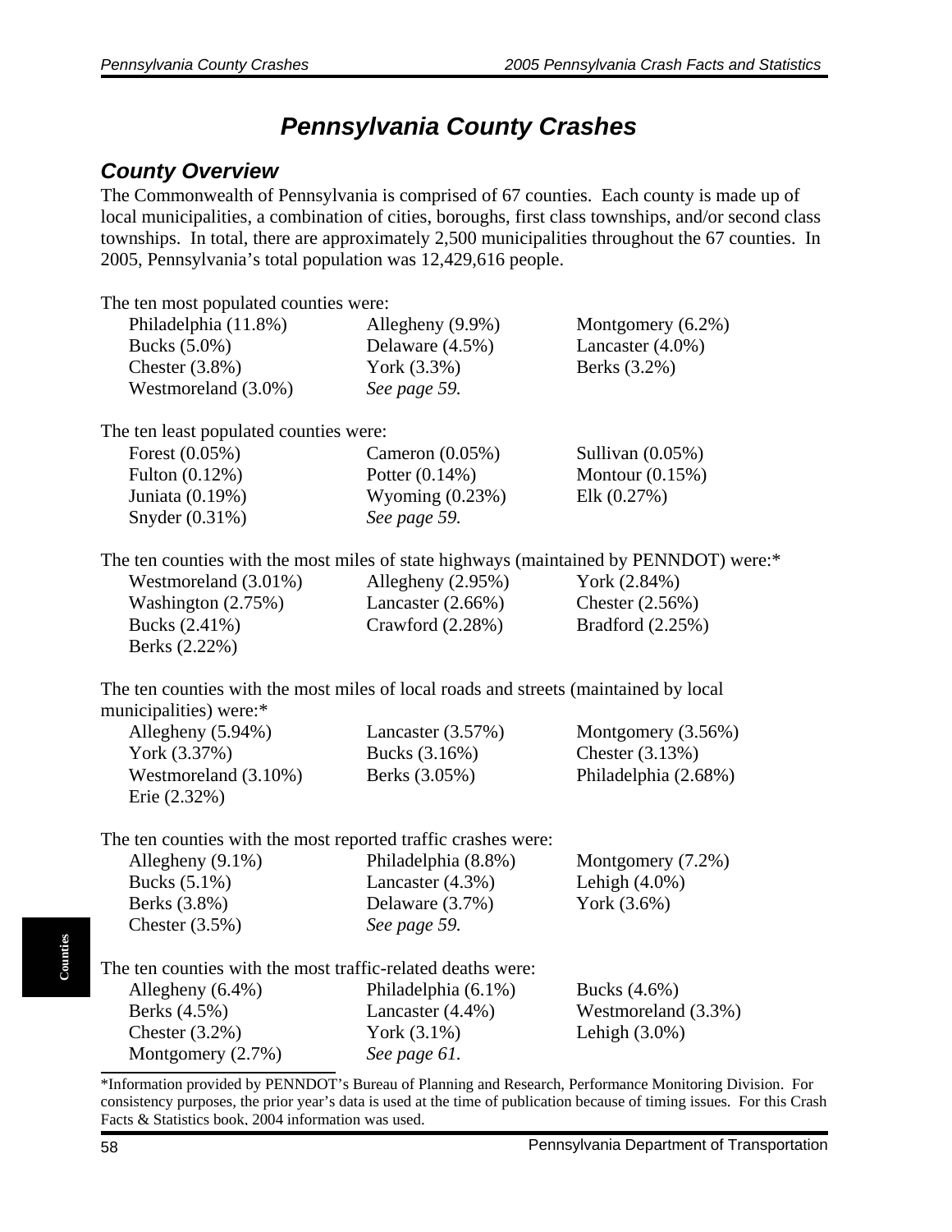# Pennsylvania County Crashes

## County Overview

The Commonwealth of Pennsylvania is comprised of 67 counties. Each county is made up of local municipalities, a combination of cities, boroughs, first class townships, and/or second class townships. In total, there are approximately 2,500 municipalities throughout the 67 counties. In 2005, Pennsylvania's total population was 12,429,616 people.

The ten most populated counties were:

| | | |
|---|---|---|
| Philadelphia (11.8%) | Allegheny (9.9%) | Montgomery (6.2%) |
| Bucks (5.0%) | Delaware (4.5%) | Lancaster (4.0%) |
| Chester (3.8%) | York (3.3%) | Berks (3.2%) |
| Westmoreland (3.0%) | *See page 59.* | |

The ten least populated counties were:

| | | |
|---|---|---|
| Forest (0.05%) | Cameron (0.05%) | Sullivan (0.05%) |
| Fulton (0.12%) | Potter (0.14%) | Montour (0.15%) |
| Juniata (0.19%) | Wyoming (0.23%) | Elk (0.27%) |
| Snyder (0.31%) | *See page 59.* | |

The ten counties with the most miles of state highways (maintained by PENNDOT) were:*

| | | |
|---|---|---|
| Westmoreland (3.01%) | Allegheny (2.95%) | York (2.84%) |
| Washington (2.75%) | Lancaster (2.66%) | Chester (2.56%) |
| Bucks (2.41%) | Crawford (2.28%) | Bradford (2.25%) |
| Berks (2.22%) | | |

The ten counties with the most miles of local roads and streets (maintained by local municipalities) were:*

| | | |
|---|---|---|
| Allegheny (5.94%) | Lancaster (3.57%) | Montgomery (3.56%) |
| York (3.37%) | Bucks (3.16%) | Chester (3.13%) |
| Westmoreland (3.10%) | Berks (3.05%) | Philadelphia (2.68%) |
| Erie (2.32%) | | |

The ten counties with the most reported traffic crashes were:

| | | |
|---|---|---|
| Allegheny (9.1%) | Philadelphia (8.8%) | Montgomery (7.2%) |
| Bucks (5.1%) | Lancaster (4.3%) | Lehigh (4.0%) |
| Berks (3.8%) | Delaware (3.7%) | York (3.6%) |
| Chester (3.5%) | *See page 59.* | |

The ten counties with the most traffic-related deaths were:

| | | |
|---|---|---|
| Allegheny (6.4%) | Philadelphia (6.1%) | Bucks (4.6%) |
| Berks (4.5%) | Lancaster (4.4%) | Westmoreland (3.3%) |
| Chester (3.2%) | York (3.1%) | Lehigh (3.0%) |
| Montgomery (2.7%) | *See page 61.* | |

*Information provided by PENNDOT's Bureau of Planning and Research, Performance Monitoring Division. For consistency purposes, the prior year's data is used at the time of publication because of timing issues. For this Crash Facts & Statistics book, 2004 information was used.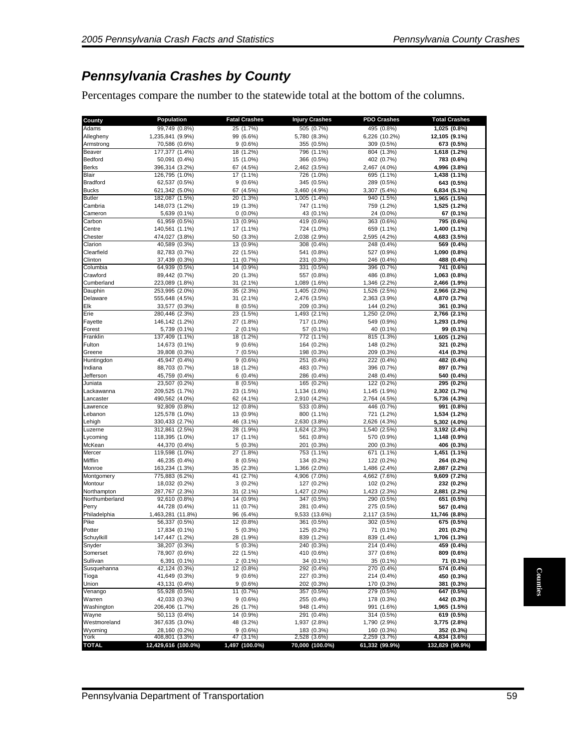## *Pennsylvania Crashes by County*

Percentages compare the number to the statewide total at the bottom of the columns.

| County | Population | Fatal Crashes | Injury Crashes | PDO Crashes | Total Crashes |
|---|---|---|---|---|---|
| Adams | 99,749 (0.8%) | 25 (1.7%) | 505 (0.7%) | 495 (0.8%) | **1,025 (0.8%)** |
| Allegheny | 1,235,841 (9.9%) | 99 (6.6%) | 5,780 (8.3%) | 6,226 (10.2%) | **12,105 (9.1%)** |
| Armstrong | 70,586 (0.6%) | 9 (0.6%) | 355 (0.5%) | 309 (0.5%) | **673 (0.5%)** |
| Beaver | 177,377 (1.4%) | 18 (1.2%) | 796 (1.1%) | 804 (1.3%) | **1,618 (1.2%)** |
| Bedford | 50,091 (0.4%) | 15 (1.0%) | 366 (0.5%) | 402 (0.7%) | **783 (0.6%)** |
| Berks | 396,314 (3.2%) | 67 (4.5%) | 2,462 (3.5%) | 2,467 (4.0%) | **4,996 (3.8%)** |
| Blair | 126,795 (1.0%) | 17 (1.1%) | 726 (1.0%) | 695 (1.1%) | **1,438 (1.1%)** |
| Bradford | 62,537 (0.5%) | 9 (0.6%) | 345 (0.5%) | 289 (0.5%) | **643 (0.5%)** |
| Bucks | 621,342 (5.0%) | 67 (4.5%) | 3,460 (4.9%) | 3,307 (5.4%) | **6,834 (5.1%)** |
| Butler | 182,087 (1.5%) | 20 (1.3%) | 1,005 (1.4%) | 940 (1.5%) | **1,965 (1.5%)** |
| Cambria | 148,073 (1.2%) | 19 (1.3%) | 747 (1.1%) | 759 (1.2%) | **1,525 (1.2%)** |
| Cameron | 5,639 (0.1%) | 0 (0.0%) | 43 (0.1%) | 24 (0.0%) | **67 (0.1%)** |
| Carbon | 61,959 (0.5%) | 13 (0.9%) | 419 (0.6%) | 363 (0.6%) | **795 (0.6%)** |
| Centre | 140,561 (1.1%) | 17 (1.1%) | 724 (1.0%) | 659 (1.1%) | **1,400 (1.1%)** |
| Chester | 474,027 (3.8%) | 50 (3.3%) | 2,038 (2.9%) | 2,595 (4.2%) | **4,683 (3.5%)** |
| Clarion | 40,589 (0.3%) | 13 (0.9%) | 308 (0.4%) | 248 (0.4%) | **569 (0.4%)** |
| Clearfield | 82,783 (0.7%) | 22 (1.5%) | 541 (0.8%) | 527 (0.9%) | **1,090 (0.8%)** |
| Clinton | 37,439 (0.3%) | 11 (0.7%) | 231 (0.3%) | 246 (0.4%) | **488 (0.4%)** |
| Columbia | 64,939 (0.5%) | 14 (0.9%) | 331 (0.5%) | 396 (0.7%) | **741 (0.6%)** |
| Crawford | 89,442 (0.7%) | 20 (1.3%) | 557 (0.8%) | 486 (0.8%) | **1,063 (0.8%)** |
| Cumberland | 223,089 (1.8%) | 31 (2.1%) | 1,089 (1.6%) | 1,346 (2.2%) | **2,466 (1.9%)** |
| Dauphin | 253,995 (2.0%) | 35 (2.3%) | 1,405 (2.0%) | 1,526 (2.5%) | **2,966 (2.2%)** |
| Delaware | 555,648 (4.5%) | 31 (2.1%) | 2,476 (3.5%) | 2,363 (3.9%) | **4,870 (3.7%)** |
| Elk | 33,577 (0.3%) | 8 (0.5%) | 209 (0.3%) | 144 (0.2%) | **361 (0.3%)** |
| Erie | 280,446 (2.3%) | 23 (1.5%) | 1,493 (2.1%) | 1,250 (2.0%) | **2,766 (2.1%)** |
| Fayette | 146,142 (1.2%) | 27 (1.8%) | 717 (1.0%) | 549 (0.9%) | **1,293 (1.0%)** |
| Forest | 5,739 (0.1%) | 2 (0.1%) | 57 (0.1%) | 40 (0.1%) | **99 (0.1%)** |
| Franklin | 137,409 (1.1%) | 18 (1.2%) | 772 (1.1%) | 815 (1.3%) | **1,605 (1.2%)** |
| Fulton | 14,673 (0.1%) | 9 (0.6%) | 164 (0.2%) | 148 (0.2%) | **321 (0.2%)** |
| Greene | 39,808 (0.3%) | 7 (0.5%) | 198 (0.3%) | 209 (0.3%) | **414 (0.3%)** |
| Huntingdon | 45,947 (0.4%) | 9 (0.6%) | 251 (0.4%) | 222 (0.4%) | **482 (0.4%)** |
| Indiana | 88,703 (0.7%) | 18 (1.2%) | 483 (0.7%) | 396 (0.7%) | **897 (0.7%)** |
| Jefferson | 45,759 (0.4%) | 6 (0.4%) | 286 (0.4%) | 248 (0.4%) | **540 (0.4%)** |
| Juniata | 23,507 (0.2%) | 8 (0.5%) | 165 (0.2%) | 122 (0.2%) | **295 (0.2%)** |
| Lackawanna | 209,525 (1.7%) | 23 (1.5%) | 1,134 (1.6%) | 1,145 (1.9%) | **2,302 (1.7%)** |
| Lancaster | 490,562 (4.0%) | 62 (4.1%) | 2,910 (4.2%) | 2,764 (4.5%) | **5,736 (4.3%)** |
| Lawrence | 92,809 (0.8%) | 12 (0.8%) | 533 (0.8%) | 446 (0.7%) | **991 (0.8%)** |
| Lebanon | 125,578 (1.0%) | 13 (0.9%) | 800 (1.1%) | 721 (1.2%) | **1,534 (1.2%)** |
| Lehigh | 330,433 (2.7%) | 46 (3.1%) | 2,630 (3.8%) | 2,626 (4.3%) | **5,302 (4.0%)** |
| Luzerne | 312,861 (2.5%) | 28 (1.9%) | 1,624 (2.3%) | 1,540 (2.5%) | **3,192 (2.4%)** |
| Lycoming | 118,395 (1.0%) | 17 (1.1%) | 561 (0.8%) | 570 (0.9%) | **1,148 (0.9%)** |
| McKean | 44,370 (0.4%) | 5 (0.3%) | 201 (0.3%) | 200 (0.3%) | **406 (0.3%)** |
| Mercer | 119,598 (1.0%) | 27 (1.8%) | 753 (1.1%) | 671 (1.1%) | **1,451 (1.1%)** |
| Mifflin | 46,235 (0.4%) | 8 (0.5%) | 134 (0.2%) | 122 (0.2%) | **264 (0.2%)** |
| Monroe | 163,234 (1.3%) | 35 (2.3%) | 1,366 (2.0%) | 1,486 (2.4%) | **2,887 (2.2%)** |
| Montgomery | 775,883 (6.2%) | 41 (2.7%) | 4,906 (7.0%) | 4,662 (7.6%) | **9,609 (7.2%)** |
| Montour | 18,032 (0.2%) | 3 (0.2%) | 127 (0.2%) | 102 (0.2%) | **232 (0.2%)** |
| Northampton | 287,767 (2.3%) | 31 (2.1%) | 1,427 (2.0%) | 1,423 (2.3%) | **2,881 (2.2%)** |
| Northumberland | 92,610 (0.8%) | 14 (0.9%) | 347 (0.5%) | 290 (0.5%) | **651 (0.5%)** |
| Perry | 44,728 (0.4%) | 11 (0.7%) | 281 (0.4%) | 275 (0.5%) | **567 (0.4%)** |
| Philadelphia | 1,463,281 (11.8%) | 96 (6.4%) | 9,533 (13.6%) | 2,117 (3.5%) | **11,746 (8.8%)** |
| Pike | 56,337 (0.5%) | 12 (0.8%) | 361 (0.5%) | 302 (0.5%) | **675 (0.5%)** |
| Potter | 17,834 (0.1%) | 5 (0.3%) | 125 (0.2%) | 71 (0.1%) | **201 (0.2%)** |
| Schuylkill | 147,447 (1.2%) | 28 (1.9%) | 839 (1.2%) | 839 (1.4%) | **1,706 (1.3%)** |
| Snyder | 38,207 (0.3%) | 5 (0.3%) | 240 (0.3%) | 214 (0.4%) | **459 (0.4%)** |
| Somerset | 78,907 (0.6%) | 22 (1.5%) | 410 (0.6%) | 377 (0.6%) | **809 (0.6%)** |
| Sullivan | 6,391 (0.1%) | 2 (0.1%) | 34 (0.1%) | 35 (0.1%) | **71 (0.1%)** |
| Susquehanna | 42,124 (0.3%) | 12 (0.8%) | 292 (0.4%) | 270 (0.4%) | **574 (0.4%)** |
| Tioga | 41,649 (0.3%) | 9 (0.6%) | 227 (0.3%) | 214 (0.4%) | **450 (0.3%)** |
| Union | 43,131 (0.4%) | 9 (0.6%) | 202 (0.3%) | 170 (0.3%) | **381 (0.3%)** |
| Venango | 55,928 (0.5%) | 11 (0.7%) | 357 (0.5%) | 279 (0.5%) | **647 (0.5%)** |
| Warren | 42,033 (0.3%) | 9 (0.6%) | 255 (0.4%) | 178 (0.3%) | **442 (0.3%)** |
| Washington | 206,406 (1.7%) | 26 (1.7%) | 948 (1.4%) | 991 (1.6%) | **1,965 (1.5%)** |
| Wayne | 50,113 (0.4%) | 14 (0.9%) | 291 (0.4%) | 314 (0.5%) | **619 (0.5%)** |
| Westmoreland | 367,635 (3.0%) | 48 (3.2%) | 1,937 (2.8%) | 1,790 (2.9%) | **3,775 (2.8%)** |
| Wyoming | 28,160 (0.2%) | 9 (0.6%) | 183 (0.3%) | 160 (0.3%) | **352 (0.3%)** |
| York | 408,801 (3.3%) | 47 (3.1%) | 2,528 (3.6%) | 2,259 (3.7%) | **4,834 (3.6%)** |
| **TOTAL** | **12,429,616 (100.0%)** | **1,497 (100.0%)** | **70,000 (100.0%)** | **61,332 (99.9%)** | **132,829 (99.9%)** |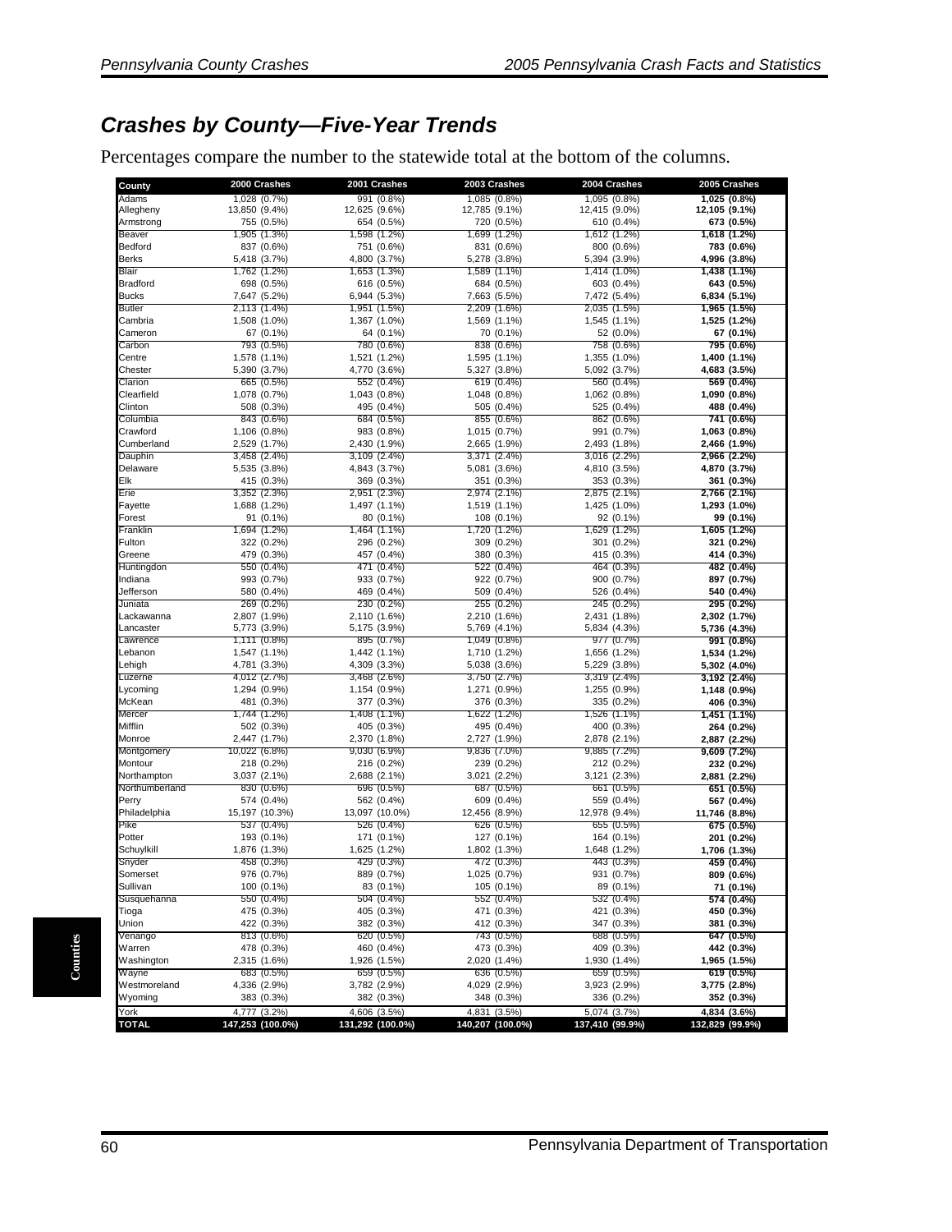## Crashes by County—Five-Year Trends

Percentages compare the number to the statewide total at the bottom of the columns.

| County | 2000 Crashes | 2001 Crashes | 2003 Crashes | 2004 Crashes | 2005 Crashes |
|---|---|---|---|---|---|
| Adams | 1,028 (0.7%) | 991 (0.8%) | 1,085 (0.8%) | 1,095 (0.8%) | **1,025 (0.8%)** |
| Allegheny | 13,850 (9.4%) | 12,625 (9.6%) | 12,785 (9.1%) | 12,415 (9.0%) | **12,105 (9.1%)** |
| Armstrong | 755 (0.5%) | 654 (0.5%) | 720 (0.5%) | 610 (0.4%) | **673 (0.5%)** |
| Beaver | 1,905 (1.3%) | 1,598 (1.2%) | 1,699 (1.2%) | 1,612 (1.2%) | **1,618 (1.2%)** |
| Bedford | 837 (0.6%) | 751 (0.6%) | 831 (0.6%) | 800 (0.6%) | **783 (0.6%)** |
| Berks | 5,418 (3.7%) | 4,800 (3.7%) | 5,278 (3.8%) | 5,394 (3.9%) | **4,996 (3.8%)** |
| Blair | 1,762 (1.2%) | 1,653 (1.3%) | 1,589 (1.1%) | 1,414 (1.0%) | **1,438 (1.1%)** |
| Bradford | 698 (0.5%) | 616 (0.5%) | 684 (0.5%) | 603 (0.4%) | **643 (0.5%)** |
| Bucks | 7,647 (5.2%) | 6,944 (5.3%) | 7,663 (5.5%) | 7,472 (5.4%) | **6,834 (5.1%)** |
| Butler | 2,113 (1.4%) | 1,951 (1.5%) | 2,209 (1.6%) | 2,035 (1.5%) | **1,965 (1.5%)** |
| Cambria | 1,508 (1.0%) | 1,367 (1.0%) | 1,569 (1.1%) | 1,545 (1.1%) | **1,525 (1.2%)** |
| Cameron | 67 (0.1%) | 64 (0.1%) | 70 (0.1%) | 52 (0.0%) | **67 (0.1%)** |
| Carbon | 793 (0.5%) | 780 (0.6%) | 838 (0.6%) | 758 (0.6%) | **795 (0.6%)** |
| Centre | 1,578 (1.1%) | 1,521 (1.2%) | 1,595 (1.1%) | 1,355 (1.0%) | **1,400 (1.1%)** |
| Chester | 5,390 (3.7%) | 4,770 (3.6%) | 5,327 (3.8%) | 5,092 (3.7%) | **4,683 (3.5%)** |
| Clarion | 665 (0.5%) | 552 (0.4%) | 619 (0.4%) | 560 (0.4%) | **569 (0.4%)** |
| Clearfield | 1,078 (0.7%) | 1,043 (0.8%) | 1,048 (0.8%) | 1,062 (0.8%) | **1,090 (0.8%)** |
| Clinton | 508 (0.3%) | 495 (0.4%) | 505 (0.4%) | 525 (0.4%) | **488 (0.4%)** |
| Columbia | 843 (0.6%) | 684 (0.5%) | 855 (0.6%) | 862 (0.6%) | **741 (0.6%)** |
| Crawford | 1,106 (0.8%) | 983 (0.8%) | 1,015 (0.7%) | 991 (0.7%) | **1,063 (0.8%)** |
| Cumberland | 2,529 (1.7%) | 2,430 (1.9%) | 2,665 (1.9%) | 2,493 (1.8%) | **2,466 (1.9%)** |
| Dauphin | 3,458 (2.4%) | 3,109 (2.4%) | 3,371 (2.4%) | 3,016 (2.2%) | **2,966 (2.2%)** |
| Delaware | 5,535 (3.8%) | 4,843 (3.7%) | 5,081 (3.6%) | 4,810 (3.5%) | **4,870 (3.7%)** |
| Elk | 415 (0.3%) | 369 (0.3%) | 351 (0.3%) | 353 (0.3%) | **361 (0.3%)** |
| Erie | 3,352 (2.3%) | 2,951 (2.3%) | 2,974 (2.1%) | 2,875 (2.1%) | **2,766 (2.1%)** |
| Fayette | 1,688 (1.2%) | 1,497 (1.1%) | 1,519 (1.1%) | 1,425 (1.0%) | **1,293 (1.0%)** |
| Forest | 91 (0.1%) | 80 (0.1%) | 108 (0.1%) | 92 (0.1%) | **99 (0.1%)** |
| Franklin | 1,694 (1.2%) | 1,464 (1.1%) | 1,720 (1.2%) | 1,629 (1.2%) | **1,605 (1.2%)** |
| Fulton | 322 (0.2%) | 296 (0.2%) | 309 (0.2%) | 301 (0.2%) | **321 (0.2%)** |
| Greene | 479 (0.3%) | 457 (0.4%) | 380 (0.3%) | 415 (0.3%) | **414 (0.3%)** |
| Huntingdon | 550 (0.4%) | 471 (0.4%) | 522 (0.4%) | 464 (0.3%) | **482 (0.4%)** |
| Indiana | 993 (0.7%) | 933 (0.7%) | 922 (0.7%) | 900 (0.7%) | **897 (0.7%)** |
| Jefferson | 580 (0.4%) | 469 (0.4%) | 509 (0.4%) | 526 (0.4%) | **540 (0.4%)** |
| Juniata | 269 (0.2%) | 230 (0.2%) | 255 (0.2%) | 245 (0.2%) | **295 (0.2%)** |
| Lackawanna | 2,807 (1.9%) | 2,110 (1.6%) | 2,210 (1.6%) | 2,431 (1.8%) | **2,302 (1.7%)** |
| Lancaster | 5,773 (3.9%) | 5,175 (3.9%) | 5,769 (4.1%) | 5,834 (4.3%) | **5,736 (4.3%)** |
| Lawrence | 1,111 (0.8%) | 895 (0.7%) | 1,049 (0.8%) | 977 (0.7%) | **991 (0.8%)** |
| Lebanon | 1,547 (1.1%) | 1,442 (1.1%) | 1,710 (1.2%) | 1,656 (1.2%) | **1,534 (1.2%)** |
| Lehigh | 4,781 (3.3%) | 4,309 (3.3%) | 5,038 (3.6%) | 5,229 (3.8%) | **5,302 (4.0%)** |
| Luzerne | 4,012 (2.7%) | 3,468 (2.6%) | 3,750 (2.7%) | 3,319 (2.4%) | **3,192 (2.4%)** |
| Lycoming | 1,294 (0.9%) | 1,154 (0.9%) | 1,271 (0.9%) | 1,255 (0.9%) | **1,148 (0.9%)** |
| McKean | 481 (0.3%) | 377 (0.3%) | 376 (0.3%) | 335 (0.2%) | **406 (0.3%)** |
| Mercer | 1,744 (1.2%) | 1,408 (1.1%) | 1,622 (1.2%) | 1,526 (1.1%) | **1,451 (1.1%)** |
| Mifflin | 502 (0.3%) | 405 (0.3%) | 495 (0.4%) | 400 (0.3%) | **264 (0.2%)** |
| Monroe | 2,447 (1.7%) | 2,370 (1.8%) | 2,727 (1.9%) | 2,878 (2.1%) | **2,887 (2.2%)** |
| Montgomery | 10,022 (6.8%) | 9,030 (6.9%) | 9,836 (7.0%) | 9,885 (7.2%) | **9,609 (7.2%)** |
| Montour | 218 (0.2%) | 216 (0.2%) | 239 (0.2%) | 212 (0.2%) | **232 (0.2%)** |
| Northampton | 3,037 (2.1%) | 2,688 (2.1%) | 3,021 (2.2%) | 3,121 (2.3%) | **2,881 (2.2%)** |
| Northumberland | 830 (0.6%) | 696 (0.5%) | 687 (0.5%) | 661 (0.5%) | **651 (0.5%)** |
| Perry | 574 (0.4%) | 562 (0.4%) | 609 (0.4%) | 559 (0.4%) | **567 (0.4%)** |
| Philadelphia | 15,197 (10.3%) | 13,097 (10.0%) | 12,456 (8.9%) | 12,978 (9.4%) | **11,746 (8.8%)** |
| Pike | 537 (0.4%) | 526 (0.4%) | 626 (0.5%) | 655 (0.5%) | **675 (0.5%)** |
| Potter | 193 (0.1%) | 171 (0.1%) | 127 (0.1%) | 164 (0.1%) | **201 (0.2%)** |
| Schuylkill | 1,876 (1.3%) | 1,625 (1.2%) | 1,802 (1.3%) | 1,648 (1.2%) | **1,706 (1.3%)** |
| Snyder | 458 (0.3%) | 429 (0.3%) | 472 (0.3%) | 443 (0.3%) | **459 (0.4%)** |
| Somerset | 976 (0.7%) | 889 (0.7%) | 1,025 (0.7%) | 931 (0.7%) | **809 (0.6%)** |
| Sullivan | 100 (0.1%) | 83 (0.1%) | 105 (0.1%) | 89 (0.1%) | **71 (0.1%)** |
| Susquehanna | 550 (0.4%) | 504 (0.4%) | 552 (0.4%) | 532 (0.4%) | **574 (0.4%)** |
| Tioga | 475 (0.3%) | 405 (0.3%) | 471 (0.3%) | 421 (0.3%) | **450 (0.3%)** |
| Union | 422 (0.3%) | 382 (0.3%) | 412 (0.3%) | 347 (0.3%) | **381 (0.3%)** |
| Venango | 813 (0.6%) | 620 (0.5%) | 743 (0.5%) | 688 (0.5%) | **647 (0.5%)** |
| Warren | 478 (0.3%) | 460 (0.4%) | 473 (0.3%) | 409 (0.3%) | **442 (0.3%)** |
| Washington | 2,315 (1.6%) | 1,926 (1.5%) | 2,020 (1.4%) | 1,930 (1.4%) | **1,965 (1.5%)** |
| Wayne | 683 (0.5%) | 659 (0.5%) | 636 (0.5%) | 659 (0.5%) | **619 (0.5%)** |
| Westmoreland | 4,336 (2.9%) | 3,782 (2.9%) | 4,029 (2.9%) | 3,923 (2.9%) | **3,775 (2.8%)** |
| Wyoming | 383 (0.3%) | 382 (0.3%) | 348 (0.3%) | 336 (0.2%) | **352 (0.3%)** |
| York | 4,777 (3.2%) | 4,606 (3.5%) | 4,831 (3.5%) | 5,074 (3.7%) | **4,834 (3.6%)** |
| **TOTAL** | **147,253 (100.0%)** | **131,292 (100.0%)** | **140,207 (100.0%)** | **137,410 (99.9%)** | **132,829 (99.9%)** |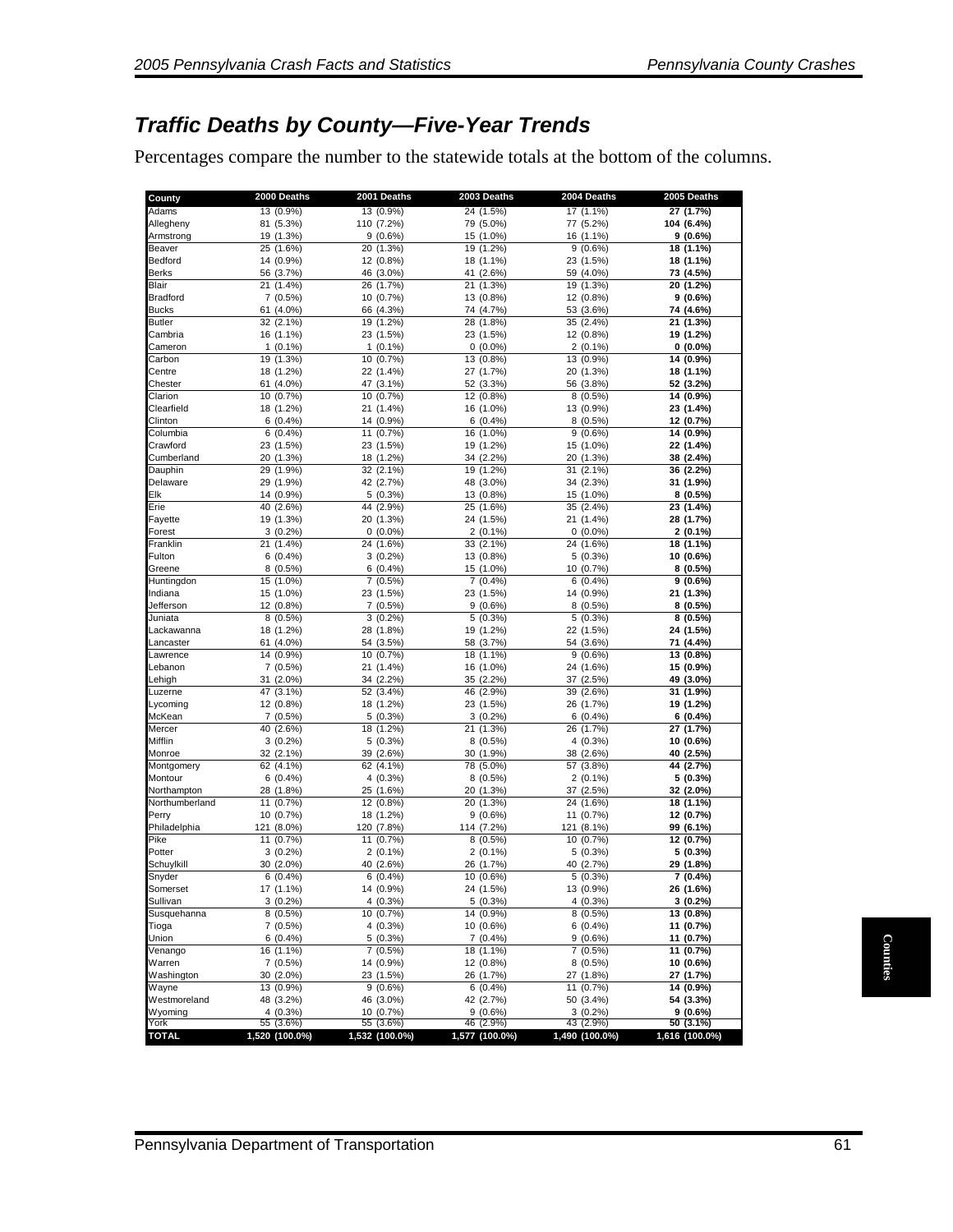## *Traffic Deaths by County—Five-Year Trends*

Percentages compare the number to the statewide totals at the bottom of the columns.

| County | 2000 Deaths | 2001 Deaths | 2003 Deaths | 2004 Deaths | 2005 Deaths |
|---|---|---|---|---|---|
| Adams | 13 (0.9%) | 13 (0.9%) | 24 (1.5%) | 17 (1.1%) | **27 (1.7%)** |
| Allegheny | 81 (5.3%) | 110 (7.2%) | 79 (5.0%) | 77 (5.2%) | **104 (6.4%)** |
| Armstrong | 19 (1.3%) | 9 (0.6%) | 15 (1.0%) | 16 (1.1%) | **9 (0.6%)** |
| Beaver | 25 (1.6%) | 20 (1.3%) | 19 (1.2%) | 9 (0.6%) | **18 (1.1%)** |
| Bedford | 14 (0.9%) | 12 (0.8%) | 18 (1.1%) | 23 (1.5%) | **18 (1.1%)** |
| Berks | 56 (3.7%) | 46 (3.0%) | 41 (2.6%) | 59 (4.0%) | **73 (4.5%)** |
| Blair | 21 (1.4%) | 26 (1.7%) | 21 (1.3%) | 19 (1.3%) | **20 (1.2%)** |
| Bradford | 7 (0.5%) | 10 (0.7%) | 13 (0.8%) | 12 (0.8%) | **9 (0.6%)** |
| Bucks | 61 (4.0%) | 66 (4.3%) | 74 (4.7%) | 53 (3.6%) | **74 (4.6%)** |
| Butler | 32 (2.1%) | 19 (1.2%) | 28 (1.8%) | 35 (2.4%) | **21 (1.3%)** |
| Cambria | 16 (1.1%) | 23 (1.5%) | 23 (1.5%) | 12 (0.8%) | **19 (1.2%)** |
| Cameron | 1 (0.1%) | 1 (0.1%) | 0 (0.0%) | 2 (0.1%) | **0 (0.0%)** |
| Carbon | 19 (1.3%) | 10 (0.7%) | 13 (0.8%) | 13 (0.9%) | **14 (0.9%)** |
| Centre | 18 (1.2%) | 22 (1.4%) | 27 (1.7%) | 20 (1.3%) | **18 (1.1%)** |
| Chester | 61 (4.0%) | 47 (3.1%) | 52 (3.3%) | 56 (3.8%) | **52 (3.2%)** |
| Clarion | 10 (0.7%) | 10 (0.7%) | 12 (0.8%) | 8 (0.5%) | **14 (0.9%)** |
| Clearfield | 18 (1.2%) | 21 (1.4%) | 16 (1.0%) | 13 (0.9%) | **23 (1.4%)** |
| Clinton | 6 (0.4%) | 14 (0.9%) | 6 (0.4%) | 8 (0.5%) | **12 (0.7%)** |
| Columbia | 6 (0.4%) | 11 (0.7%) | 16 (1.0%) | 9 (0.6%) | **14 (0.9%)** |
| Crawford | 23 (1.5%) | 23 (1.5%) | 19 (1.2%) | 15 (1.0%) | **22 (1.4%)** |
| Cumberland | 20 (1.3%) | 18 (1.2%) | 34 (2.2%) | 20 (1.3%) | **38 (2.4%)** |
| Dauphin | 29 (1.9%) | 32 (2.1%) | 19 (1.2%) | 31 (2.1%) | **36 (2.2%)** |
| Delaware | 29 (1.9%) | 42 (2.7%) | 48 (3.0%) | 34 (2.3%) | **31 (1.9%)** |
| Elk | 14 (0.9%) | 5 (0.3%) | 13 (0.8%) | 15 (1.0%) | **8 (0.5%)** |
| Erie | 40 (2.6%) | 44 (2.9%) | 25 (1.6%) | 35 (2.4%) | **23 (1.4%)** |
| Fayette | 19 (1.3%) | 20 (1.3%) | 24 (1.5%) | 21 (1.4%) | **28 (1.7%)** |
| Forest | 3 (0.2%) | 0 (0.0%) | 2 (0.1%) | 0 (0.0%) | **2 (0.1%)** |
| Franklin | 21 (1.4%) | 24 (1.6%) | 33 (2.1%) | 24 (1.6%) | **18 (1.1%)** |
| Fulton | 6 (0.4%) | 3 (0.2%) | 13 (0.8%) | 5 (0.3%) | **10 (0.6%)** |
| Greene | 8 (0.5%) | 6 (0.4%) | 15 (1.0%) | 10 (0.7%) | **8 (0.5%)** |
| Huntingdon | 15 (1.0%) | 7 (0.5%) | 7 (0.4%) | 6 (0.4%) | **9 (0.6%)** |
| Indiana | 15 (1.0%) | 23 (1.5%) | 23 (1.5%) | 14 (0.9%) | **21 (1.3%)** |
| Jefferson | 12 (0.8%) | 7 (0.5%) | 9 (0.6%) | 8 (0.5%) | **8 (0.5%)** |
| Juniata | 8 (0.5%) | 3 (0.2%) | 5 (0.3%) | 5 (0.3%) | **8 (0.5%)** |
| Lackawanna | 18 (1.2%) | 28 (1.8%) | 19 (1.2%) | 22 (1.5%) | **24 (1.5%)** |
| Lancaster | 61 (4.0%) | 54 (3.5%) | 58 (3.7%) | 54 (3.6%) | **71 (4.4%)** |
| Lawrence | 14 (0.9%) | 10 (0.7%) | 18 (1.1%) | 9 (0.6%) | **13 (0.8%)** |
| Lebanon | 7 (0.5%) | 21 (1.4%) | 16 (1.0%) | 24 (1.6%) | **15 (0.9%)** |
| Lehigh | 31 (2.0%) | 34 (2.2%) | 35 (2.2%) | 37 (2.5%) | **49 (3.0%)** |
| Luzerne | 47 (3.1%) | 52 (3.4%) | 46 (2.9%) | 39 (2.6%) | **31 (1.9%)** |
| Lycoming | 12 (0.8%) | 18 (1.2%) | 23 (1.5%) | 26 (1.7%) | **19 (1.2%)** |
| McKean | 7 (0.5%) | 5 (0.3%) | 3 (0.2%) | 6 (0.4%) | **6 (0.4%)** |
| Mercer | 40 (2.6%) | 18 (1.2%) | 21 (1.3%) | 26 (1.7%) | **27 (1.7%)** |
| Mifflin | 3 (0.2%) | 5 (0.3%) | 8 (0.5%) | 4 (0.3%) | **10 (0.6%)** |
| Monroe | 32 (2.1%) | 39 (2.6%) | 30 (1.9%) | 38 (2.6%) | **40 (2.5%)** |
| Montgomery | 62 (4.1%) | 62 (4.1%) | 78 (5.0%) | 57 (3.8%) | **44 (2.7%)** |
| Montour | 6 (0.4%) | 4 (0.3%) | 8 (0.5%) | 2 (0.1%) | **5 (0.3%)** |
| Northampton | 28 (1.8%) | 25 (1.6%) | 20 (1.3%) | 37 (2.5%) | **32 (2.0%)** |
| Northumberland | 11 (0.7%) | 12 (0.8%) | 20 (1.3%) | 24 (1.6%) | **18 (1.1%)** |
| Perry | 10 (0.7%) | 18 (1.2%) | 9 (0.6%) | 11 (0.7%) | **12 (0.7%)** |
| Philadelphia | 121 (8.0%) | 120 (7.8%) | 114 (7.2%) | 121 (8.1%) | **99 (6.1%)** |
| Pike | 11 (0.7%) | 11 (0.7%) | 8 (0.5%) | 10 (0.7%) | **12 (0.7%)** |
| Potter | 3 (0.2%) | 2 (0.1%) | 2 (0.1%) | 5 (0.3%) | **5 (0.3%)** |
| Schuylkill | 30 (2.0%) | 40 (2.6%) | 26 (1.7%) | 40 (2.7%) | **29 (1.8%)** |
| Snyder | 6 (0.4%) | 6 (0.4%) | 10 (0.6%) | 5 (0.3%) | **7 (0.4%)** |
| Somerset | 17 (1.1%) | 14 (0.9%) | 24 (1.5%) | 13 (0.9%) | **26 (1.6%)** |
| Sullivan | 3 (0.2%) | 4 (0.3%) | 5 (0.3%) | 4 (0.3%) | **3 (0.2%)** |
| Susquehanna | 8 (0.5%) | 10 (0.7%) | 14 (0.9%) | 8 (0.5%) | **13 (0.8%)** |
| Tioga | 7 (0.5%) | 4 (0.3%) | 10 (0.6%) | 6 (0.4%) | **11 (0.7%)** |
| Union | 6 (0.4%) | 5 (0.3%) | 7 (0.4%) | 9 (0.6%) | **11 (0.7%)** |
| Venango | 16 (1.1%) | 7 (0.5%) | 18 (1.1%) | 7 (0.5%) | **11 (0.7%)** |
| Warren | 7 (0.5%) | 14 (0.9%) | 12 (0.8%) | 8 (0.5%) | **10 (0.6%)** |
| Washington | 30 (2.0%) | 23 (1.5%) | 26 (1.7%) | 27 (1.8%) | **27 (1.7%)** |
| Wayne | 13 (0.9%) | 9 (0.6%) | 6 (0.4%) | 11 (0.7%) | **14 (0.9%)** |
| Westmoreland | 48 (3.2%) | 46 (3.0%) | 42 (2.7%) | 50 (3.4%) | **54 (3.3%)** |
| Wyoming | 4 (0.3%) | 10 (0.7%) | 9 (0.6%) | 3 (0.2%) | **9 (0.6%)** |
| York | 55 (3.6%) | 55 (3.6%) | 46 (2.9%) | 43 (2.9%) | **50 (3.1%)** |
| **TOTAL** | **1,520 (100.0%)** | **1,532 (100.0%)** | **1,577 (100.0%)** | **1,490 (100.0%)** | **1,616 (100.0%)** |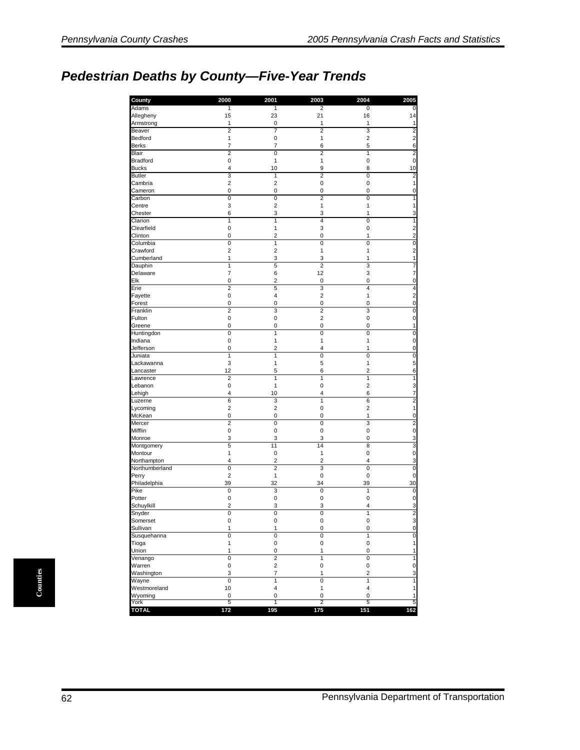# Pedestrian Deaths by County—Five-Year Trends

| County | 2000 | 2001 | 2003 | 2004 | 2005 |
|---|---|---|---|---|---|
| Adams | 1 | 1 | 2 | 0 | 0 |
| Allegheny | 15 | 23 | 21 | 16 | 14 |
| Armstrong | 1 | 0 | 1 | 1 | 1 |
| Beaver | 2 | 7 | 2 | 3 | 2 |
| Bedford | 1 | 0 | 1 | 2 | 2 |
| Berks | 7 | 7 | 6 | 5 | 6 |
| Blair | 2 | 0 | 2 | 1 | 2 |
| Bradford | 0 | 1 | 1 | 0 | 0 |
| Bucks | 4 | 10 | 9 | 8 | 10 |
| Butler | 3 | 1 | 2 | 0 | 2 |
| Cambria | 2 | 2 | 0 | 0 | 1 |
| Cameron | 0 | 0 | 0 | 0 | 0 |
| Carbon | 0 | 0 | 2 | 0 | 1 |
| Centre | 3 | 2 | 1 | 1 | 1 |
| Chester | 6 | 3 | 3 | 1 | 3 |
| Clarion | 1 | 1 | 4 | 0 | 1 |
| Clearfield | 0 | 1 | 3 | 0 | 2 |
| Clinton | 0 | 2 | 0 | 1 | 2 |
| Columbia | 0 | 1 | 0 | 0 | 0 |
| Crawford | 2 | 2 | 1 | 1 | 2 |
| Cumberland | 1 | 3 | 3 | 1 | 1 |
| Dauphin | 1 | 5 | 2 | 3 | 7 |
| Delaware | 7 | 6 | 12 | 3 | 7 |
| Elk | 0 | 2 | 0 | 0 | 0 |
| Erie | 2 | 5 | 3 | 4 | 4 |
| Fayette | 0 | 4 | 2 | 1 | 2 |
| Forest | 0 | 0 | 0 | 0 | 0 |
| Franklin | 2 | 3 | 2 | 3 | 0 |
| Fulton | 0 | 0 | 2 | 0 | 0 |
| Greene | 0 | 0 | 0 | 0 | 1 |
| Huntingdon | 0 | 1 | 0 | 0 | 0 |
| Indiana | 0 | 1 | 1 | 1 | 0 |
| Jefferson | 0 | 2 | 4 | 1 | 0 |
| Juniata | 1 | 1 | 0 | 0 | 0 |
| Lackawanna | 3 | 1 | 5 | 1 | 5 |
| Lancaster | 12 | 5 | 6 | 2 | 6 |
| Lawrence | 2 | 1 | 1 | 1 | 1 |
| Lebanon | 0 | 1 | 0 | 2 | 3 |
| Lehigh | 4 | 10 | 4 | 6 | 7 |
| Luzerne | 6 | 3 | 1 | 6 | 2 |
| Lycoming | 2 | 2 | 0 | 2 | 1 |
| McKean | 0 | 0 | 0 | 1 | 0 |
| Mercer | 2 | 0 | 0 | 3 | 2 |
| Mifflin | 0 | 0 | 0 | 0 | 0 |
| Monroe | 3 | 3 | 3 | 0 | 3 |
| Montgomery | 5 | 11 | 14 | 8 | 3 |
| Montour | 1 | 0 | 1 | 0 | 0 |
| Northampton | 4 | 2 | 2 | 4 | 3 |
| Northumberland | 0 | 2 | 3 | 0 | 0 |
| Perry | 2 | 1 | 0 | 0 | 0 |
| Philadelphia | 39 | 32 | 34 | 39 | 30 |
| Pike | 0 | 3 | 0 | 1 | 0 |
| Potter | 0 | 0 | 0 | 0 | 0 |
| Schuylkill | 2 | 3 | 3 | 4 | 3 |
| Snyder | 0 | 0 | 0 | 1 | 2 |
| Somerset | 0 | 0 | 0 | 0 | 3 |
| Sullivan | 1 | 1 | 0 | 0 | 0 |
| Susquehanna | 0 | 0 | 0 | 1 | 0 |
| Tioga | 1 | 0 | 0 | 0 | 1 |
| Union | 1 | 0 | 1 | 0 | 1 |
| Venango | 0 | 2 | 1 | 0 | 1 |
| Warren | 0 | 2 | 0 | 0 | 0 |
| Washington | 3 | 7 | 1 | 2 | 3 |
| Wayne | 0 | 1 | 0 | 1 | 1 |
| Westmoreland | 10 | 4 | 1 | 4 | 1 |
| Wyoming | 0 | 0 | 0 | 0 | 1 |
| York | 5 | 1 | 2 | 5 | 5 |
| **TOTAL** | **172** | **195** | **175** | **151** | **162** |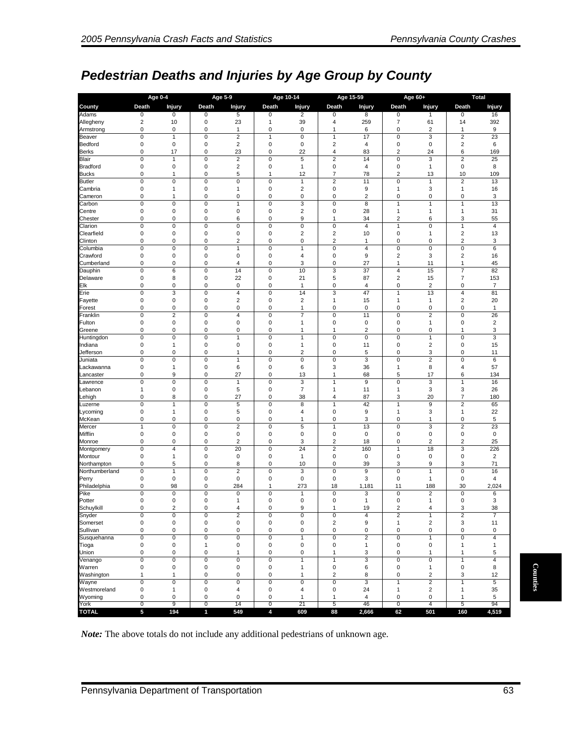# Pedestrian Deaths and Injuries by Age Group by County

| | Age 0-4 | | Age 5-9 | | Age 10-14 | | Age 15-59 | | Age 60+ | | Total | |
|---|---|---|---|---|---|---|---|---|---|---|---|---|
| **County** | **Death** | **Injury** | **Death** | **Injury** | **Death** | **Injury** | **Death** | **Injury** | **Death** | **Injury** | **Death** | **Injury** |
| Adams | 0 | 0 | 0 | 5 | 0 | 2 | 0 | 8 | 0 | 1 | 0 | 16 |
| Allegheny | 2 | 10 | 0 | 23 | 1 | 39 | 4 | 259 | 7 | 61 | 14 | 392 |
| Armstrong | 0 | 0 | 0 | 1 | 0 | 0 | 1 | 6 | 0 | 2 | 1 | 9 |
| Beaver | 0 | 1 | 0 | 2 | 1 | 0 | 1 | 17 | 0 | 3 | 2 | 23 |
| Bedford | 0 | 0 | 0 | 2 | 0 | 0 | 2 | 4 | 0 | 0 | 2 | 6 |
| Berks | 0 | 17 | 0 | 23 | 0 | 22 | 4 | 83 | 2 | 24 | 6 | 169 |
| Blair | 0 | 1 | 0 | 2 | 0 | 5 | 2 | 14 | 0 | 3 | 2 | 25 |
| Bradford | 0 | 0 | 0 | 2 | 0 | 1 | 0 | 4 | 0 | 1 | 0 | 8 |
| Bucks | 0 | 1 | 0 | 5 | 1 | 12 | 7 | 78 | 2 | 13 | 10 | 109 |
| Butler | 0 | 0 | 0 | 0 | 0 | 1 | 2 | 11 | 0 | 1 | 2 | 13 |
| Cambria | 0 | 1 | 0 | 1 | 0 | 2 | 0 | 9 | 1 | 3 | 1 | 16 |
| Cameron | 0 | 1 | 0 | 0 | 0 | 0 | 0 | 2 | 0 | 0 | 0 | 3 |
| Carbon | 0 | 0 | 0 | 1 | 0 | 3 | 0 | 8 | 1 | 1 | 1 | 13 |
| Centre | 0 | 0 | 0 | 0 | 0 | 2 | 0 | 28 | 1 | 1 | 1 | 31 |
| Chester | 0 | 0 | 0 | 6 | 0 | 9 | 1 | 34 | 2 | 6 | 3 | 55 |
| Clarion | 0 | 0 | 0 | 0 | 0 | 0 | 0 | 4 | 1 | 0 | 1 | 4 |
| Clearfield | 0 | 0 | 0 | 0 | 0 | 2 | 2 | 10 | 0 | 1 | 2 | 13 |
| Clinton | 0 | 0 | 0 | 2 | 0 | 0 | 2 | 1 | 0 | 0 | 2 | 3 |
| Columbia | 0 | 0 | 0 | 1 | 0 | 1 | 0 | 4 | 0 | 0 | 0 | 6 |
| Crawford | 0 | 0 | 0 | 0 | 0 | 4 | 0 | 9 | 2 | 3 | 2 | 16 |
| Cumberland | 0 | 0 | 0 | 4 | 0 | 3 | 0 | 27 | 1 | 11 | 1 | 45 |
| Dauphin | 0 | 6 | 0 | 14 | 0 | 10 | 3 | 37 | 4 | 15 | 7 | 82 |
| Delaware | 0 | 8 | 0 | 22 | 0 | 21 | 5 | 87 | 2 | 15 | 7 | 153 |
| Elk | 0 | 0 | 0 | 0 | 0 | 1 | 0 | 4 | 0 | 2 | 0 | 7 |
| Erie | 0 | 3 | 0 | 4 | 0 | 14 | 3 | 47 | 1 | 13 | 4 | 81 |
| Fayette | 0 | 0 | 0 | 2 | 0 | 2 | 1 | 15 | 1 | 1 | 2 | 20 |
| Forest | 0 | 0 | 0 | 0 | 0 | 1 | 0 | 0 | 0 | 0 | 0 | 1 |
| Franklin | 0 | 2 | 0 | 4 | 0 | 7 | 0 | 11 | 0 | 2 | 0 | 26 |
| Fulton | 0 | 0 | 0 | 0 | 0 | 1 | 0 | 0 | 0 | 1 | 0 | 2 |
| Greene | 0 | 0 | 0 | 0 | 0 | 1 | 1 | 2 | 0 | 0 | 1 | 3 |
| Huntingdon | 0 | 0 | 0 | 1 | 0 | 1 | 0 | 0 | 0 | 1 | 0 | 3 |
| Indiana | 0 | 1 | 0 | 0 | 0 | 1 | 0 | 11 | 0 | 2 | 0 | 15 |
| Jefferson | 0 | 0 | 0 | 1 | 0 | 2 | 0 | 5 | 0 | 3 | 0 | 11 |
| Juniata | 0 | 0 | 0 | 1 | 0 | 0 | 0 | 3 | 0 | 2 | 0 | 6 |
| Lackawanna | 0 | 1 | 0 | 6 | 0 | 6 | 3 | 36 | 1 | 8 | 4 | 57 |
| Lancaster | 0 | 9 | 0 | 27 | 0 | 13 | 1 | 68 | 5 | 17 | 6 | 134 |
| Lawrence | 0 | 0 | 0 | 1 | 0 | 3 | 1 | 9 | 0 | 3 | 1 | 16 |
| Lebanon | 1 | 0 | 0 | 5 | 0 | 7 | 1 | 11 | 1 | 3 | 3 | 26 |
| Lehigh | 0 | 8 | 0 | 27 | 0 | 38 | 4 | 87 | 3 | 20 | 7 | 180 |
| Luzerne | 0 | 1 | 0 | 5 | 0 | 8 | 1 | 42 | 1 | 9 | 2 | 65 |
| Lycoming | 0 | 1 | 0 | 5 | 0 | 4 | 0 | 9 | 1 | 3 | 1 | 22 |
| McKean | 0 | 0 | 0 | 0 | 0 | 1 | 0 | 3 | 0 | 1 | 0 | 5 |
| Mercer | 1 | 0 | 0 | 2 | 0 | 5 | 1 | 13 | 0 | 3 | 2 | 23 |
| Mifflin | 0 | 0 | 0 | 0 | 0 | 0 | 0 | 0 | 0 | 0 | 0 | 0 |
| Monroe | 0 | 0 | 0 | 2 | 0 | 3 | 2 | 18 | 0 | 2 | 2 | 25 |
| Montgomery | 0 | 4 | 0 | 20 | 0 | 24 | 2 | 160 | 1 | 18 | 3 | 226 |
| Montour | 0 | 1 | 0 | 0 | 0 | 1 | 0 | 0 | 0 | 0 | 0 | 2 |
| Northampton | 0 | 5 | 0 | 8 | 0 | 10 | 0 | 39 | 3 | 9 | 3 | 71 |
| Northumberland | 0 | 1 | 0 | 2 | 0 | 3 | 0 | 9 | 0 | 1 | 0 | 16 |
| Perry | 0 | 0 | 0 | 0 | 0 | 0 | 0 | 3 | 0 | 1 | 0 | 4 |
| Philadelphia | 0 | 98 | 0 | 284 | 1 | 273 | 18 | 1,181 | 11 | 188 | 30 | 2,024 |
| Pike | 0 | 0 | 0 | 0 | 0 | 1 | 0 | 3 | 0 | 2 | 0 | 6 |
| Potter | 0 | 0 | 0 | 1 | 0 | 0 | 0 | 1 | 0 | 1 | 0 | 3 |
| Schuylkill | 0 | 2 | 0 | 4 | 0 | 9 | 1 | 19 | 2 | 4 | 3 | 38 |
| Snyder | 0 | 0 | 0 | 2 | 0 | 0 | 0 | 4 | 2 | 1 | 2 | 7 |
| Somerset | 0 | 0 | 0 | 0 | 0 | 0 | 2 | 9 | 1 | 2 | 3 | 11 |
| Sullivan | 0 | 0 | 0 | 0 | 0 | 0 | 0 | 0 | 0 | 0 | 0 | 0 |
| Susquehanna | 0 | 0 | 0 | 0 | 0 | 1 | 0 | 2 | 0 | 1 | 0 | 4 |
| Tioga | 0 | 0 | 1 | 0 | 0 | 0 | 0 | 1 | 0 | 0 | 1 | 1 |
| Union | 0 | 0 | 0 | 1 | 0 | 0 | 1 | 3 | 0 | 1 | 1 | 5 |
| Venango | 0 | 0 | 0 | 0 | 0 | 1 | 1 | 3 | 0 | 0 | 1 | 4 |
| Warren | 0 | 0 | 0 | 0 | 0 | 1 | 0 | 6 | 0 | 1 | 0 | 8 |
| Washington | 1 | 1 | 0 | 0 | 0 | 1 | 2 | 8 | 0 | 2 | 3 | 12 |
| Wayne | 0 | 0 | 0 | 0 | 0 | 0 | 0 | 3 | 1 | 2 | 1 | 5 |
| Westmoreland | 0 | 1 | 0 | 4 | 0 | 4 | 0 | 24 | 1 | 2 | 1 | 35 |
| Wyoming | 0 | 0 | 0 | 0 | 0 | 1 | 1 | 4 | 0 | 0 | 1 | 5 |
| York | 0 | 9 | 0 | 14 | 0 | 21 | 5 | 46 | 0 | 4 | 5 | 94 |
| **TOTAL** | **5** | **194** | **1** | **549** | **4** | **609** | **88** | **2,666** | **62** | **501** | **160** | **4,519** |

***Note:*** The above totals do not include any additional pedestrians of unknown age.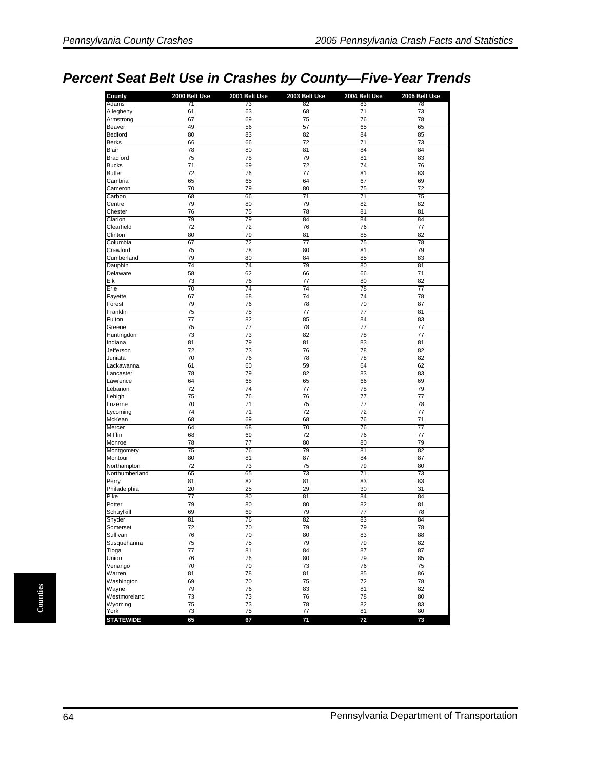# *Percent Seat Belt Use in Crashes by County—Five-Year Trends*

| County | 2000 Belt Use | 2001 Belt Use | 2003 Belt Use | 2004 Belt Use | 2005 Belt Use |
|---|---|---|---|---|---|
| Adams | 71 | 73 | 82 | 83 | 78 |
| Allegheny | 61 | 63 | 68 | 71 | 73 |
| Armstrong | 67 | 69 | 75 | 76 | 78 |
| Beaver | 49 | 56 | 57 | 65 | 65 |
| Bedford | 80 | 83 | 82 | 84 | 85 |
| Berks | 66 | 66 | 72 | 71 | 73 |
| Blair | 78 | 80 | 81 | 84 | 84 |
| Bradford | 75 | 78 | 79 | 81 | 83 |
| Bucks | 71 | 69 | 72 | 74 | 76 |
| Butler | 72 | 76 | 77 | 81 | 83 |
| Cambria | 65 | 65 | 64 | 67 | 69 |
| Cameron | 70 | 79 | 80 | 75 | 72 |
| Carbon | 68 | 66 | 71 | 71 | 75 |
| Centre | 79 | 80 | 79 | 82 | 82 |
| Chester | 76 | 75 | 78 | 81 | 81 |
| Clarion | 79 | 79 | 84 | 84 | 84 |
| Clearfield | 72 | 72 | 76 | 76 | 77 |
| Clinton | 80 | 79 | 81 | 85 | 82 |
| Columbia | 67 | 72 | 77 | 75 | 78 |
| Crawford | 75 | 78 | 80 | 81 | 79 |
| Cumberland | 79 | 80 | 84 | 85 | 83 |
| Dauphin | 74 | 74 | 79 | 80 | 81 |
| Delaware | 58 | 62 | 66 | 66 | 71 |
| Elk | 73 | 76 | 77 | 80 | 82 |
| Erie | 70 | 74 | 74 | 78 | 77 |
| Fayette | 67 | 68 | 74 | 74 | 78 |
| Forest | 79 | 76 | 78 | 70 | 87 |
| Franklin | 75 | 75 | 77 | 77 | 81 |
| Fulton | 77 | 82 | 85 | 84 | 83 |
| Greene | 75 | 77 | 78 | 77 | 77 |
| Huntingdon | 73 | 73 | 82 | 78 | 77 |
| Indiana | 81 | 79 | 81 | 83 | 81 |
| Jefferson | 72 | 73 | 76 | 78 | 82 |
| Juniata | 70 | 76 | 78 | 78 | 82 |
| Lackawanna | 61 | 60 | 59 | 64 | 62 |
| Lancaster | 78 | 79 | 82 | 83 | 83 |
| Lawrence | 64 | 68 | 65 | 66 | 69 |
| Lebanon | 72 | 74 | 77 | 78 | 79 |
| Lehigh | 75 | 76 | 76 | 77 | 77 |
| Luzerne | 70 | 71 | 75 | 77 | 78 |
| Lycoming | 74 | 71 | 72 | 72 | 77 |
| McKean | 68 | 69 | 68 | 76 | 71 |
| Mercer | 64 | 68 | 70 | 76 | 77 |
| Mifflin | 68 | 69 | 72 | 76 | 77 |
| Monroe | 78 | 77 | 80 | 80 | 79 |
| Montgomery | 75 | 76 | 79 | 81 | 82 |
| Montour | 80 | 81 | 87 | 84 | 87 |
| Northampton | 72 | 73 | 75 | 79 | 80 |
| Northumberland | 65 | 65 | 73 | 71 | 73 |
| Perry | 81 | 82 | 81 | 83 | 83 |
| Philadelphia | 20 | 25 | 29 | 30 | 31 |
| Pike | 77 | 80 | 81 | 84 | 84 |
| Potter | 79 | 80 | 80 | 82 | 81 |
| Schuylkill | 69 | 69 | 79 | 77 | 78 |
| Snyder | 81 | 76 | 82 | 83 | 84 |
| Somerset | 72 | 70 | 79 | 79 | 78 |
| Sullivan | 76 | 70 | 80 | 83 | 88 |
| Susquehanna | 75 | 75 | 79 | 79 | 82 |
| Tioga | 77 | 81 | 84 | 87 | 87 |
| Union | 76 | 76 | 80 | 79 | 85 |
| Venango | 70 | 70 | 73 | 76 | 75 |
| Warren | 81 | 78 | 81 | 85 | 86 |
| Washington | 69 | 70 | 75 | 72 | 78 |
| Wayne | 79 | 76 | 83 | 81 | 82 |
| Westmoreland | 73 | 73 | 76 | 78 | 80 |
| Wyoming | 75 | 73 | 78 | 82 | 83 |
| York | 73 | 75 | 77 | 81 | 80 |
| **STATEWIDE** | **65** | **67** | **71** | **72** | **73** |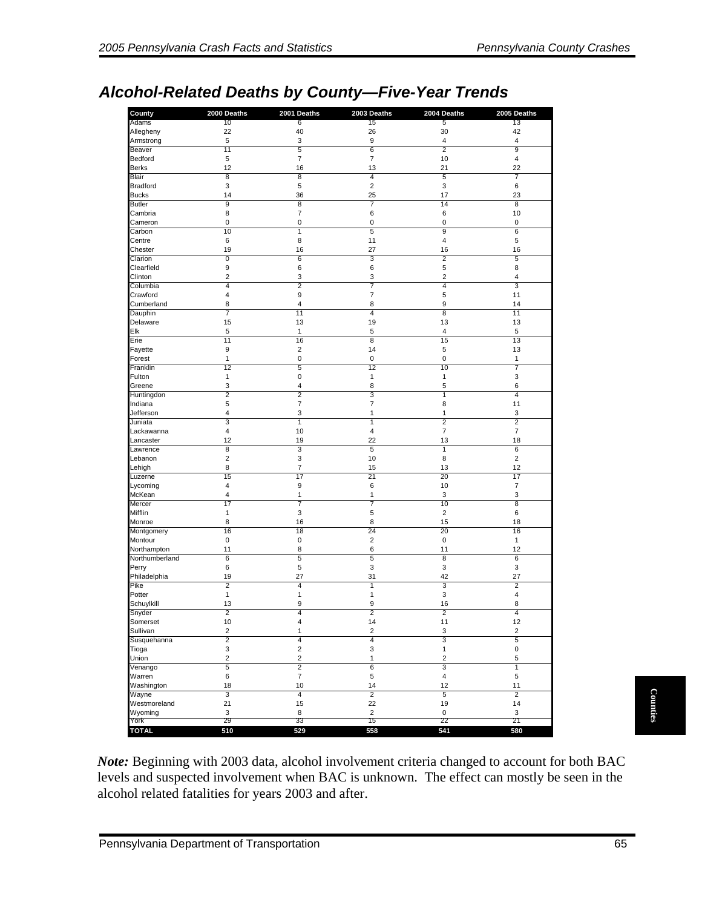## *Alcohol-Related Deaths by County—Five-Year Trends*

| County | 2000 Deaths | 2001 Deaths | 2003 Deaths | 2004 Deaths | 2005 Deaths |
|---|---|---|---|---|---|
| Adams | 10 | 6 | 15 | 5 | 13 |
| Allegheny | 22 | 40 | 26 | 30 | 42 |
| Armstrong | 5 | 3 | 9 | 4 | 4 |
| Beaver | 11 | 5 | 6 | 2 | 9 |
| Bedford | 5 | 7 | 7 | 10 | 4 |
| Berks | 12 | 16 | 13 | 21 | 22 |
| Blair | 8 | 8 | 4 | 5 | 7 |
| Bradford | 3 | 5 | 2 | 3 | 6 |
| Bucks | 14 | 36 | 25 | 17 | 23 |
| Butler | 9 | 8 | 7 | 14 | 8 |
| Cambria | 8 | 7 | 6 | 6 | 10 |
| Cameron | 0 | 0 | 0 | 0 | 0 |
| Carbon | 10 | 1 | 5 | 9 | 6 |
| Centre | 6 | 8 | 11 | 4 | 5 |
| Chester | 19 | 16 | 27 | 16 | 16 |
| Clarion | 0 | 6 | 3 | 2 | 5 |
| Clearfield | 9 | 6 | 6 | 5 | 8 |
| Clinton | 2 | 3 | 3 | 2 | 4 |
| Columbia | 4 | 2 | 7 | 4 | 3 |
| Crawford | 4 | 9 | 7 | 5 | 11 |
| Cumberland | 8 | 4 | 8 | 9 | 14 |
| Dauphin | 7 | 11 | 4 | 8 | 11 |
| Delaware | 15 | 13 | 19 | 13 | 13 |
| Elk | 5 | 1 | 5 | 4 | 5 |
| Erie | 11 | 16 | 8 | 15 | 13 |
| Fayette | 9 | 2 | 14 | 5 | 13 |
| Forest | 1 | 0 | 0 | 0 | 1 |
| Franklin | 12 | 5 | 12 | 10 | 7 |
| Fulton | 1 | 0 | 1 | 1 | 3 |
| Greene | 3 | 4 | 8 | 5 | 6 |
| Huntingdon | 2 | 2 | 3 | 1 | 4 |
| Indiana | 5 | 7 | 7 | 8 | 11 |
| Jefferson | 4 | 3 | 1 | 1 | 3 |
| Juniata | 3 | 1 | 1 | 2 | 2 |
| Lackawanna | 4 | 10 | 4 | 7 | 7 |
| Lancaster | 12 | 19 | 22 | 13 | 18 |
| Lawrence | 8 | 3 | 5 | 1 | 6 |
| Lebanon | 2 | 3 | 10 | 8 | 2 |
| Lehigh | 8 | 7 | 15 | 13 | 12 |
| Luzerne | 15 | 17 | 21 | 20 | 17 |
| Lycoming | 4 | 9 | 6 | 10 | 7 |
| McKean | 4 | 1 | 1 | 3 | 3 |
| Mercer | 17 | 7 | 7 | 10 | 8 |
| Mifflin | 1 | 3 | 5 | 2 | 6 |
| Monroe | 8 | 16 | 8 | 15 | 18 |
| Montgomery | 16 | 18 | 24 | 20 | 16 |
| Montour | 0 | 0 | 2 | 0 | 1 |
| Northampton | 11 | 8 | 6 | 11 | 12 |
| Northumberland | 6 | 5 | 5 | 8 | 6 |
| Perry | 6 | 5 | 3 | 3 | 3 |
| Philadelphia | 19 | 27 | 31 | 42 | 27 |
| Pike | 2 | 4 | 1 | 3 | 2 |
| Potter | 1 | 1 | 1 | 3 | 4 |
| Schuylkill | 13 | 9 | 9 | 16 | 8 |
| Snyder | 2 | 4 | 2 | 2 | 4 |
| Somerset | 10 | 4 | 14 | 11 | 12 |
| Sullivan | 2 | 1 | 2 | 3 | 2 |
| Susquehanna | 2 | 4 | 4 | 3 | 5 |
| Tioga | 3 | 2 | 3 | 1 | 0 |
| Union | 2 | 2 | 1 | 2 | 5 |
| Venango | 5 | 2 | 6 | 3 | 1 |
| Warren | 6 | 7 | 5 | 4 | 5 |
| Washington | 18 | 10 | 14 | 12 | 11 |
| Wayne | 3 | 4 | 2 | 5 | 2 |
| Westmoreland | 21 | 15 | 22 | 19 | 14 |
| Wyoming | 3 | 8 | 2 | 0 | 3 |
| York | 29 | 33 | 15 | 22 | 21 |
| **TOTAL** | **510** | **529** | **558** | **541** | **580** |

***Note:*** Beginning with 2003 data, alcohol involvement criteria changed to account for both BAC levels and suspected involvement when BAC is unknown. The effect can mostly be seen in the alcohol related fatalities for years 2003 and after.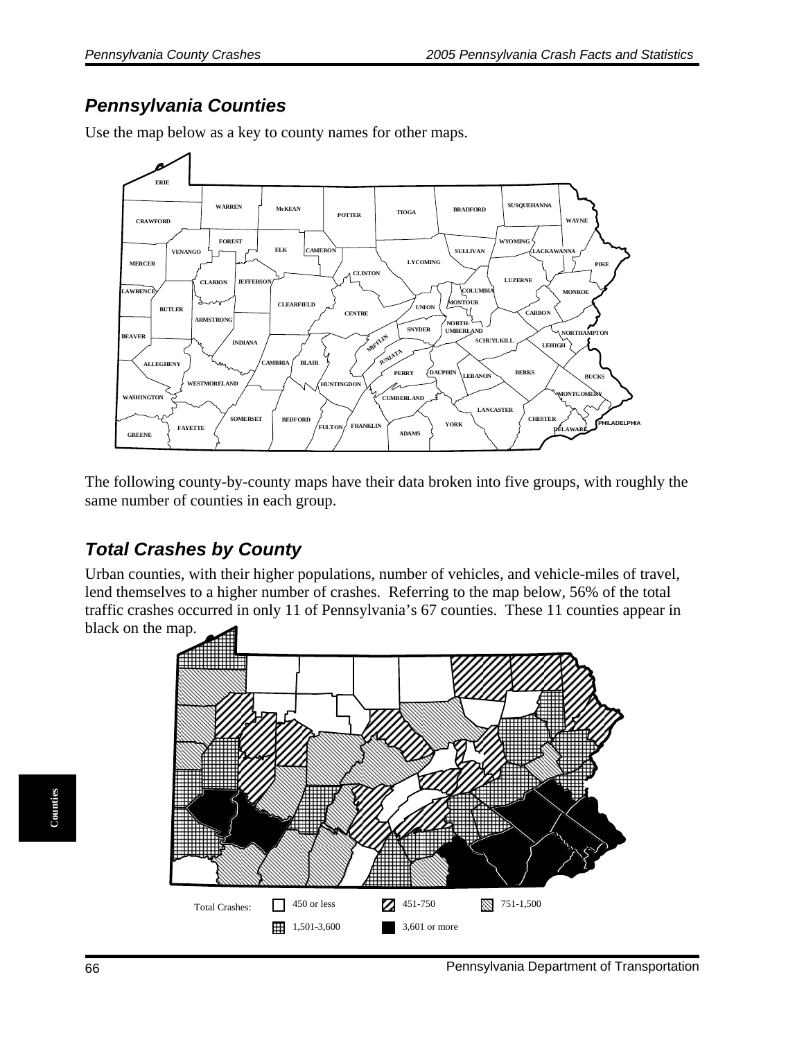## Pennsylvania Counties

Use the map below as a key to county names for other maps.

The following county-by-county maps have their data broken into five groups, with roughly the same number of counties in each group.

## Total Crashes by County

Urban counties, with their higher populations, number of vehicles, and vehicle-miles of travel, lend themselves to a higher number of crashes. Referring to the map below, 56% of the total traffic crashes occurred in only 11 of Pennsylvania's 67 counties. These 11 counties appear in black on the map.

Total Crashes: 450 or less; 451-750; 751-1,500; 1,501-3,600; 3,601 or more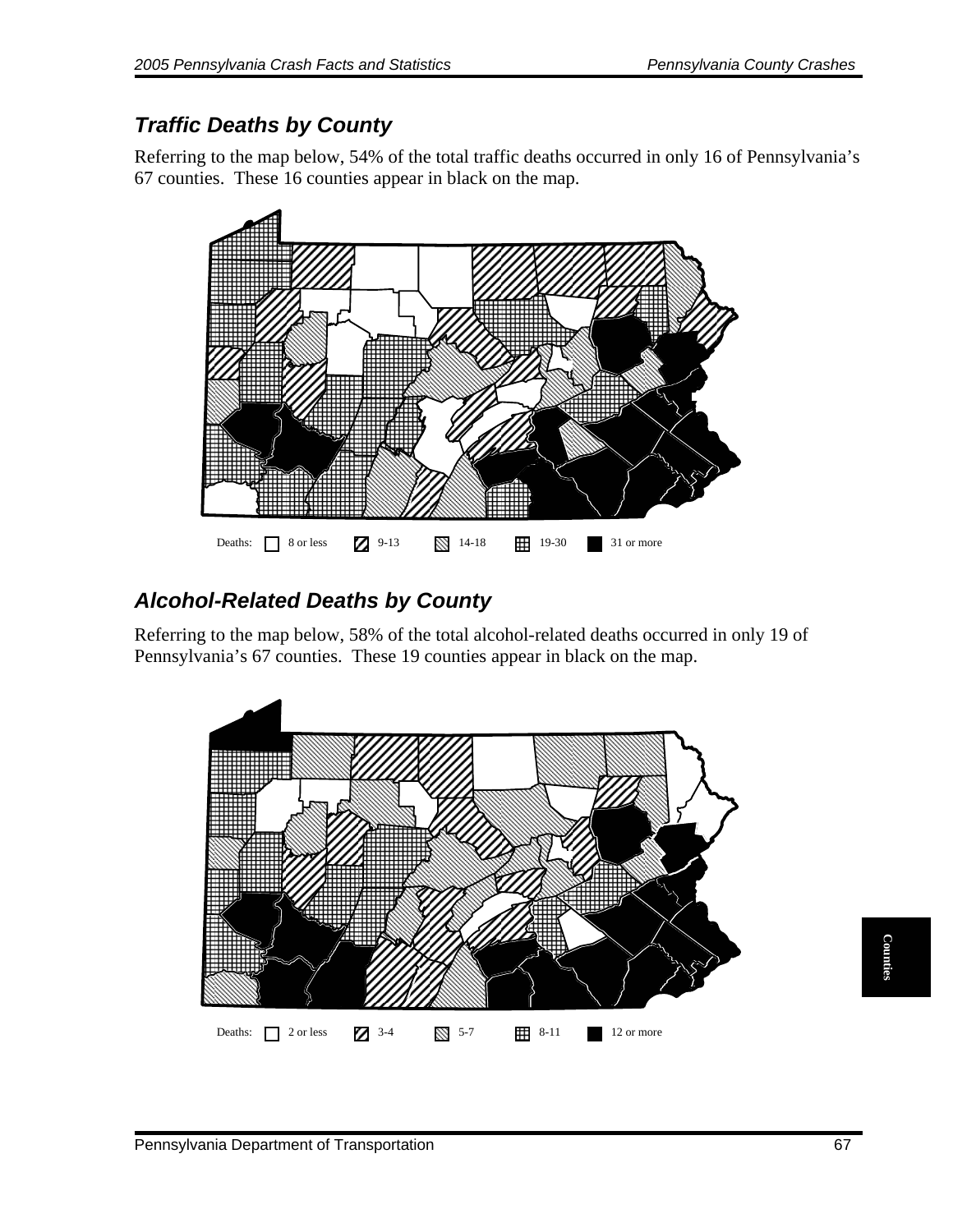## *Traffic Deaths by County*

Referring to the map below, 54% of the total traffic deaths occurred in only 16 of Pennsylvania's 67 counties. These 16 counties appear in black on the map.

Deaths: 8 or less | 9-13 | 14-18 | 19-30 | 31 or more

## *Alcohol-Related Deaths by County*

Referring to the map below, 58% of the total alcohol-related deaths occurred in only 19 of Pennsylvania's 67 counties. These 19 counties appear in black on the map.

Deaths: 2 or less | 3-4 | 5-7 | 8-11 | 12 or more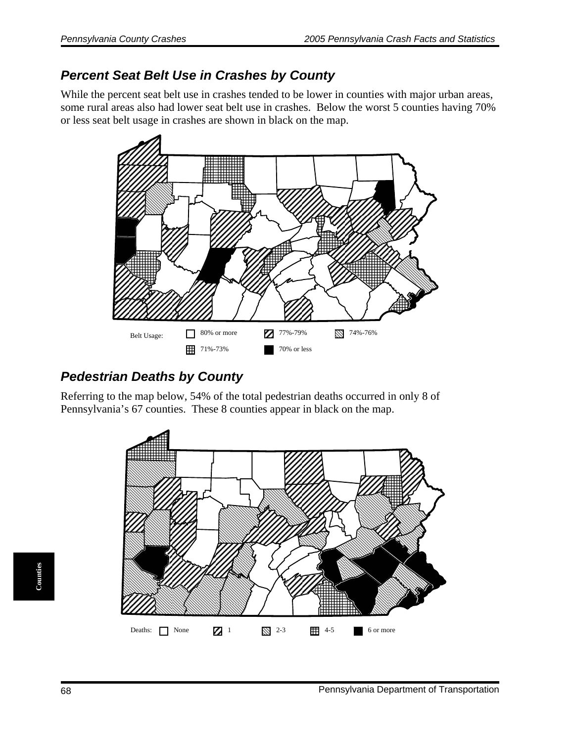## Percent Seat Belt Use in Crashes by County

While the percent seat belt use in crashes tended to be lower in counties with major urban areas, some rural areas also had lower seat belt use in crashes. Below the worst 5 counties having 70% or less seat belt usage in crashes are shown in black on the map.

Belt Usage: 80% or more | 77%-79% | 74%-76% | 71%-73% | 70% or less

## Pedestrian Deaths by County

Referring to the map below, 54% of the total pedestrian deaths occurred in only 8 of Pennsylvania's 67 counties. These 8 counties appear in black on the map.

Deaths: None | 1 | 2-3 | 4-5 | 6 or more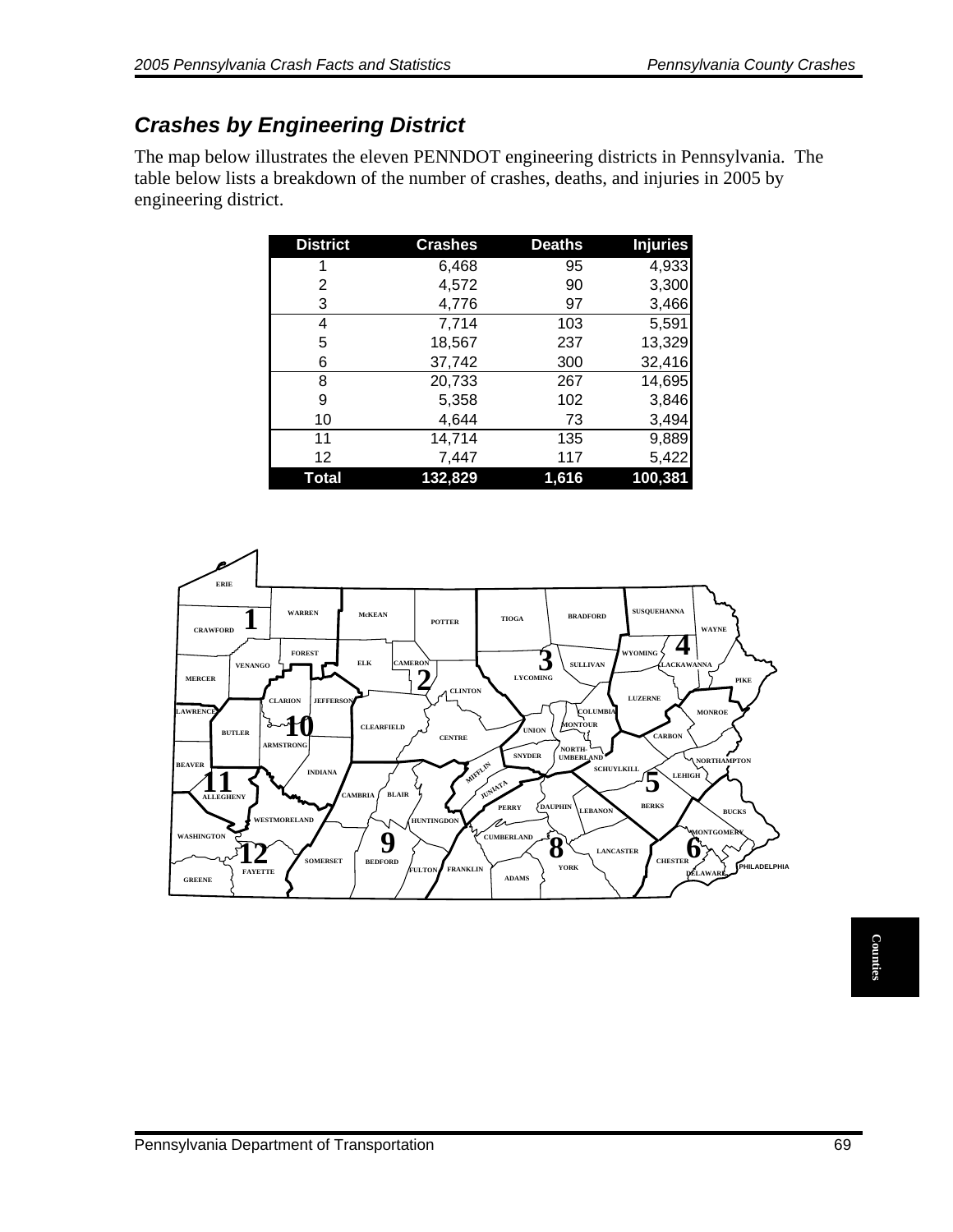## *Crashes by Engineering District*

The map below illustrates the eleven PENNDOT engineering districts in Pennsylvania. The table below lists a breakdown of the number of crashes, deaths, and injuries in 2005 by engineering district.

| District | Crashes | Deaths | Injuries |
|---|---|---|---|
| 1 | 6,468 | 95 | 4,933 |
| 2 | 4,572 | 90 | 3,300 |
| 3 | 4,776 | 97 | 3,466 |
| 4 | 7,714 | 103 | 5,591 |
| 5 | 18,567 | 237 | 13,329 |
| 6 | 37,742 | 300 | 32,416 |
| 8 | 20,733 | 267 | 14,695 |
| 9 | 5,358 | 102 | 3,846 |
| 10 | 4,644 | 73 | 3,494 |
| 11 | 14,714 | 135 | 9,889 |
| 12 | 7,447 | 117 | 5,422 |
| **Total** | **132,829** | **1,616** | **100,381** |

ERIE, CRAWFORD, WARREN, McKEAN, POTTER, TIOGA, BRADFORD, SUSQUEHANNA, WAYNE, MERCER, VENANGO, FOREST, ELK, CAMERON, LYCOMING, SULLIVAN, WYOMING, LACKAWANNA, PIKE, LAWRENCE, CLARION, JEFFERSON, CLINTON, LUZERNE, MONROE, BUTLER, ARMSTRONG, CLEARFIELD, CENTRE, UNION, COLUMBIA, MONTOUR, CARBON, NORTHUMBERLAND, SNYDER, SCHUYLKILL, NORTHAMPTON, LEHIGH, BEAVER, INDIANA, MIFFLIN, JUNIATA, ALLEGHENY, CAMBRIA, BLAIR, PERRY, DAUPHIN, LEBANON, BERKS, BUCKS, WESTMORELAND, HUNTINGDON, MONTGOMERY, WASHINGTON, CUMBERLAND, LANCASTER, CHESTER, PHILADELPHIA, SOMERSET, BEDFORD, FULTON, FRANKLIN, YORK, DELAWARE, FAYETTE, GREENE, ADAMS

1, 2, 3, 4, 5, 6, 8, 9, 10, 11, 12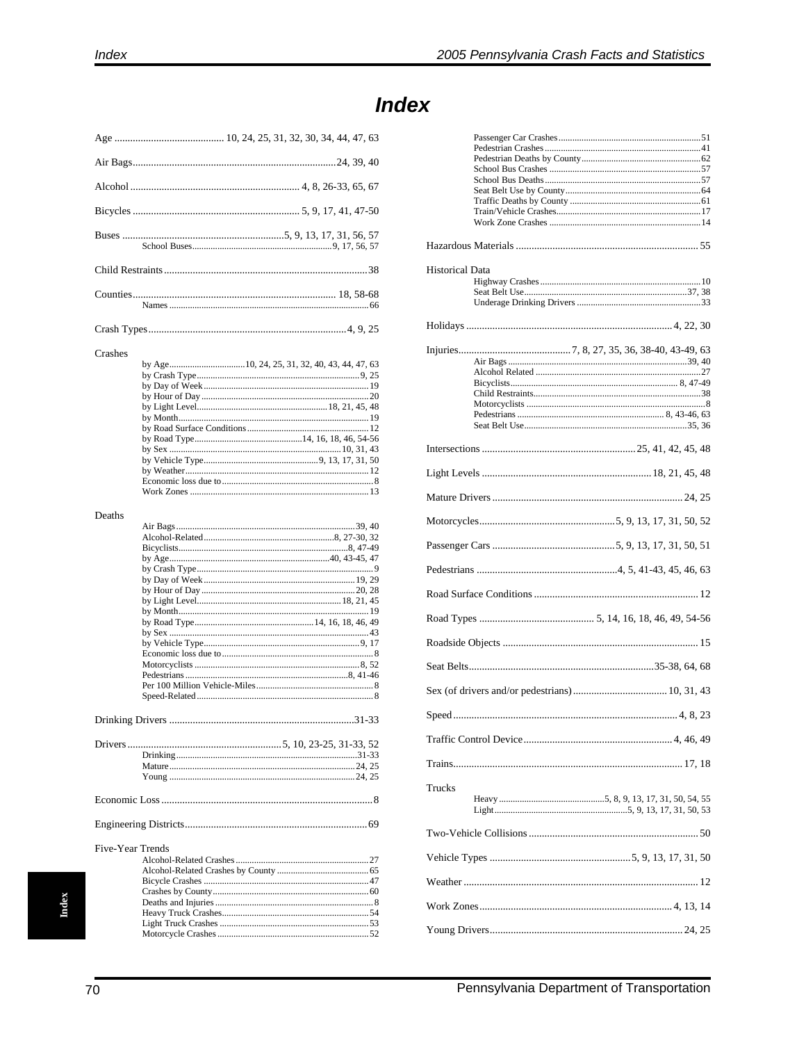# Index

- Age ... 10, 24, 25, 31, 32, 30, 34, 44, 47, 63
- Air Bags ... 24, 39, 40
- Alcohol ... 4, 8, 26-33, 65, 67
- Bicycles ... 5, 9, 17, 41, 47-50
- Buses ... 5, 9, 13, 17, 31, 56, 57
  - School Buses ... 9, 17, 56, 57
- Child Restraints ... 38
- Counties ... 18, 58-68
  - Names ... 66
- Crash Types ... 4, 9, 25
- Crashes
  - by Age ... 10, 24, 25, 31, 32, 40, 43, 44, 47, 63
  - by Crash Type ... 9, 25
  - by Day of Week ... 19
  - by Hour of Day ... 20
  - by Light Level ... 18, 21, 45, 48
  - by Month ... 19
  - by Road Surface Conditions ... 12
  - by Road Type ... 14, 16, 18, 46, 54-56
  - by Sex ... 10, 31, 43
  - by Vehicle Type ... 9, 13, 17, 31, 50
  - by Weather ... 12
  - Economic loss due to ... 8
  - Work Zones ... 13
- Deaths
  - Air Bags ... 39, 40
  - Alcohol-Related ... 8, 27-30, 32
  - Bicyclists ... 8, 47-49
  - by Age ... 40, 43-45, 47
  - by Crash Type ... 9
  - by Day of Week ... 19, 29
  - by Hour of Day ... 20, 28
  - by Light Level ... 18, 21, 45
  - by Month ... 19
  - by Road Type ... 14, 16, 18, 46, 49
  - by Sex ... 43
  - by Vehicle Type ... 9, 17
  - Economic loss due to ... 8
  - Motorcyclists ... 8, 52
  - Pedestrians ... 8, 41-46
  - Per 100 Million Vehicle-Miles ... 8
  - Speed-Related ... 8
- Drinking Drivers ... 31-33
- Drivers ... 5, 10, 23-25, 31-33, 52
  - Drinking ... 31-33
  - Mature ... 24, 25
  - Young ... 24, 25
- Economic Loss ... 8
- Engineering Districts ... 69
- Five-Year Trends
  - Alcohol-Related Crashes ... 27
  - Alcohol-Related Crashes by County ... 65
  - Bicycle Crashes ... 47
  - Crashes by County ... 60
  - Deaths and Injuries ... 8
  - Heavy Truck Crashes ... 54
  - Light Truck Crashes ... 53
  - Motorcycle Crashes ... 52
  - Passenger Car Crashes ... 51
  - Pedestrian Crashes ... 41
  - Pedestrian Deaths by County ... 62
  - School Bus Crashes ... 57
  - School Bus Deaths ... 57
  - Seat Belt Use by County ... 64
  - Traffic Deaths by County ... 61
  - Train/Vehicle Crashes ... 17
  - Work Zone Crashes ... 14
- Hazardous Materials ... 55
- Historical Data
  - Highway Crashes ... 10
  - Seat Belt Use ... 37, 38
  - Underage Drinking Drivers ... 33
- Holidays ... 4, 22, 30
- Injuries ... 7, 8, 27, 35, 36, 38-40, 43-49, 63
  - Air Bags ... 39, 40
  - Alcohol Related ... 27
  - Bicyclists ... 8, 47-49
  - Child Restraints ... 38
  - Motorcyclists ... 8
  - Pedestrians ... 8, 43-46, 63
  - Seat Belt Use ... 35, 36
- Intersections ... 25, 41, 42, 45, 48
- Light Levels ... 18, 21, 45, 48
- Mature Drivers ... 24, 25
- Motorcycles ... 5, 9, 13, 17, 31, 50, 52
- Passenger Cars ... 5, 9, 13, 17, 31, 50, 51
- Pedestrians ... 4, 5, 41-43, 45, 46, 63
- Road Surface Conditions ... 12
- Road Types ... 5, 14, 16, 18, 46, 49, 54-56
- Roadside Objects ... 15
- Seat Belts ... 35-38, 64, 68
- Sex (of drivers and/or pedestrians) ... 10, 31, 43
- Speed ... 4, 8, 23
- Traffic Control Device ... 4, 46, 49
- Trains ... 17, 18
- Trucks
  - Heavy ... 5, 8, 9, 13, 17, 31, 50, 54, 55
  - Light ... 5, 9, 13, 17, 31, 50, 53
- Two-Vehicle Collisions ... 50
- Vehicle Types ... 5, 9, 13, 17, 31, 50
- Weather ... 12
- Work Zones ... 4, 13, 14
- Young Drivers ... 24, 25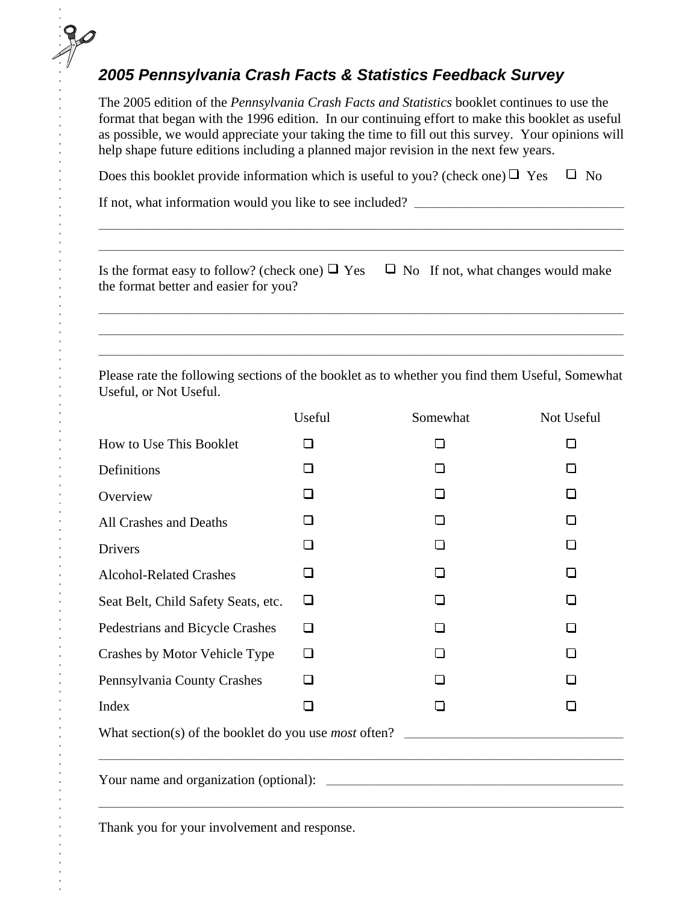## *2005 Pennsylvania Crash Facts & Statistics Feedback Survey*

The 2005 edition of the *Pennsylvania Crash Facts and Statistics* booklet continues to use the format that began with the 1996 edition. In our continuing effort to make this booklet as useful as possible, we would appreciate your taking the time to fill out this survey. Your opinions will help shape future editions including a planned major revision in the next few years.

Does this booklet provide information which is useful to you? (check one) ☐ Yes ☐ No

If not, what information would you like to see included? ______________________________

________________________________________________________________________________

________________________________________________________________________________

Is the format easy to follow? (check one) ☐ Yes ☐ No If not, what changes would make the format better and easier for you?

________________________________________________________________________________

________________________________________________________________________________

________________________________________________________________________________

Please rate the following sections of the booklet as to whether you find them Useful, Somewhat Useful, or Not Useful.

| | Useful | Somewhat | Not Useful |
|---|---|---|---|
| How to Use This Booklet | ☐ | ☐ | ☐ |
| Definitions | ☐ | ☐ | ☐ |
| Overview | ☐ | ☐ | ☐ |
| All Crashes and Deaths | ☐ | ☐ | ☐ |
| Drivers | ☐ | ☐ | ☐ |
| Alcohol-Related Crashes | ☐ | ☐ | ☐ |
| Seat Belt, Child Safety Seats, etc. | ☐ | ☐ | ☐ |
| Pedestrians and Bicycle Crashes | ☐ | ☐ | ☐ |
| Crashes by Motor Vehicle Type | ☐ | ☐ | ☐ |
| Pennsylvania County Crashes | ☐ | ☐ | ☐ |
| Index | ☐ | ☐ | ☐ |

What section(s) of the booklet do you use *most* often? ______________________________

________________________________________________________________________________

Your name and organization (optional): ______________________________________

________________________________________________________________________________

Thank you for your involvement and response.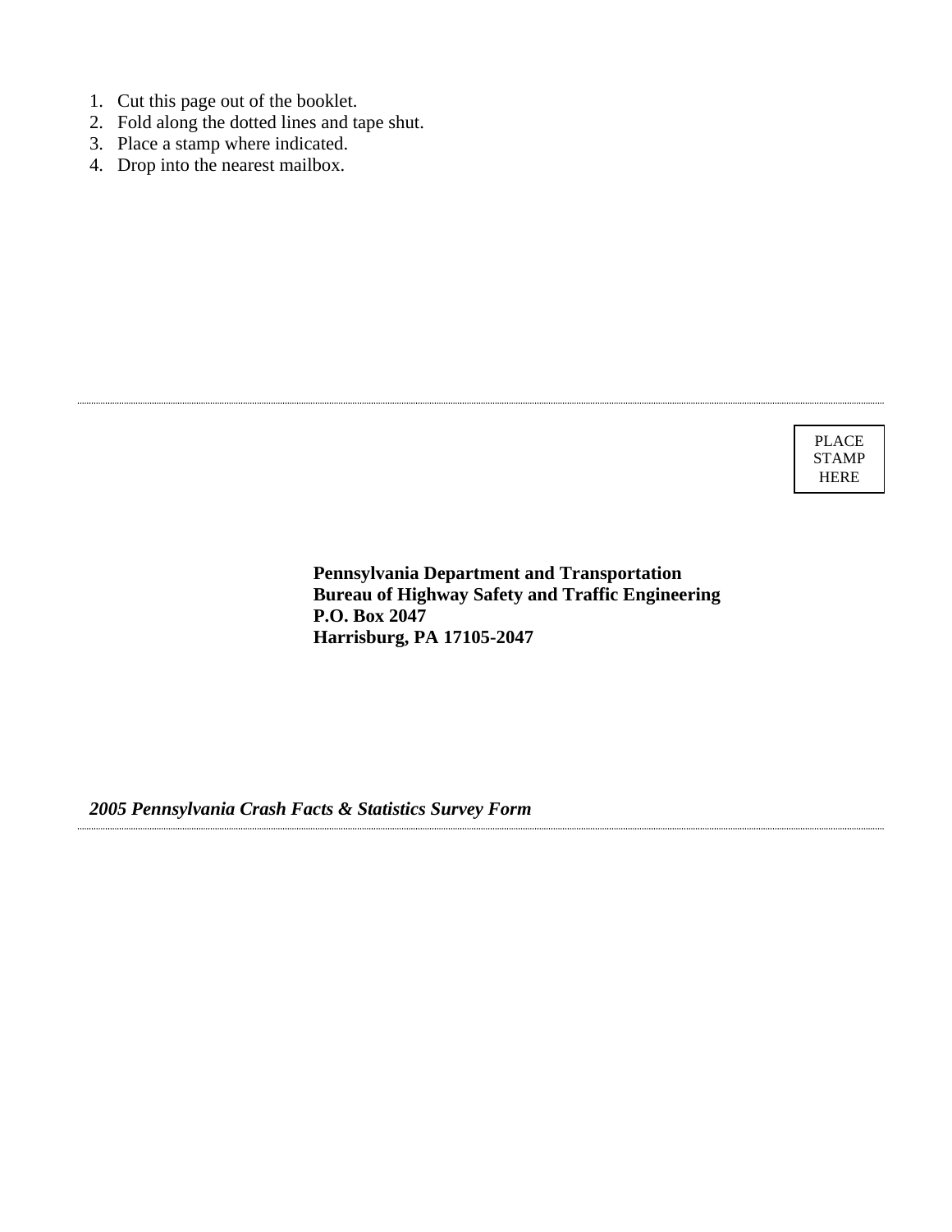1. Cut this page out of the booklet.
2. Fold along the dotted lines and tape shut.
3. Place a stamp where indicated.
4. Drop into the nearest mailbox.

PLACE
STAMP
HERE

**Pennsylvania Department and Transportation**
**Bureau of Highway Safety and Traffic Engineering**
**P.O. Box 2047**
**Harrisburg, PA 17105-2047**

***2005 Pennsylvania Crash Facts & Statistics Survey Form***